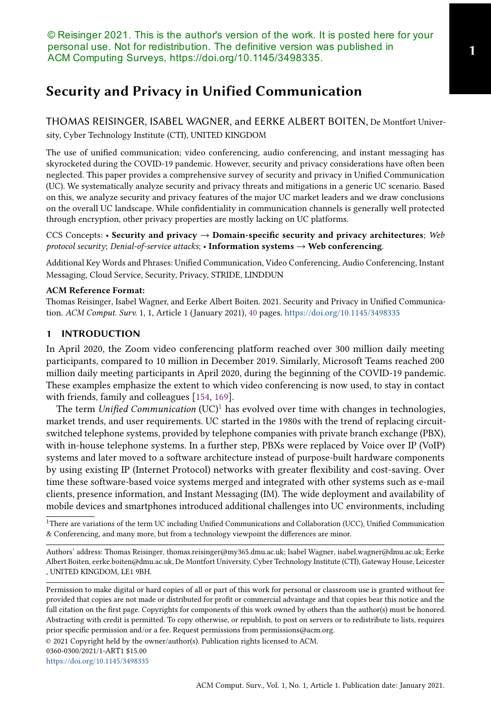© Reisinger 2021. This is the author's version of the work. It is posted here for your personal use. Not for redistribution. The definitive version was published in ACM Computing Surveys, https://doi.org/10.1145/3498335.

# Security and Privacy in Unified Communication

THOMAS REISINGER, ISABEL WAGNER, and EERKE ALBERT BOITEN, De Montfort University, Cyber Technology Institute (CTI), UNITED KINGDOM

The use of unified communication; video conferencing, audio conferencing, and instant messaging has skyrocketed during the COVID-19 pandemic. However, security and privacy considerations have often been neglected. This paper provides a comprehensive survey of security and privacy in Unified Communication (UC). We systematically analyze security and privacy threats and mitigations in a generic UC scenario. Based on this, we analyze security and privacy features of the major UC market leaders and we draw conclusions on the overall UC landscape. While confidentiality in communication channels is generally well protected through encryption, other privacy properties are mostly lacking on UC platforms.

CCS Concepts: • **Security and privacy → Domain-specific security and privacy architectures**; *Web protocol security*; *Denial-of-service attacks*; • **Information systems → Web conferencing**.

Additional Key Words and Phrases: Unified Communication, Video Conferencing, Audio Conferencing, Instant Messaging, Cloud Service, Security, Privacy, STRIDE, LINDDUN

**ACM Reference Format:**
Thomas Reisinger, Isabel Wagner, and Eerke Albert Boiten. 2021. Security and Privacy in Unified Communication. *ACM Comput. Surv.* 1, 1, Article 1 (January 2021), 40 pages. https://doi.org/10.1145/3498335

## 1 INTRODUCTION

In April 2020, the Zoom video conferencing platform reached over 300 million daily meeting participants, compared to 10 million in December 2019. Similarly, Microsoft Teams reached 200 million daily meeting participants in April 2020, during the beginning of the COVID-19 pandemic. These examples emphasize the extent to which video conferencing is now used, to stay in contact with friends, family and colleagues [154, 169].

The term *Unified Communication* (UC)[1] has evolved over time with changes in technologies, market trends, and user requirements. UC started in the 1980s with the trend of replacing circuit-switched telephone systems, provided by telephone companies with private branch exchange (PBX), with in-house telephone systems. In a further step, PBXs were replaced by Voice over IP (VoIP) systems and later moved to a software architecture instead of purpose-built hardware components by using existing IP (Internet Protocol) networks with greater flexibility and cost-saving. Over time these software-based voice systems merged and integrated with other systems such as e-mail clients, presence information, and Instant Messaging (IM). The wide deployment and availability of mobile devices and smartphones introduced additional challenges into UC environments, including

[1] There are variations of the term UC including Unified Communications and Collaboration (UCC), Unified Communication & Conferencing, and many more, but from a technology viewpoint the differences are minor.

Authors' address: Thomas Reisinger, thomas.reisinger@my365.dmu.ac.uk; Isabel Wagner, isabel.wagner@dmu.ac.uk; Eerke Albert Boiten, eerke.boiten@dmu.ac.uk, De Montfort University, Cyber Technology Institute (CTI), Gateway House, Leicester , UNITED KINGDOM, LE1 9BH.

Permission to make digital or hard copies of all or part of this work for personal or classroom use is granted without fee provided that copies are not made or distributed for profit or commercial advantage and that copies bear this notice and the full citation on the first page. Copyrights for components of this work owned by others than the author(s) must be honored. Abstracting with credit is permitted. To copy otherwise, or republish, to post on servers or to redistribute to lists, requires prior specific permission and/or a fee. Request permissions from permissions@acm.org.
© 2021 Copyright held by the owner/author(s). Publication rights licensed to ACM.
0360-0300/2021/1-ART1 $15.00
https://doi.org/10.1145/3498335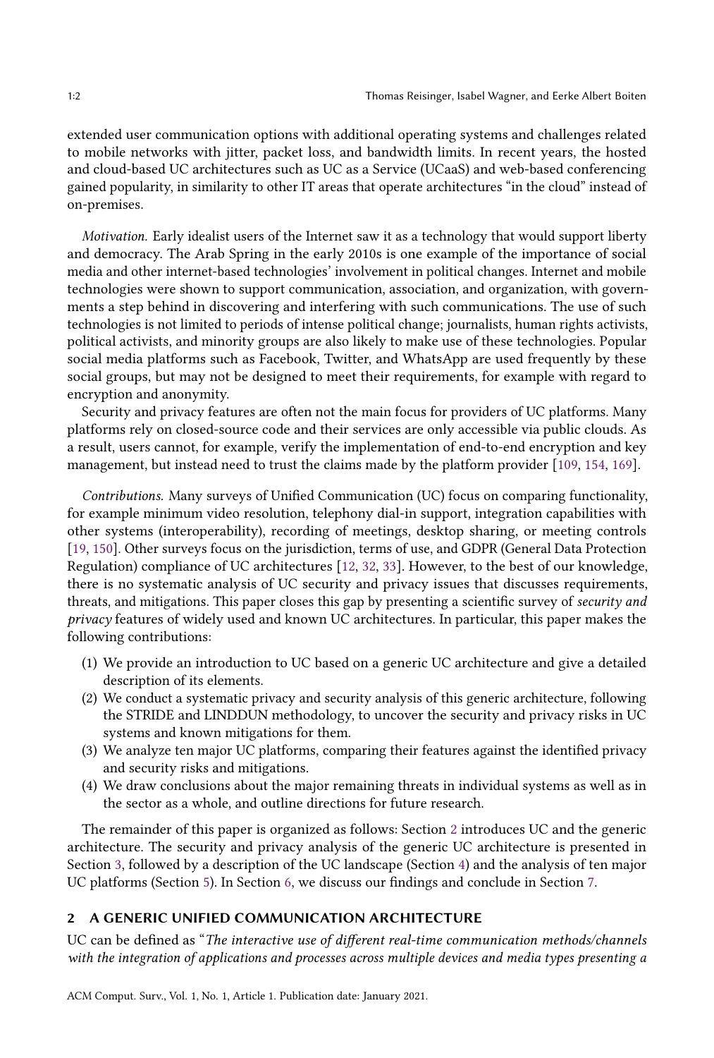extended user communication options with additional operating systems and challenges related to mobile networks with jitter, packet loss, and bandwidth limits. In recent years, the hosted and cloud-based UC architectures such as UC as a Service (UCaaS) and web-based conferencing gained popularity, in similarity to other IT areas that operate architectures "in the cloud" instead of on-premises.

*Motivation.* Early idealist users of the Internet saw it as a technology that would support liberty and democracy. The Arab Spring in the early 2010s is one example of the importance of social media and other internet-based technologies' involvement in political changes. Internet and mobile technologies were shown to support communication, association, and organization, with governments a step behind in discovering and interfering with such communications. The use of such technologies is not limited to periods of intense political change; journalists, human rights activists, political activists, and minority groups are also likely to make use of these technologies. Popular social media platforms such as Facebook, Twitter, and WhatsApp are used frequently by these social groups, but may not be designed to meet their requirements, for example with regard to encryption and anonymity.

Security and privacy features are often not the main focus for providers of UC platforms. Many platforms rely on closed-source code and their services are only accessible via public clouds. As a result, users cannot, for example, verify the implementation of end-to-end encryption and key management, but instead need to trust the claims made by the platform provider [109, 154, 169].

*Contributions.* Many surveys of Unified Communication (UC) focus on comparing functionality, for example minimum video resolution, telephony dial-in support, integration capabilities with other systems (interoperability), recording of meetings, desktop sharing, or meeting controls [19, 150]. Other surveys focus on the jurisdiction, terms of use, and GDPR (General Data Protection Regulation) compliance of UC architectures [12, 32, 33]. However, to the best of our knowledge, there is no systematic analysis of UC security and privacy issues that discusses requirements, threats, and mitigations. This paper closes this gap by presenting a scientific survey of *security and privacy* features of widely used and known UC architectures. In particular, this paper makes the following contributions:

(1) We provide an introduction to UC based on a generic UC architecture and give a detailed description of its elements.
(2) We conduct a systematic privacy and security analysis of this generic architecture, following the STRIDE and LINDDUN methodology, to uncover the security and privacy risks in UC systems and known mitigations for them.
(3) We analyze ten major UC platforms, comparing their features against the identified privacy and security risks and mitigations.
(4) We draw conclusions about the major remaining threats in individual systems as well as in the sector as a whole, and outline directions for future research.

The remainder of this paper is organized as follows: Section 2 introduces UC and the generic architecture. The security and privacy analysis of the generic UC architecture is presented in Section 3, followed by a description of the UC landscape (Section 4) and the analysis of ten major UC platforms (Section 5). In Section 6, we discuss our findings and conclude in Section 7.

## 2 A GENERIC UNIFIED COMMUNICATION ARCHITECTURE

UC can be defined as "*The interactive use of different real-time communication methods/channels with the integration of applications and processes across multiple devices and media types presenting a*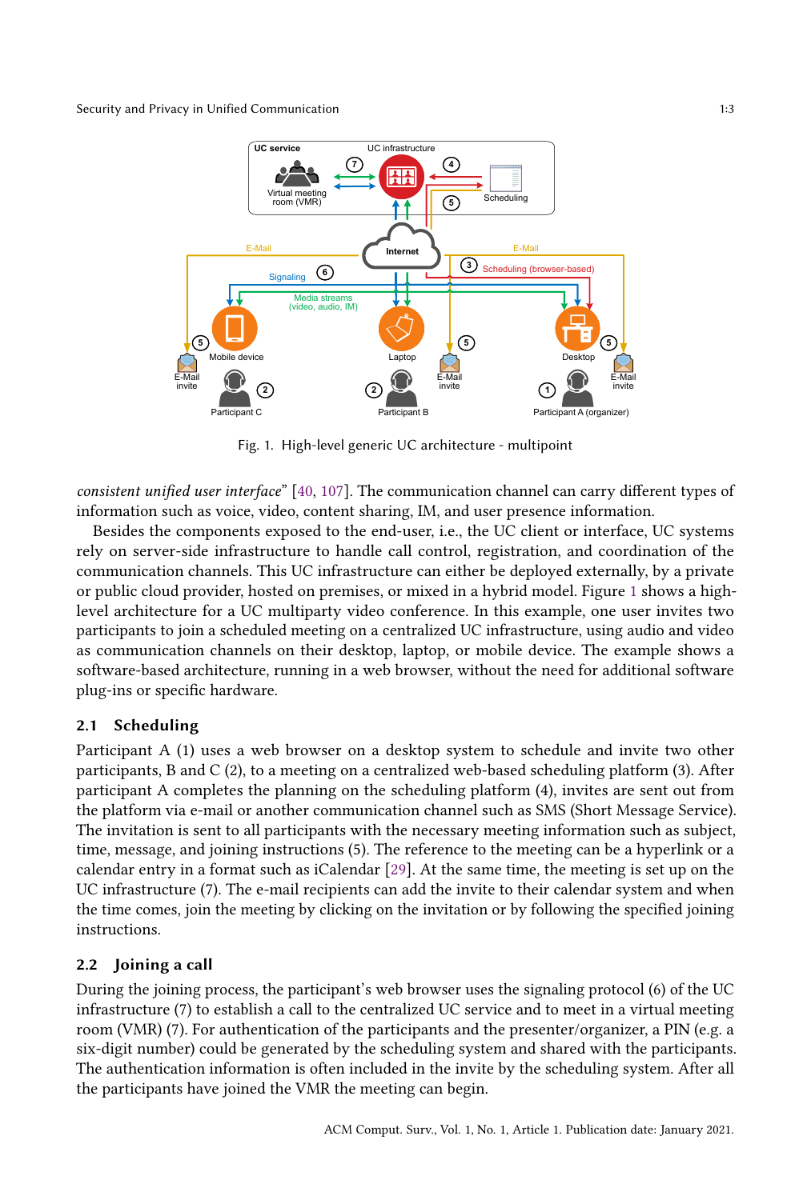Fig. 1. High-level generic UC architecture - multipoint

*consistent unified user interface*" [40, 107]. The communication channel can carry different types of information such as voice, video, content sharing, IM, and user presence information.

Besides the components exposed to the end-user, i.e., the UC client or interface, UC systems rely on server-side infrastructure to handle call control, registration, and coordination of the communication channels. This UC infrastructure can either be deployed externally, by a private or public cloud provider, hosted on premises, or mixed in a hybrid model. Figure 1 shows a high-level architecture for a UC multiparty video conference. In this example, one user invites two participants to join a scheduled meeting on a centralized UC infrastructure, using audio and video as communication channels on their desktop, laptop, or mobile device. The example shows a software-based architecture, running in a web browser, without the need for additional software plug-ins or specific hardware.

## 2.1 Scheduling

Participant A (1) uses a web browser on a desktop system to schedule and invite two other participants, B and C (2), to a meeting on a centralized web-based scheduling platform (3). After participant A completes the planning on the scheduling platform (4), invites are sent out from the platform via e-mail or another communication channel such as SMS (Short Message Service). The invitation is sent to all participants with the necessary meeting information such as subject, time, message, and joining instructions (5). The reference to the meeting can be a hyperlink or a calendar entry in a format such as iCalendar [29]. At the same time, the meeting is set up on the UC infrastructure (7). The e-mail recipients can add the invite to their calendar system and when the time comes, join the meeting by clicking on the invitation or by following the specified joining instructions.

## 2.2 Joining a call

During the joining process, the participant's web browser uses the signaling protocol (6) of the UC infrastructure (7) to establish a call to the centralized UC service and to meet in a virtual meeting room (VMR) (7). For authentication of the participants and the presenter/organizer, a PIN (e.g. a six-digit number) could be generated by the scheduling system and shared with the participants. The authentication information is often included in the invite by the scheduling system. After all the participants have joined the VMR the meeting can begin.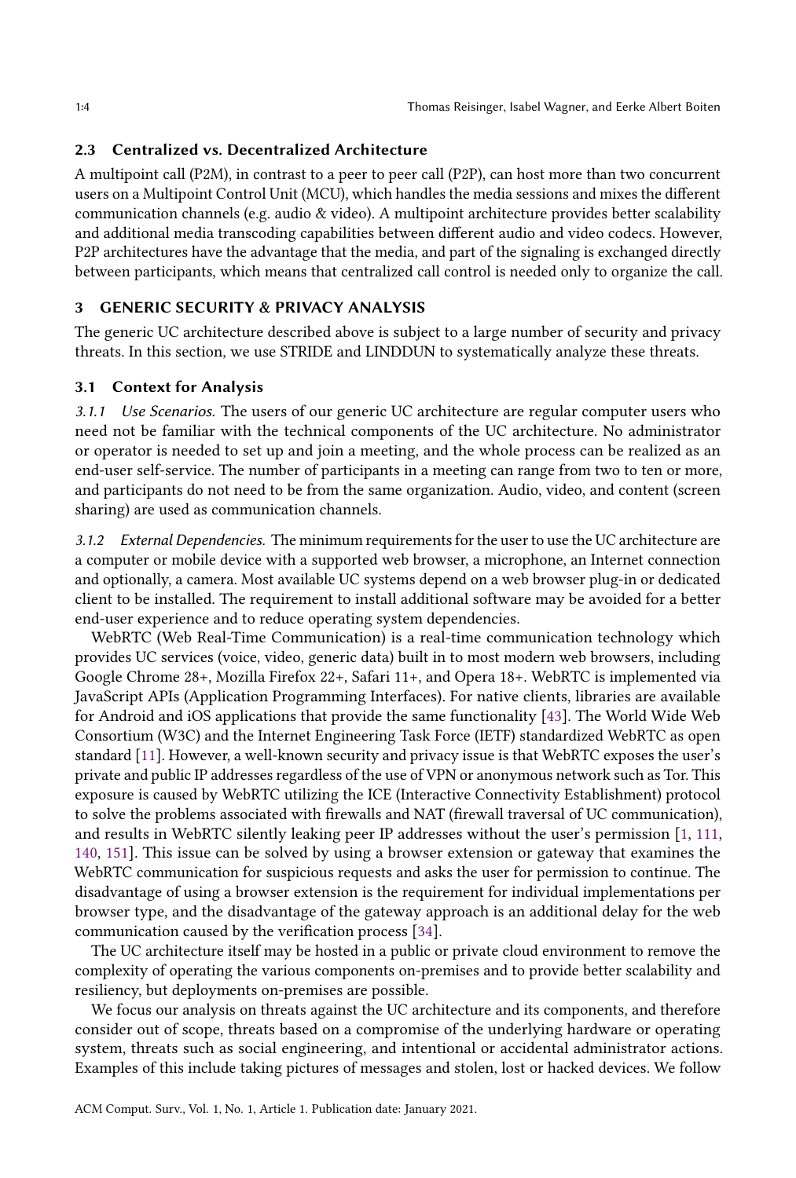### 2.3 Centralized vs. Decentralized Architecture

A multipoint call (P2M), in contrast to a peer to peer call (P2P), can host more than two concurrent users on a Multipoint Control Unit (MCU), which handles the media sessions and mixes the different communication channels (e.g. audio & video). A multipoint architecture provides better scalability and additional media transcoding capabilities between different audio and video codecs. However, P2P architectures have the advantage that the media, and part of the signaling is exchanged directly between participants, which means that centralized call control is needed only to organize the call.

## 3 GENERIC SECURITY & PRIVACY ANALYSIS

The generic UC architecture described above is subject to a large number of security and privacy threats. In this section, we use STRIDE and LINDDUN to systematically analyze these threats.

### 3.1 Context for Analysis

*3.1.1 Use Scenarios.* The users of our generic UC architecture are regular computer users who need not be familiar with the technical components of the UC architecture. No administrator or operator is needed to set up and join a meeting, and the whole process can be realized as an end-user self-service. The number of participants in a meeting can range from two to ten or more, and participants do not need to be from the same organization. Audio, video, and content (screen sharing) are used as communication channels.

*3.1.2 External Dependencies.* The minimum requirements for the user to use the UC architecture are a computer or mobile device with a supported web browser, a microphone, an Internet connection and optionally, a camera. Most available UC systems depend on a web browser plug-in or dedicated client to be installed. The requirement to install additional software may be avoided for a better end-user experience and to reduce operating system dependencies.

WebRTC (Web Real-Time Communication) is a real-time communication technology which provides UC services (voice, video, generic data) built in to most modern web browsers, including Google Chrome 28+, Mozilla Firefox 22+, Safari 11+, and Opera 18+. WebRTC is implemented via JavaScript APIs (Application Programming Interfaces). For native clients, libraries are available for Android and iOS applications that provide the same functionality [43]. The World Wide Web Consortium (W3C) and the Internet Engineering Task Force (IETF) standardized WebRTC as open standard [11]. However, a well-known security and privacy issue is that WebRTC exposes the user's private and public IP addresses regardless of the use of VPN or anonymous network such as Tor. This exposure is caused by WebRTC utilizing the ICE (Interactive Connectivity Establishment) protocol to solve the problems associated with firewalls and NAT (firewall traversal of UC communication), and results in WebRTC silently leaking peer IP addresses without the user's permission [1, 111, 140, 151]. This issue can be solved by using a browser extension or gateway that examines the WebRTC communication for suspicious requests and asks the user for permission to continue. The disadvantage of using a browser extension is the requirement for individual implementations per browser type, and the disadvantage of the gateway approach is an additional delay for the web communication caused by the verification process [34].

The UC architecture itself may be hosted in a public or private cloud environment to remove the complexity of operating the various components on-premises and to provide better scalability and resiliency, but deployments on-premises are possible.

We focus our analysis on threats against the UC architecture and its components, and therefore consider out of scope, threats based on a compromise of the underlying hardware or operating system, threats such as social engineering, and intentional or accidental administrator actions. Examples of this include taking pictures of messages and stolen, lost or hacked devices. We follow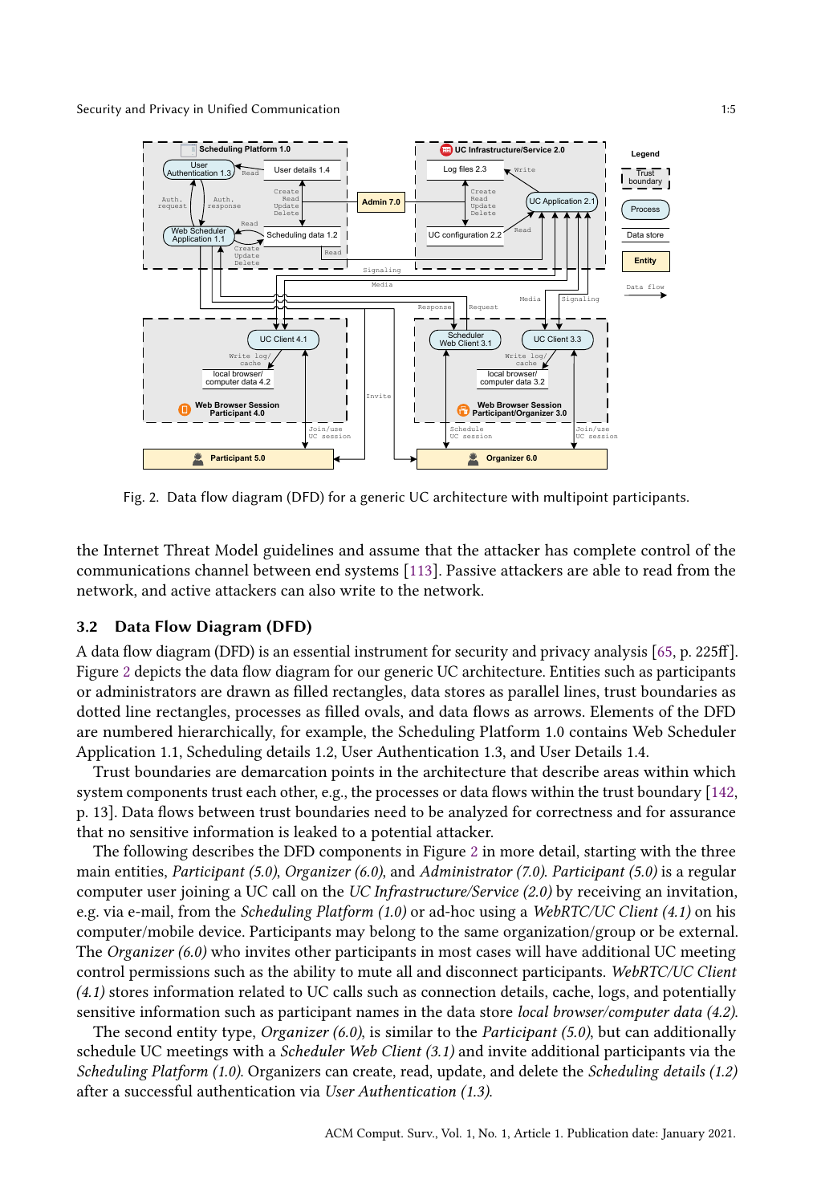Fig. 2. Data flow diagram (DFD) for a generic UC architecture with multipoint participants.

the Internet Threat Model guidelines and assume that the attacker has complete control of the communications channel between end systems [113]. Passive attackers are able to read from the network, and active attackers can also write to the network.

### 3.2 Data Flow Diagram (DFD)

A data flow diagram (DFD) is an essential instrument for security and privacy analysis [65, p. 225ff]. Figure 2 depicts the data flow diagram for our generic UC architecture. Entities such as participants or administrators are drawn as filled rectangles, data stores as parallel lines, trust boundaries as dotted line rectangles, processes as filled ovals, and data flows as arrows. Elements of the DFD are numbered hierarchically, for example, the Scheduling Platform 1.0 contains Web Scheduler Application 1.1, Scheduling details 1.2, User Authentication 1.3, and User Details 1.4.

Trust boundaries are demarcation points in the architecture that describe areas within which system components trust each other, e.g., the processes or data flows within the trust boundary [142, p. 13]. Data flows between trust boundaries need to be analyzed for correctness and for assurance that no sensitive information is leaked to a potential attacker.

The following describes the DFD components in Figure 2 in more detail, starting with the three main entities, *Participant (5.0)*, *Organizer (6.0)*, and *Administrator (7.0)*. *Participant (5.0)* is a regular computer user joining a UC call on the *UC Infrastructure/Service (2.0)* by receiving an invitation, e.g. via e-mail, from the *Scheduling Platform (1.0)* or ad-hoc using a *WebRTC/UC Client (4.1)* on his computer/mobile device. Participants may belong to the same organization/group or be external. The *Organizer (6.0)* who invites other participants in most cases will have additional UC meeting control permissions such as the ability to mute all and disconnect participants. *WebRTC/UC Client (4.1)* stores information related to UC calls such as connection details, cache, logs, and potentially sensitive information such as participant names in the data store *local browser/computer data (4.2)*.

The second entity type, *Organizer (6.0)*, is similar to the *Participant (5.0)*, but can additionally schedule UC meetings with a *Scheduler Web Client (3.1)* and invite additional participants via the *Scheduling Platform (1.0)*. Organizers can create, read, update, and delete the *Scheduling details (1.2)* after a successful authentication via *User Authentication (1.3)*.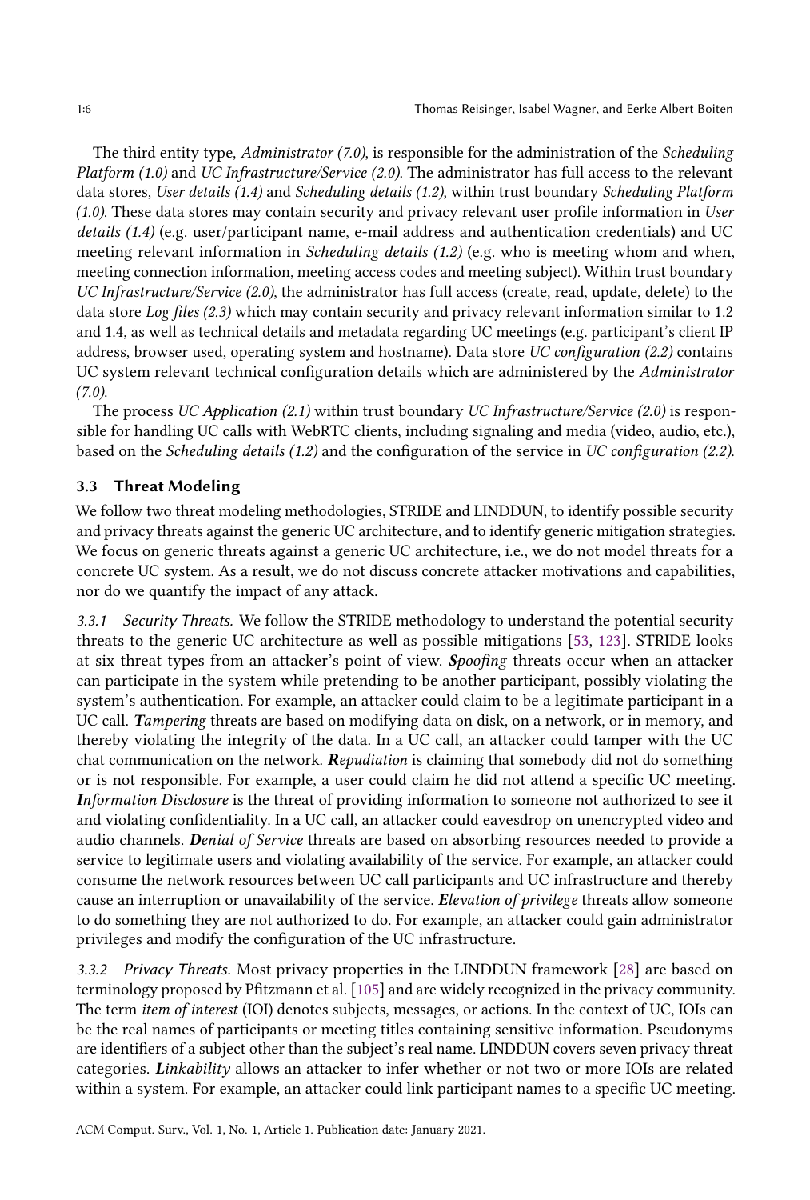The third entity type, *Administrator (7.0)*, is responsible for the administration of the *Scheduling Platform (1.0)* and *UC Infrastructure/Service (2.0)*. The administrator has full access to the relevant data stores, *User details (1.4)* and *Scheduling details (1.2)*, within trust boundary *Scheduling Platform (1.0)*. These data stores may contain security and privacy relevant user profile information in *User details (1.4)* (e.g. user/participant name, e-mail address and authentication credentials) and UC meeting relevant information in *Scheduling details (1.2)* (e.g. who is meeting whom and when, meeting connection information, meeting access codes and meeting subject). Within trust boundary *UC Infrastructure/Service (2.0)*, the administrator has full access (create, read, update, delete) to the data store *Log files (2.3)* which may contain security and privacy relevant information similar to 1.2 and 1.4, as well as technical details and metadata regarding UC meetings (e.g. participant's client IP address, browser used, operating system and hostname). Data store *UC configuration (2.2)* contains UC system relevant technical configuration details which are administered by the *Administrator (7.0)*.

The process *UC Application (2.1)* within trust boundary *UC Infrastructure/Service (2.0)* is responsible for handling UC calls with WebRTC clients, including signaling and media (video, audio, etc.), based on the *Scheduling details (1.2)* and the configuration of the service in *UC configuration (2.2)*.

### 3.3 Threat Modeling

We follow two threat modeling methodologies, STRIDE and LINDDUN, to identify possible security and privacy threats against the generic UC architecture, and to identify generic mitigation strategies. We focus on generic threats against a generic UC architecture, i.e., we do not model threats for a concrete UC system. As a result, we do not discuss concrete attacker motivations and capabilities, nor do we quantify the impact of any attack.

*3.3.1 Security Threats.* We follow the STRIDE methodology to understand the potential security threats to the generic UC architecture as well as possible mitigations [53, 123]. STRIDE looks at six threat types from an attacker's point of view. ***Spoofing*** threats occur when an attacker can participate in the system while pretending to be another participant, possibly violating the system's authentication. For example, an attacker could claim to be a legitimate participant in a UC call. ***Tampering*** threats are based on modifying data on disk, on a network, or in memory, and thereby violating the integrity of the data. In a UC call, an attacker could tamper with the UC chat communication on the network. ***Repudiation*** is claiming that somebody did not do something or is not responsible. For example, a user could claim he did not attend a specific UC meeting. ***Information Disclosure*** is the threat of providing information to someone not authorized to see it and violating confidentiality. In a UC call, an attacker could eavesdrop on unencrypted video and audio channels. ***Denial of Service*** threats are based on absorbing resources needed to provide a service to legitimate users and violating availability of the service. For example, an attacker could consume the network resources between UC call participants and UC infrastructure and thereby cause an interruption or unavailability of the service. ***Elevation of privilege*** threats allow someone to do something they are not authorized to do. For example, an attacker could gain administrator privileges and modify the configuration of the UC infrastructure.

*3.3.2 Privacy Threats.* Most privacy properties in the LINDDUN framework [28] are based on terminology proposed by Pfitzmann et al. [105] and are widely recognized in the privacy community. The term *item of interest* (IOI) denotes subjects, messages, or actions. In the context of UC, IOIs can be the real names of participants or meeting titles containing sensitive information. Pseudonyms are identifiers of a subject other than the subject's real name. LINDDUN covers seven privacy threat categories. ***Linkability*** allows an attacker to infer whether or not two or more IOIs are related within a system. For example, an attacker could link participant names to a specific UC meeting.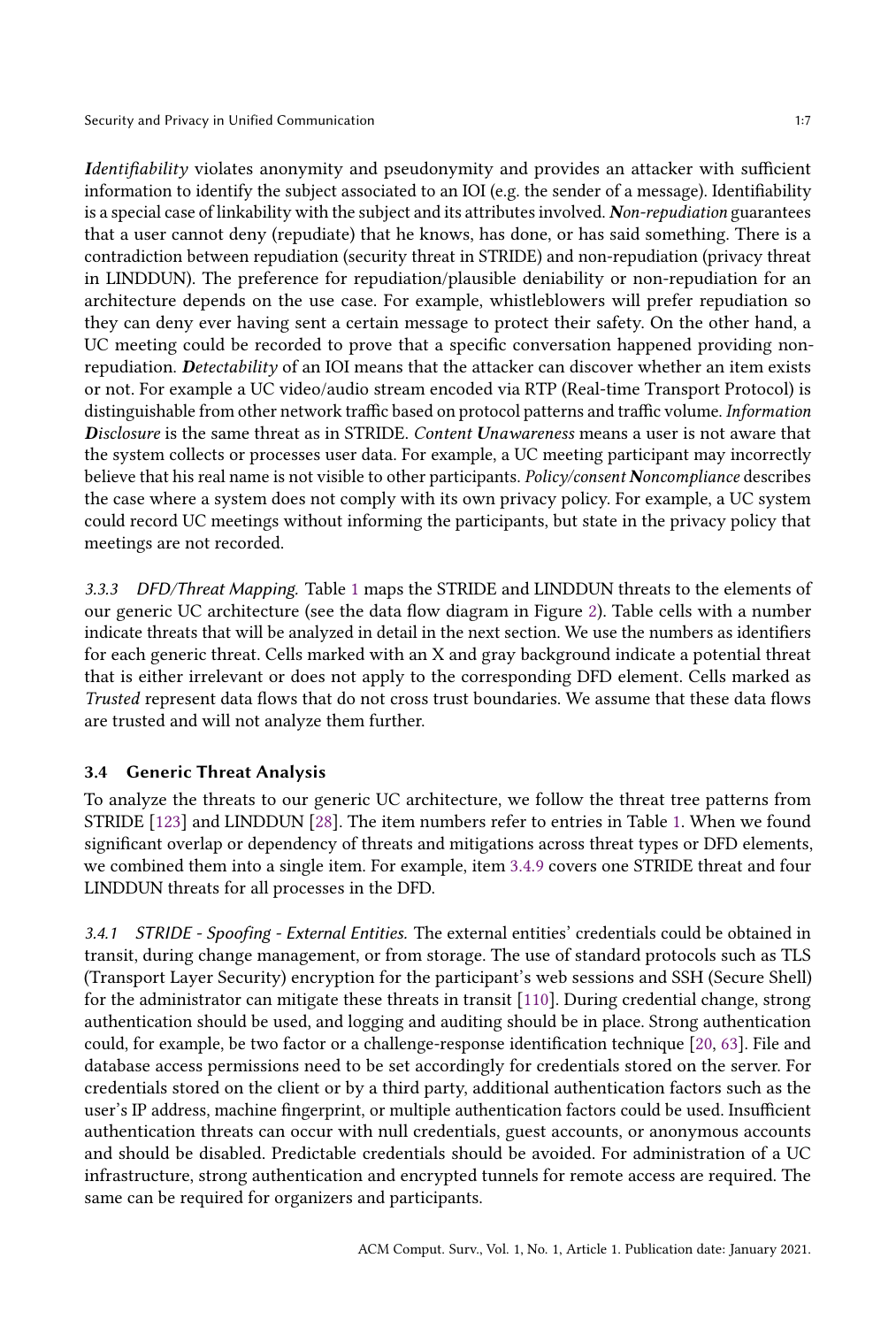***I**dentifiability* violates anonymity and pseudonymity and provides an attacker with sufficient information to identify the subject associated to an IOI (e.g. the sender of a message). Identifiability is a special case of linkability with the subject and its attributes involved. ***N**on-repudiation* guarantees that a user cannot deny (repudiate) that he knows, has done, or has said something. There is a contradiction between repudiation (security threat in STRIDE) and non-repudiation (privacy threat in LINDDUN). The preference for repudiation/plausible deniability or non-repudiation for an architecture depends on the use case. For example, whistleblowers will prefer repudiation so they can deny ever having sent a certain message to protect their safety. On the other hand, a UC meeting could be recorded to prove that a specific conversation happened providing non-repudiation. ***D**etectability* of an IOI means that the attacker can discover whether an item exists or not. For example a UC video/audio stream encoded via RTP (Real-time Transport Protocol) is distinguishable from other network traffic based on protocol patterns and traffic volume. *Information **D**isclosure* is the same threat as in STRIDE. *Content **U**nawareness* means a user is not aware that the system collects or processes user data. For example, a UC meeting participant may incorrectly believe that his real name is not visible to other participants. *Policy/consent **N**oncompliance* describes the case where a system does not comply with its own privacy policy. For example, a UC system could record UC meetings without informing the participants, but state in the privacy policy that meetings are not recorded.

#### 3.3.3 DFD/Threat Mapping.

Table 1 maps the STRIDE and LINDDUN threats to the elements of our generic UC architecture (see the data flow diagram in Figure 2). Table cells with a number indicate threats that will be analyzed in detail in the next section. We use the numbers as identifiers for each generic threat. Cells marked with an X and gray background indicate a potential threat that is either irrelevant or does not apply to the corresponding DFD element. Cells marked as *Trusted* represent data flows that do not cross trust boundaries. We assume that these data flows are trusted and will not analyze them further.

### 3.4 Generic Threat Analysis

To analyze the threats to our generic UC architecture, we follow the threat tree patterns from STRIDE [123] and LINDDUN [28]. The item numbers refer to entries in Table 1. When we found significant overlap or dependency of threats and mitigations across threat types or DFD elements, we combined them into a single item. For example, item 3.4.9 covers one STRIDE threat and four LINDDUN threats for all processes in the DFD.

#### 3.4.1 STRIDE - Spoofing - External Entities.

The external entities' credentials could be obtained in transit, during change management, or from storage. The use of standard protocols such as TLS (Transport Layer Security) encryption for the participant's web sessions and SSH (Secure Shell) for the administrator can mitigate these threats in transit [110]. During credential change, strong authentication should be used, and logging and auditing should be in place. Strong authentication could, for example, be two factor or a challenge-response identification technique [20, 63]. File and database access permissions need to be set accordingly for credentials stored on the server. For credentials stored on the client or by a third party, additional authentication factors such as the user's IP address, machine fingerprint, or multiple authentication factors could be used. Insufficient authentication threats can occur with null credentials, guest accounts, or anonymous accounts and should be disabled. Predictable credentials should be avoided. For administration of a UC infrastructure, strong authentication and encrypted tunnels for remote access are required. The same can be required for organizers and participants.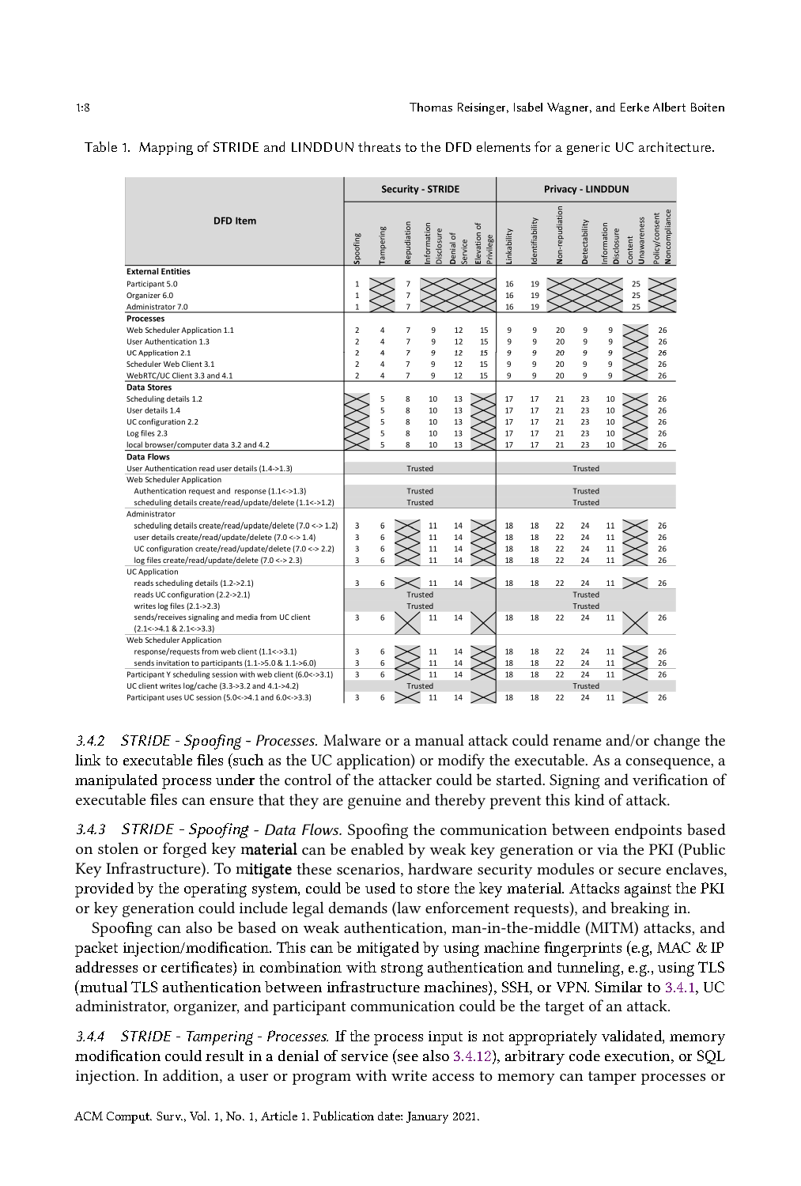Table 1. Mapping of STRIDE and LINDDUN threats to the DFD elements for a generic UC architecture.

| DFD Item | Security - STRIDE | | | | | | Privacy - LINDDUN | | | | | | |
|---|---|---|---|---|---|---|---|---|---|---|---|---|---|
| | Spoofing | Tampering | Repudiation | Information Disclosure | Denial of Service | Elevation of Privilege | Linkability | Identifiability | Non-repudiation | Detectability | Information Disclosure | Content Unawareness | Policy/consent Noncompliance |
| **External Entities** | | | | | | | | | | | | | |
| Participant 5.0 | 1 | X | 7 | X | X | X | 16 | 19 | X | X | X | 25 | X |
| Organizer 6.0 | 1 | X | 7 | X | X | X | 16 | 19 | X | X | X | 25 | X |
| Administrator 7.0 | 1 | X | 7 | X | X | X | 16 | 19 | X | X | X | 25 | X |
| **Processes** | | | | | | | | | | | | | |
| Web Scheduler Application 1.1 | 2 | 4 | 7 | 9 | 12 | 15 | 9 | 9 | 20 | 9 | 9 | X | 26 |
| User Authentication 1.3 | 2 | 4 | 7 | 9 | 12 | 15 | 9 | 9 | 20 | 9 | 9 | X | 26 |
| UC Application 2.1 | 2 | 4 | 7 | 9 | 12 | 15 | 9 | 9 | 20 | 9 | 9 | X | 26 |
| Scheduler Web Client 3.1 | 2 | 4 | 7 | 9 | 12 | 15 | 9 | 9 | 20 | 9 | 9 | X | 26 |
| WebRTC/UC Client 3.3 and 4.1 | 2 | 4 | 7 | 9 | 12 | 15 | 9 | 9 | 20 | 9 | 9 | X | 26 |
| **Data Stores** | | | | | | | | | | | | | |
| Scheduling details 1.2 | X | 5 | 8 | 10 | 13 | X | 17 | 17 | 21 | 23 | 10 | X | 26 |
| User details 1.4 | X | 5 | 8 | 10 | 13 | X | 17 | 17 | 21 | 23 | 10 | X | 26 |
| UC configuration 2.2 | X | 5 | 8 | 10 | 13 | X | 17 | 17 | 21 | 23 | 10 | X | 26 |
| Log files 2.3 | X | 5 | 8 | 10 | 13 | X | 17 | 17 | 21 | 23 | 10 | X | 26 |
| local browser/computer data 3.2 and 4.2 | X | 5 | 7 | 10 | 13 | X | 17 | 17 | 21 | 23 | 10 | X | 26 |
| **Data Flows** | | | | | | | | | | | | | |
| User Authentication read user details (1.4->1.3) | | | Trusted | | | | | | | Trusted | | | |
| Web Scheduler Application | | | | | | | | | | | | | |
| Authentication request and response (1.1<->1.3) | | | Trusted | | | | | | | Trusted | | | |
| scheduling details create/read/update/delete (1.1<->1.2) | | | Trusted | | | | | | | Trusted | | | |
| Administrator | | | | | | | | | | | | | |
| scheduling details create/read/update/delete (7.0 <-> 1.2) | 3 | 6 | X | 11 | 14 | X | 18 | 18 | 22 | 24 | 11 | X | 26 |
| user details create/read/update/delete (7.0 <-> 1.4) | 3 | 6 | X | 11 | 14 | X | 18 | 18 | 22 | 24 | 11 | X | 26 |
| UC configuration create/read/update/delete (7.0 <-> 2.2) | 3 | 6 | X | 11 | 14 | X | 18 | 18 | 22 | 24 | 11 | X | 26 |
| log files create/read/update/delete (7.0 <-> 2.3) | 3 | 6 | X | 11 | 14 | X | 18 | 18 | 22 | 24 | 11 | X | 26 |
| UC Application | | | | | | | | | | | | | |
| reads scheduling details (1.2->2.1) | 3 | 6 | X | 11 | 14 | X | 18 | 18 | 22 | 24 | 11 | X | 26 |
| reads UC configuration (2.2->2.1) | | | Trusted | | | | | | | Trusted | | | |
| writes log files (2.1->2.3) | | | Trusted | | | | | | | Trusted | | | |
| sends/receives signaling and media from UC client (2.1<->4.1 & 2.1<->3.3) | 3 | 6 | X | 11 | 14 | X | 18 | 18 | 22 | 24 | 11 | X | 26 |
| Web Scheduler Application | | | | | | | | | | | | | |
| response/requests from web client (1.1<->3.1) | 3 | 6 | X | 11 | 14 | X | 18 | 18 | 22 | 24 | 11 | X | 26 |
| sends invitation to participants (1.1->5.0 & 1.1->6.0) | 3 | 6 | X | 11 | 14 | X | 18 | 18 | 22 | 24 | 11 | X | 26 |
| Participant Y scheduling session with web client (6.0<->3.1) | 3 | 6 | X | 11 | 14 | X | 18 | 18 | 22 | 24 | 11 | X | 26 |
| UC client writes log/cache (3.3->3.2 and 4.1->4.2) | | | Trusted | | | | | | | Trusted | | | |
| Participant uses UC session (5.0<->4.1 and 6.0<->3.3) | 3 | 6 | X | 11 | 14 | X | 18 | 18 | 22 | 24 | 11 | X | 26 |

#### 3.4.2 *STRIDE - Spoofing - Processes.*

Malware or a manual attack could rename and/or change the link to executable files (such as the UC application) or modify the executable. As a consequence, a manipulated process under the control of the attacker could be started. Signing and verification of executable files can ensure that they are genuine and thereby prevent this kind of attack.

#### 3.4.3 *STRIDE - Spoofing - Data Flows.*

Spoofing the communication between endpoints based on stolen or forged key material can be enabled by weak key generation or via the PKI (Public Key Infrastructure). To mitigate these scenarios, hardware security modules or secure enclaves, provided by the operating system, could be used to store the key material. Attacks against the PKI or key generation could include legal demands (law enforcement requests), and breaking in.

Spoofing can also be based on weak authentication, man-in-the-middle (MITM) attacks, and packet injection/modification. This can be mitigated by using machine fingerprints (e.g, MAC & IP addresses or certificates) in combination with strong authentication and tunneling, e.g., using TLS (mutual TLS authentication between infrastructure machines), SSH, or VPN. Similar to 3.4.1, UC administrator, organizer, and participant communication could be the target of an attack.

#### 3.4.4 *STRIDE - Tampering - Processes.*

If the process input is not appropriately validated, memory modification could result in a denial of service (see also 3.4.12), arbitrary code execution, or SQL injection. In addition, a user or program with write access to memory can tamper processes or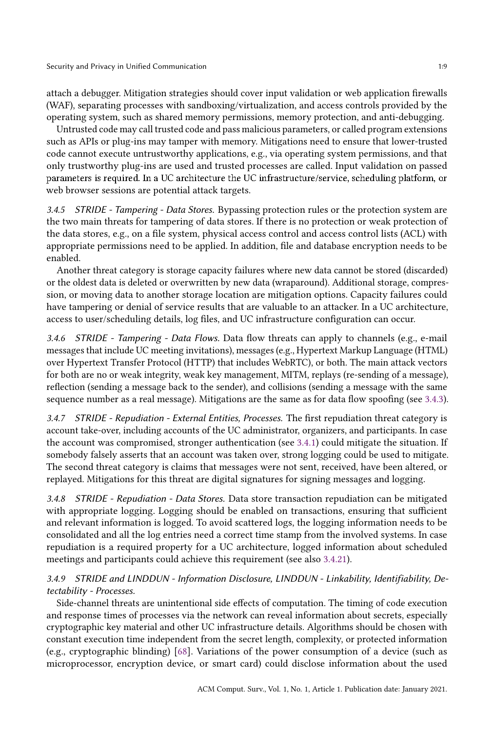attach a debugger. Mitigation strategies should cover input validation or web application firewalls (WAF), separating processes with sandboxing/virtualization, and access controls provided by the operating system, such as shared memory permissions, memory protection, and anti-debugging.

Untrusted code may call trusted code and pass malicious parameters, or called program extensions such as APIs or plug-ins may tamper with memory. Mitigations need to ensure that lower-trusted code cannot execute untrustworthy applications, e.g., via operating system permissions, and that only trustworthy plug-ins are used and trusted processes are called. Input validation on passed parameters is required. In a UC architecture the UC infrastructure/service, scheduling platform, or web browser sessions are potential attack targets.

### 3.4.5 STRIDE - Tampering - Data Stores.

Bypassing protection rules or the protection system are the two main threats for tampering of data stores. If there is no protection or weak protection of the data stores, e.g., on a file system, physical access control and access control lists (ACL) with appropriate permissions need to be applied. In addition, file and database encryption needs to be enabled.

Another threat category is storage capacity failures where new data cannot be stored (discarded) or the oldest data is deleted or overwritten by new data (wraparound). Additional storage, compression, or moving data to another storage location are mitigation options. Capacity failures could have tampering or denial of service results that are valuable to an attacker. In a UC architecture, access to user/scheduling details, log files, and UC infrastructure configuration can occur.

### 3.4.6 STRIDE - Tampering - Data Flows.

Data flow threats can apply to channels (e.g., e-mail messages that include UC meeting invitations), messages (e.g., Hypertext Markup Language (HTML) over Hypertext Transfer Protocol (HTTP) that includes WebRTC), or both. The main attack vectors for both are no or weak integrity, weak key management, MITM, replays (re-sending of a message), reflection (sending a message back to the sender), and collisions (sending a message with the same sequence number as a real message). Mitigations are the same as for data flow spoofing (see 3.4.3).

### 3.4.7 STRIDE - Repudiation - External Entities, Processes.

The first repudiation threat category is account take-over, including accounts of the UC administrator, organizers, and participants. In case the account was compromised, stronger authentication (see 3.4.1) could mitigate the situation. If somebody falsely asserts that an account was taken over, strong logging could be used to mitigate. The second threat category is claims that messages were not sent, received, have been altered, or replayed. Mitigations for this threat are digital signatures for signing messages and logging.

### 3.4.8 STRIDE - Repudiation - Data Stores.

Data store transaction repudiation can be mitigated with appropriate logging. Logging should be enabled on transactions, ensuring that sufficient and relevant information is logged. To avoid scattered logs, the logging information needs to be consolidated and all the log entries need a correct time stamp from the involved systems. In case repudiation is a required property for a UC architecture, logged information about scheduled meetings and participants could achieve this requirement (see also 3.4.21).

### 3.4.9 STRIDE and LINDDUN - Information Disclosure, LINDDUN - Linkability, Identifiability, Detectability - Processes.

Side-channel threats are unintentional side effects of computation. The timing of code execution and response times of processes via the network can reveal information about secrets, especially cryptographic key material and other UC infrastructure details. Algorithms should be chosen with constant execution time independent from the secret length, complexity, or protected information (e.g., cryptographic blinding) [68]. Variations of the power consumption of a device (such as microprocessor, encryption device, or smart card) could disclose information about the used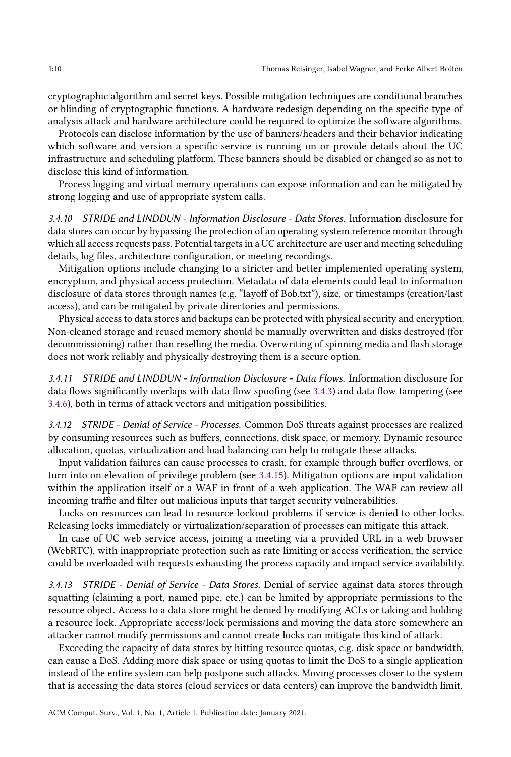cryptographic algorithm and secret keys. Possible mitigation techniques are conditional branches or blinding of cryptographic functions. A hardware redesign depending on the specific type of analysis attack and hardware architecture could be required to optimize the software algorithms.

Protocols can disclose information by the use of banners/headers and their behavior indicating which software and version a specific service is running on or provide details about the UC infrastructure and scheduling platform. These banners should be disabled or changed so as not to disclose this kind of information.

Process logging and virtual memory operations can expose information and can be mitigated by strong logging and use of appropriate system calls.

#### 3.4.10 STRIDE and LINDDUN - Information Disclosure - Data Stores.

Information disclosure for data stores can occur by bypassing the protection of an operating system reference monitor through which all access requests pass. Potential targets in a UC architecture are user and meeting scheduling details, log files, architecture configuration, or meeting recordings.

Mitigation options include changing to a stricter and better implemented operating system, encryption, and physical access protection. Metadata of data elements could lead to information disclosure of data stores through names (e.g. "layoff of Bob.txt"), size, or timestamps (creation/last access), and can be mitigated by private directories and permissions.

Physical access to data stores and backups can be protected with physical security and encryption. Non-cleaned storage and reused memory should be manually overwritten and disks destroyed (for decommissioning) rather than reselling the media. Overwriting of spinning media and flash storage does not work reliably and physically destroying them is a secure option.

#### 3.4.11 STRIDE and LINDDUN - Information Disclosure - Data Flows.

Information disclosure for data flows significantly overlaps with data flow spoofing (see 3.4.3) and data flow tampering (see 3.4.6), both in terms of attack vectors and mitigation possibilities.

#### 3.4.12 STRIDE - Denial of Service - Processes.

Common DoS threats against processes are realized by consuming resources such as buffers, connections, disk space, or memory. Dynamic resource allocation, quotas, virtualization and load balancing can help to mitigate these attacks.

Input validation failures can cause processes to crash, for example through buffer overflows, or turn into on elevation of privilege problem (see 3.4.15). Mitigation options are input validation within the application itself or a WAF in front of a web application. The WAF can review all incoming traffic and filter out malicious inputs that target security vulnerabilities.

Locks on resources can lead to resource lockout problems if service is denied to other locks. Releasing locks immediately or virtualization/separation of processes can mitigate this attack.

In case of UC web service access, joining a meeting via a provided URL in a web browser (WebRTC), with inappropriate protection such as rate limiting or access verification, the service could be overloaded with requests exhausting the process capacity and impact service availability.

#### 3.4.13 STRIDE - Denial of Service - Data Stores.

Denial of service against data stores through squatting (claiming a port, named pipe, etc.) can be limited by appropriate permissions to the resource object. Access to a data store might be denied by modifying ACLs or taking and holding a resource lock. Appropriate access/lock permissions and moving the data store somewhere an attacker cannot modify permissions and cannot create locks can mitigate this kind of attack.

Exceeding the capacity of data stores by hitting resource quotas, e.g. disk space or bandwidth, can cause a DoS. Adding more disk space or using quotas to limit the DoS to a single application instead of the entire system can help postpone such attacks. Moving processes closer to the system that is accessing the data stores (cloud services or data centers) can improve the bandwidth limit.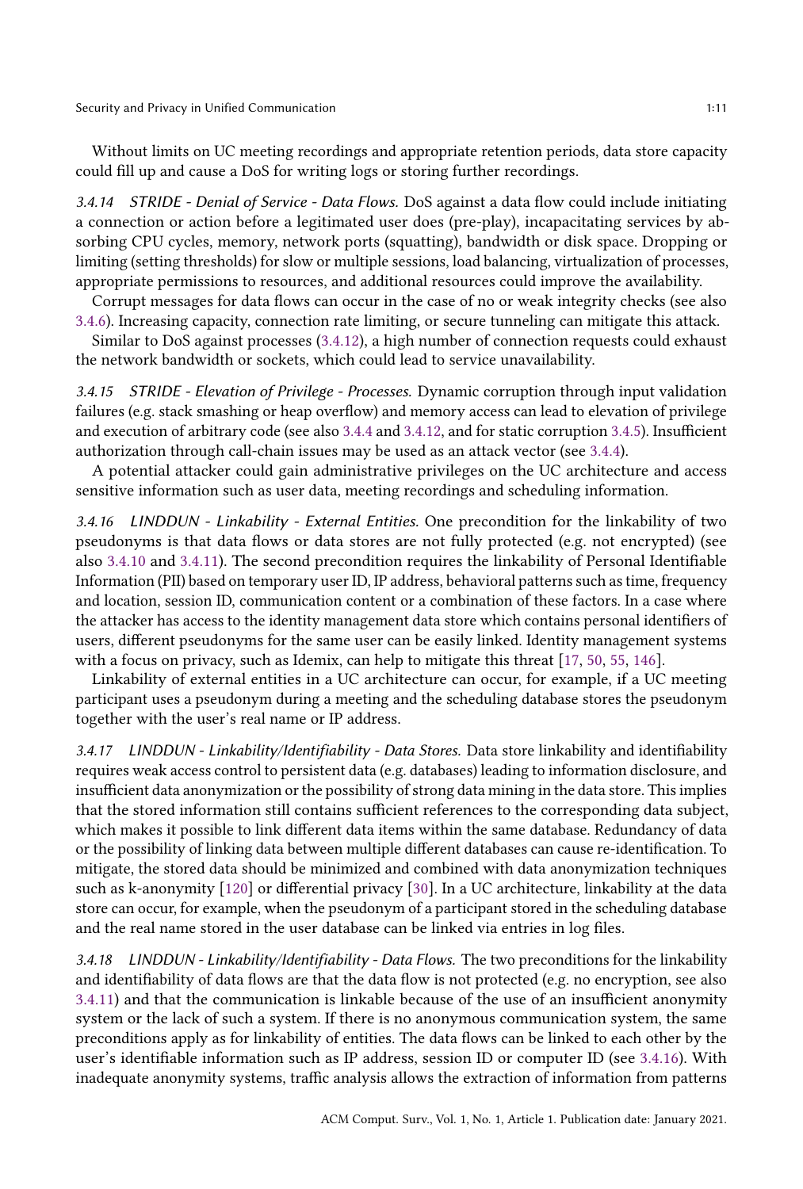Without limits on UC meeting recordings and appropriate retention periods, data store capacity could fill up and cause a DoS for writing logs or storing further recordings.

#### 3.4.14 STRIDE - Denial of Service - Data Flows.

DoS against a data flow could include initiating a connection or action before a legitimated user does (pre-play), incapacitating services by absorbing CPU cycles, memory, network ports (squatting), bandwidth or disk space. Dropping or limiting (setting thresholds) for slow or multiple sessions, load balancing, virtualization of processes, appropriate permissions to resources, and additional resources could improve the availability.

Corrupt messages for data flows can occur in the case of no or weak integrity checks (see also 3.4.6). Increasing capacity, connection rate limiting, or secure tunneling can mitigate this attack.

Similar to DoS against processes (3.4.12), a high number of connection requests could exhaust the network bandwidth or sockets, which could lead to service unavailability.

#### 3.4.15 STRIDE - Elevation of Privilege - Processes.

Dynamic corruption through input validation failures (e.g. stack smashing or heap overflow) and memory access can lead to elevation of privilege and execution of arbitrary code (see also 3.4.4 and 3.4.12, and for static corruption 3.4.5). Insufficient authorization through call-chain issues may be used as an attack vector (see 3.4.4).

A potential attacker could gain administrative privileges on the UC architecture and access sensitive information such as user data, meeting recordings and scheduling information.

#### 3.4.16 LINDDUN - Linkability - External Entities.

One precondition for the linkability of two pseudonyms is that data flows or data stores are not fully protected (e.g. not encrypted) (see also 3.4.10 and 3.4.11). The second precondition requires the linkability of Personal Identifiable Information (PII) based on temporary user ID, IP address, behavioral patterns such as time, frequency and location, session ID, communication content or a combination of these factors. In a case where the attacker has access to the identity management data store which contains personal identifiers of users, different pseudonyms for the same user can be easily linked. Identity management systems with a focus on privacy, such as Idemix, can help to mitigate this threat [17, 50, 55, 146].

Linkability of external entities in a UC architecture can occur, for example, if a UC meeting participant uses a pseudonym during a meeting and the scheduling database stores the pseudonym together with the user's real name or IP address.

#### 3.4.17 LINDDUN - Linkability/Identifiability - Data Stores.

Data store linkability and identifiability requires weak access control to persistent data (e.g. databases) leading to information disclosure, and insufficient data anonymization or the possibility of strong data mining in the data store. This implies that the stored information still contains sufficient references to the corresponding data subject, which makes it possible to link different data items within the same database. Redundancy of data or the possibility of linking data between multiple different databases can cause re-identification. To mitigate, the stored data should be minimized and combined with data anonymization techniques such as k-anonymity [120] or differential privacy [30]. In a UC architecture, linkability at the data store can occur, for example, when the pseudonym of a participant stored in the scheduling database and the real name stored in the user database can be linked via entries in log files.

#### 3.4.18 LINDDUN - Linkability/Identifiability - Data Flows.

The two preconditions for the linkability and identifiability of data flows are that the data flow is not protected (e.g. no encryption, see also 3.4.11) and that the communication is linkable because of the use of an insufficient anonymity system or the lack of such a system. If there is no anonymous communication system, the same preconditions apply as for linkability of entities. The data flows can be linked to each other by the user's identifiable information such as IP address, session ID or computer ID (see 3.4.16). With inadequate anonymity systems, traffic analysis allows the extraction of information from patterns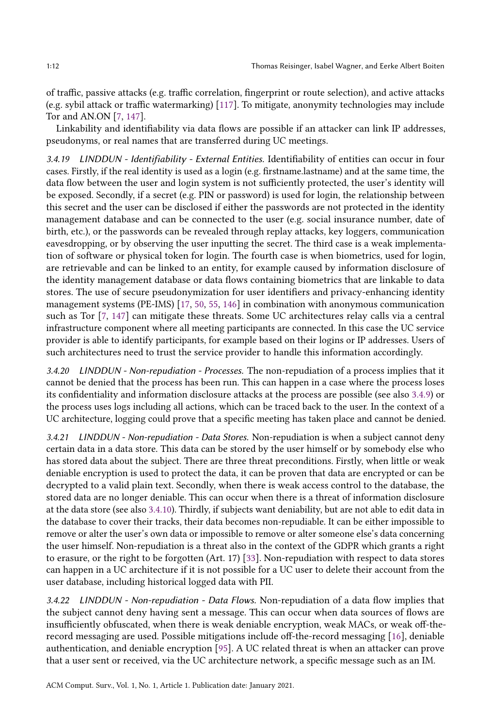of traffic, passive attacks (e.g. traffic correlation, fingerprint or route selection), and active attacks (e.g. sybil attack or traffic watermarking) [117]. To mitigate, anonymity technologies may include Tor and AN.ON [7, 147].

Linkability and identifiability via data flows are possible if an attacker can link IP addresses, pseudonyms, or real names that are transferred during UC meetings.

#### 3.4.19 LINDDUN - Identifiability - External Entities.

Identifiability of entities can occur in four cases. Firstly, if the real identity is used as a login (e.g. firstname.lastname) and at the same time, the data flow between the user and login system is not sufficiently protected, the user's identity will be exposed. Secondly, if a secret (e.g. PIN or password) is used for login, the relationship between this secret and the user can be disclosed if either the passwords are not protected in the identity management database and can be connected to the user (e.g. social insurance number, date of birth, etc.), or the passwords can be revealed through replay attacks, key loggers, communication eavesdropping, or by observing the user inputting the secret. The third case is a weak implementation of software or physical token for login. The fourth case is when biometrics, used for login, are retrievable and can be linked to an entity, for example caused by information disclosure of the identity management database or data flows containing biometrics that are linkable to data stores. The use of secure pseudonymization for user identifiers and privacy-enhancing identity management systems (PE-IMS) [17, 50, 55, 146] in combination with anonymous communication such as Tor [7, 147] can mitigate these threats. Some UC architectures relay calls via a central infrastructure component where all meeting participants are connected. In this case the UC service provider is able to identify participants, for example based on their logins or IP addresses. Users of such architectures need to trust the service provider to handle this information accordingly.

#### 3.4.20 LINDDUN - Non-repudiation - Processes.

The non-repudiation of a process implies that it cannot be denied that the process has been run. This can happen in a case where the process loses its confidentiality and information disclosure attacks at the process are possible (see also 3.4.9) or the process uses logs including all actions, which can be traced back to the user. In the context of a UC architecture, logging could prove that a specific meeting has taken place and cannot be denied.

#### 3.4.21 LINDDUN - Non-repudiation - Data Stores.

Non-repudiation is when a subject cannot deny certain data in a data store. This data can be stored by the user himself or by somebody else who has stored data about the subject. There are three threat preconditions. Firstly, when little or weak deniable encryption is used to protect the data, it can be proven that data are encrypted or can be decrypted to a valid plain text. Secondly, when there is weak access control to the database, the stored data are no longer deniable. This can occur when there is a threat of information disclosure at the data store (see also 3.4.10). Thirdly, if subjects want deniability, but are not able to edit data in the database to cover their tracks, their data becomes non-repudiable. It can be either impossible to remove or alter the user's own data or impossible to remove or alter someone else's data concerning the user himself. Non-repudiation is a threat also in the context of the GDPR which grants a right to erasure, or the right to be forgotten (Art. 17) [33]. Non-repudiation with respect to data stores can happen in a UC architecture if it is not possible for a UC user to delete their account from the user database, including historical logged data with PII.

#### 3.4.22 LINDDUN - Non-repudiation - Data Flows.

Non-repudiation of a data flow implies that the subject cannot deny having sent a message. This can occur when data sources of flows are insufficiently obfuscated, when there is weak deniable encryption, weak MACs, or weak off-the-record messaging are used. Possible mitigations include off-the-record messaging [16], deniable authentication, and deniable encryption [95]. A UC related threat is when an attacker can prove that a user sent or received, via the UC architecture network, a specific message such as an IM.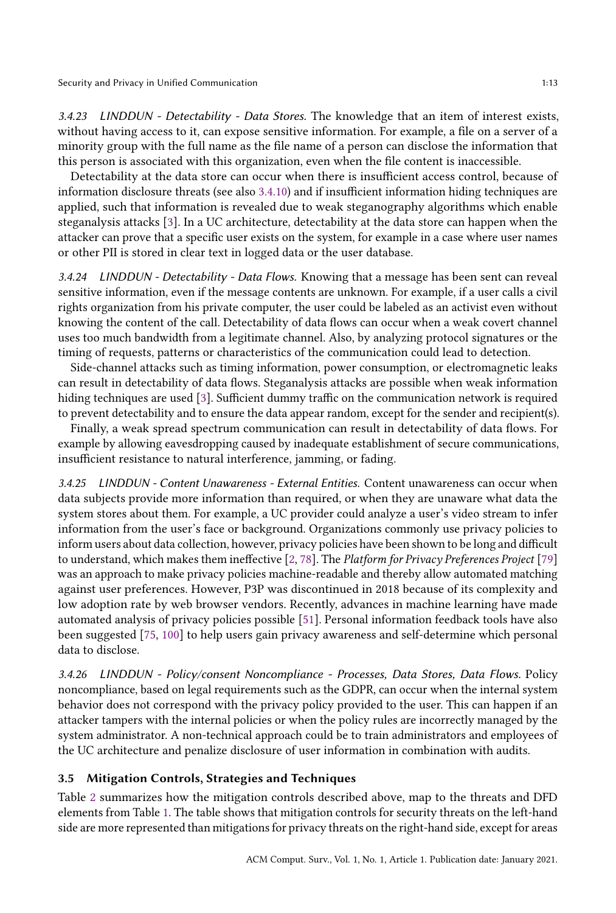#### 3.4.23 LINDDUN - Detectability - Data Stores.

The knowledge that an item of interest exists, without having access to it, can expose sensitive information. For example, a file on a server of a minority group with the full name as the file name of a person can disclose the information that this person is associated with this organization, even when the file content is inaccessible.

Detectability at the data store can occur when there is insufficient access control, because of information disclosure threats (see also 3.4.10) and if insufficient information hiding techniques are applied, such that information is revealed due to weak steganography algorithms which enable steganalysis attacks [3]. In a UC architecture, detectability at the data store can happen when the attacker can prove that a specific user exists on the system, for example in a case where user names or other PII is stored in clear text in logged data or the user database.

#### 3.4.24 LINDDUN - Detectability - Data Flows.

Knowing that a message has been sent can reveal sensitive information, even if the message contents are unknown. For example, if a user calls a civil rights organization from his private computer, the user could be labeled as an activist even without knowing the content of the call. Detectability of data flows can occur when a weak covert channel uses too much bandwidth from a legitimate channel. Also, by analyzing protocol signatures or the timing of requests, patterns or characteristics of the communication could lead to detection.

Side-channel attacks such as timing information, power consumption, or electromagnetic leaks can result in detectability of data flows. Steganalysis attacks are possible when weak information hiding techniques are used [3]. Sufficient dummy traffic on the communication network is required to prevent detectability and to ensure the data appear random, except for the sender and recipient(s).

Finally, a weak spread spectrum communication can result in detectability of data flows. For example by allowing eavesdropping caused by inadequate establishment of secure communications, insufficient resistance to natural interference, jamming, or fading.

#### 3.4.25 LINDDUN - Content Unawareness - External Entities.

Content unawareness can occur when data subjects provide more information than required, or when they are unaware what data the system stores about them. For example, a UC provider could analyze a user's video stream to infer information from the user's face or background. Organizations commonly use privacy policies to inform users about data collection, however, privacy policies have been shown to be long and difficult to understand, which makes them ineffective [2, 78]. The *Platform for Privacy Preferences Project* [79] was an approach to make privacy policies machine-readable and thereby allow automated matching against user preferences. However, P3P was discontinued in 2018 because of its complexity and low adoption rate by web browser vendors. Recently, advances in machine learning have made automated analysis of privacy policies possible [51]. Personal information feedback tools have also been suggested [75, 100] to help users gain privacy awareness and self-determine which personal data to disclose.

#### 3.4.26 LINDDUN - Policy/consent Noncompliance - Processes, Data Stores, Data Flows.

Policy noncompliance, based on legal requirements such as the GDPR, can occur when the internal system behavior does not correspond with the privacy policy provided to the user. This can happen if an attacker tampers with the internal policies or when the policy rules are incorrectly managed by the system administrator. A non-technical approach could be to train administrators and employees of the UC architecture and penalize disclosure of user information in combination with audits.

### 3.5 Mitigation Controls, Strategies and Techniques

Table 2 summarizes how the mitigation controls described above, map to the threats and DFD elements from Table 1. The table shows that mitigation controls for security threats on the left-hand side are more represented than mitigations for privacy threats on the right-hand side, except for areas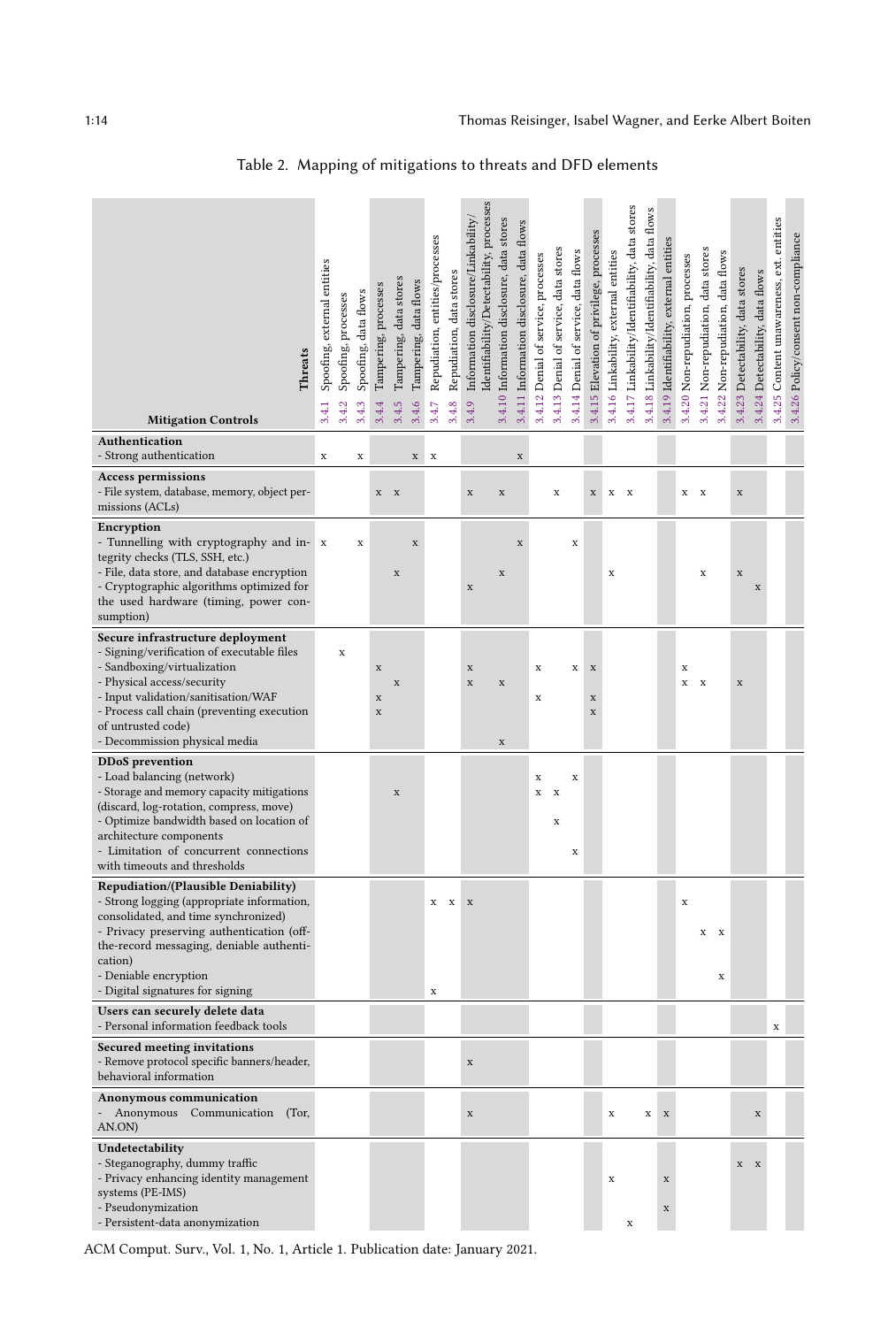Table 2. Mapping of mitigations to threats and DFD elements

| Mitigation Controls / Threats | 3.4.1 Spoofing, external entities | 3.4.2 Spoofing, processes | 3.4.3 Spoofing, data flows | 3.4.4 Tampering, processes | 3.4.5 Tampering, data stores | 3.4.6 Tampering, data flows | 3.4.7 Repudiation, entities/processes | 3.4.8 Repudiation, data stores | 3.4.9 Information disclosure/Linkability/ Identifiability/Detectability, processes | 3.4.10 Information disclosure, data stores | 3.4.11 Information disclosure, data flows | 3.4.12 Denial of service, processes | 3.4.13 Denial of service, data stores | 3.4.14 Denial of service, data flows | 3.4.15 Elevation of privilege, processes | 3.4.16 Linkability, external entities | 3.4.17 Linkability/Identifiability, data stores | 3.4.18 Linkability/Identifiability, data flows | 3.4.19 Identifiability, external entities | 3.4.20 Non-repudiation, processes | 3.4.21 Non-repudiation, data stores | 3.4.22 Non-repudiation, data flows | 3.4.23 Detectability, data stores | 3.4.24 Detectability, data flows | 3.4.25 Content unawareness, ext. entities | 3.4.26 Policy/consent non-compliance |
|---|---|---|---|---|---|---|---|---|---|---|---|---|---|---|---|---|---|---|---|---|---|---|---|---|---|---|
| **Authentication** | | | | | | | | | | | | | | | | | | | | | | | | | | |
| - Strong authentication | x | | x | | | x | x | | | | x | | | | | | | | | | | | | | | |
| **Access permissions** | | | | | | | | | | | | | | | | | | | | | | | | | | |
| - File system, database, memory, object permissions (ACLs) | | | | x | x | | | | x | x | | | x | | x | x | x | | | x | x | | x | | | |
| **Encryption** | | | | | | | | | | | | | | | | | | | | | | | | | | |
| - Tunnelling with cryptography and integrity checks (TLS, SSH, etc.) | x | | x | | | x | | | | | x | | | x | | | | | | | | | | | | |
| - File, data store, and database encryption | | | | | x | | | | | x | | | | | | x | | | | | x | | x | | | |
| - Cryptographic algorithms optimized for the used hardware (timing, power consumption) | | | | | | | | | x | | | | | | | | | | | | | | | x | | |
| **Secure infrastructure deployment** | | | | | | | | | | | | | | | | | | | | | | | | | | |
| - Signing/verification of executable files | | x | | | | | | | | | | | | | | | | | | | | | | | | |
| - Sandboxing/virtualization | | | | x | | | | | x | | | x | | x | x | | | | | x | | | | | | |
| - Physical access/security | | | | | x | | | | x | x | | | | | | | | | | x | x | | x | | | |
| - Input validation/sanitisation/WAF | | | | x | | | | | | | | x | | | x | | | | | | | | | | | |
| - Process call chain (preventing execution of untrusted code) | | | | x | | | | | | | | | | | x | | | | | | | | | | | |
| - Decommission physical media | | | | | | | | | | x | | | | | | | | | | | | | | | | |
| **DDoS prevention** | | | | | | | | | | | | | | | | | | | | | | | | | | |
| - Load balancing (network) | | | | | | | | | | | | x | | x | | | | | | | | | | | | |
| - Storage and memory capacity mitigations (discard, log-rotation, compress, move) | | | | | x | | | | | | | x | x | | | | | | | | | | | | | |
| - Optimize bandwidth based on location of architecture components | | | | | | | | | | | | | x | | | | | | | | | | | | | |
| - Limitation of concurrent connections with timeouts and thresholds | | | | | | | | | | | | | | x | | | | | | | | | | | | |
| **Repudiation/(Plausible Deniability)** | | | | | | | | | | | | | | | | | | | | | | | | | | |
| - Strong logging (appropriate information, consolidated, and time synchronized) | | | | | | | x | x | x | | | | | | | | | | | x | | | | | | |
| - Privacy preserving authentication (off-the-record messaging, deniable authentication) | | | | | | | | | | | | | | | | | | | | | x | x | | | | |
| - Deniable encryption | | | | | | | | | | | | | | | | | | | | | | x | | | | |
| - Digital signatures for signing | | | | | | | x | | | | | | | | | | | | | | | | | | | |
| **Users can securely delete data** | | | | | | | | | | | | | | | | | | | | | | | | | | |
| - Personal information feedback tools | | | | | | | | | | | | | | | | | | | | | | | | | x | |
| **Secured meeting invitations** | | | | | | | | | | | | | | | | | | | | | | | | | | |
| - Remove protocol specific banners/header, behavioral information | | | | | | | | | x | | | | | | | | | | | | | | | | | |
| **Anonymous communication** | | | | | | | | | | | | | | | | | | | | | | | | | | |
| - Anonymous Communication (Tor, AN.ON) | | | | | | | | | x | | | | | | | x | | x | x | | | | | x | | |
| **Undetectability** | | | | | | | | | | | | | | | | | | | | | | | | | | |
| - Steganography, dummy traffic | | | | | | | | | | | | | | | | | | | | | | | x | x | | |
| - Privacy enhancing identity management systems (PE-IMS) | | | | | | | | | | | | | | | | x | | | x | | | | | | | |
| - Pseudonymization | | | | | | | | | | | | | | | | | | | x | | | | | | | |
| - Persistent-data anonymization | | | | | | | | | | | | | | | | | x | | | | | | | | | |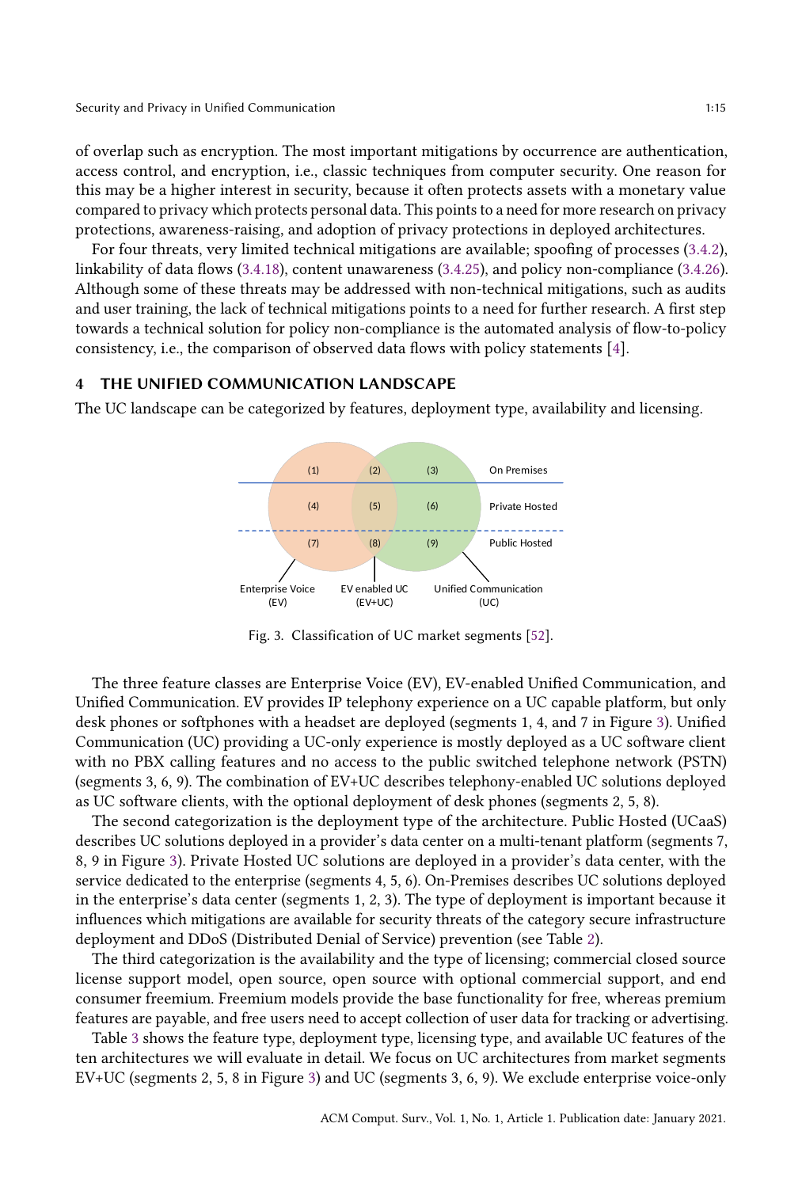of overlap such as encryption. The most important mitigations by occurrence are authentication, access control, and encryption, i.e., classic techniques from computer security. One reason for this may be a higher interest in security, because it often protects assets with a monetary value compared to privacy which protects personal data. This points to a need for more research on privacy protections, awareness-raising, and adoption of privacy protections in deployed architectures.

For four threats, very limited technical mitigations are available; spoofing of processes (3.4.2), linkability of data flows (3.4.18), content unawareness (3.4.25), and policy non-compliance (3.4.26). Although some of these threats may be addressed with non-technical mitigations, such as audits and user training, the lack of technical mitigations points to a need for further research. A first step towards a technical solution for policy non-compliance is the automated analysis of flow-to-policy consistency, i.e., the comparison of observed data flows with policy statements [4].

## 4 THE UNIFIED COMMUNICATION LANDSCAPE

The UC landscape can be categorized by features, deployment type, availability and licensing.

(1) (2) (3) On Premises
(4) (5) (6) Private Hosted
(7) (8) (9) Public Hosted
Enterprise Voice (EV) | EV enabled UC (EV+UC) | Unified Communication (UC)

Fig. 3. Classification of UC market segments [52].

The three feature classes are Enterprise Voice (EV), EV-enabled Unified Communication, and Unified Communication. EV provides IP telephony experience on a UC capable platform, but only desk phones or softphones with a headset are deployed (segments 1, 4, and 7 in Figure 3). Unified Communication (UC) providing a UC-only experience is mostly deployed as a UC software client with no PBX calling features and no access to the public switched telephone network (PSTN) (segments 3, 6, 9). The combination of EV+UC describes telephony-enabled UC solutions deployed as UC software clients, with the optional deployment of desk phones (segments 2, 5, 8).

The second categorization is the deployment type of the architecture. Public Hosted (UCaaS) describes UC solutions deployed in a provider's data center on a multi-tenant platform (segments 7, 8, 9 in Figure 3). Private Hosted UC solutions are deployed in a provider's data center, with the service dedicated to the enterprise (segments 4, 5, 6). On-Premises describes UC solutions deployed in the enterprise's data center (segments 1, 2, 3). The type of deployment is important because it influences which mitigations are available for security threats of the category secure infrastructure deployment and DDoS (Distributed Denial of Service) prevention (see Table 2).

The third categorization is the availability and the type of licensing; commercial closed source license support model, open source, open source with optional commercial support, and end consumer freemium. Freemium models provide the base functionality for free, whereas premium features are payable, and free users need to accept collection of user data for tracking or advertising.

Table 3 shows the feature type, deployment type, licensing type, and available UC features of the ten architectures we will evaluate in detail. We focus on UC architectures from market segments EV+UC (segments 2, 5, 8 in Figure 3) and UC (segments 3, 6, 9). We exclude enterprise voice-only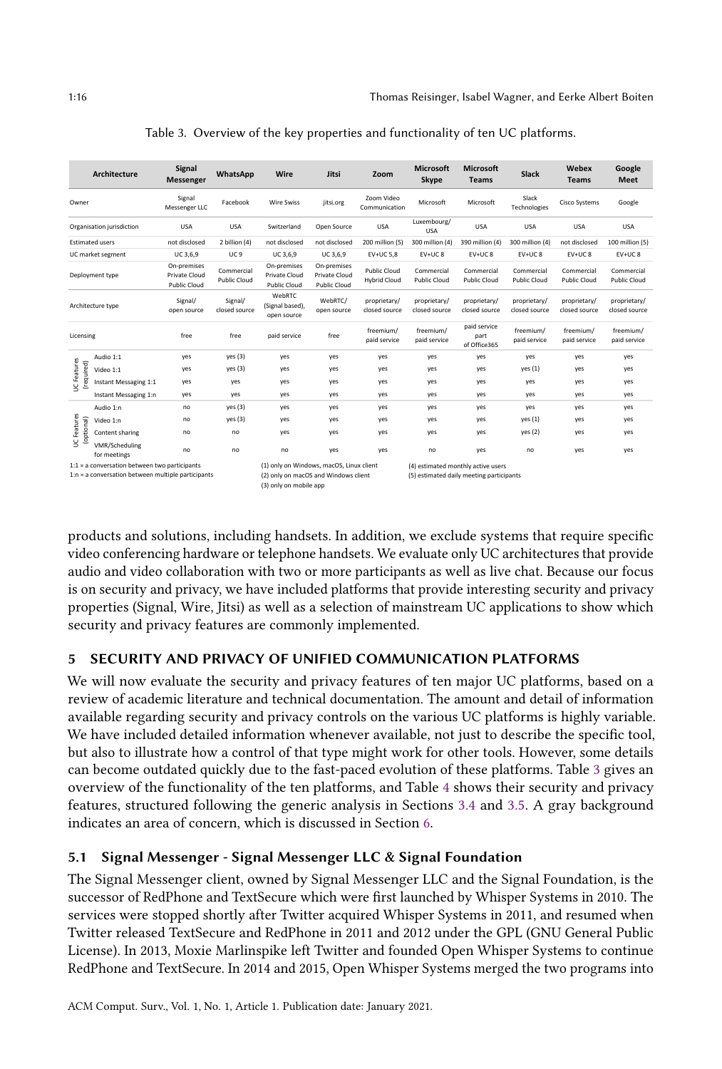Table 3. Overview of the key properties and functionality of ten UC platforms.

| Architecture | | Signal Messenger | WhatsApp | Wire | Jitsi | Zoom | Microsoft Skype | Microsoft Teams | Slack | Webex Teams | Google Meet |
|---|---|---|---|---|---|---|---|---|---|---|---|
| Owner | | Signal Messenger LLC | Facebook | Wire Swiss | jitsi.org | Zoom Video Communication | Microsoft | Microsoft | Slack Technologies | Cisco Systems | Google |
| Organisation jurisdiction | | USA | USA | Switzerland | Open Source | USA | Luxembourg/ USA | USA | USA | USA | USA |
| Estimated users | | not disclosed | 2 billion (4) | not disclosed | not disclosed | 200 million (5) | 300 million (4) | 390 million (4) | 300 million (4) | not disclosed | 100 million (5) |
| UC market segment | | UC 3,6,9 | UC 9 | UC 3,6,9 | UC 3,6,9 | EV+UC 5,8 | EV+UC 8 | EV+UC 8 | EV+UC 8 | EV+UC 8 | EV+UC 8 |
| Deployment type | | On-premises Private Cloud Public Cloud | Commercial Public Cloud | On-premises Private Cloud Public Cloud | On-premises Private Cloud Public Cloud | Public Cloud Hybrid Cloud | Commercial Public Cloud | Commercial Public Cloud | Commercial Public Cloud | Commercial Public Cloud | Commercial Public Cloud |
| Architecture type | | Signal/ open source | Signal/ closed source | WebRTC (Signal based), open source | WebRTC/ open source | proprietary/ closed source | proprietary/ closed source | proprietary/ closed source | proprietary/ closed source | proprietary/ closed source | proprietary/ closed source |
| Licensing | | free | free | paid service | free | freemium/ paid service | freemium/ paid service | paid service part of Office365 | freemium/ paid service | freemium/ paid service | freemium/ paid service |
| UC Features (required) | Audio 1:1 | yes | yes (3) | yes | yes | yes | yes | yes | yes | yes | yes |
| | Video 1:1 | yes | yes (3) | yes | yes | yes | yes | yes | yes (1) | yes | yes |
| | Instant Messaging 1:1 | yes | yes | yes | yes | yes | yes | yes | yes | yes | yes |
| | Instant Messaging 1:n | yes | yes | yes | yes | yes | yes | yes | yes | yes | yes |
| UC Features (optional) | Audio 1:n | no | yes (3) | yes | yes | yes | yes | yes | yes | yes | yes |
| | Video 1:n | no | yes (3) | yes | yes | yes | yes | yes | yes (1) | yes | yes |
| | Content sharing | no | no | yes | yes | yes | yes | yes | yes (2) | yes | yes |
| | VMR/Scheduling for meetings | no | no | no | yes | yes | no | yes | no | yes | yes |

1:1 = a conversation between two participants
1:n = a conversation between multiple participants
(1) only on Windows, macOS, Linux client
(2) only on macOS and Windows client
(3) only on mobile app
(4) estimated monthly active users
(5) estimated daily meeting participants

products and solutions, including handsets. In addition, we exclude systems that require specific video conferencing hardware or telephone handsets. We evaluate only UC architectures that provide audio and video collaboration with two or more participants as well as live chat. Because our focus is on security and privacy, we have included platforms that provide interesting security and privacy properties (Signal, Wire, Jitsi) as well as a selection of mainstream UC applications to show which security and privacy features are commonly implemented.

## 5 SECURITY AND PRIVACY OF UNIFIED COMMUNICATION PLATFORMS

We will now evaluate the security and privacy features of ten major UC platforms, based on a review of academic literature and technical documentation. The amount and detail of information available regarding security and privacy controls on the various UC platforms is highly variable. We have included detailed information whenever available, not just to describe the specific tool, but also to illustrate how a control of that type might work for other tools. However, some details can become outdated quickly due to the fast-paced evolution of these platforms. Table 3 gives an overview of the functionality of the ten platforms, and Table 4 shows their security and privacy features, structured following the generic analysis in Sections 3.4 and 3.5. A gray background indicates an area of concern, which is discussed in Section 6.

### 5.1 Signal Messenger - Signal Messenger LLC & Signal Foundation

The Signal Messenger client, owned by Signal Messenger LLC and the Signal Foundation, is the successor of RedPhone and TextSecure which were first launched by Whisper Systems in 2010. The services were stopped shortly after Twitter acquired Whisper Systems in 2011, and resumed when Twitter released TextSecure and RedPhone in 2011 and 2012 under the GPL (GNU General Public License). In 2013, Moxie Marlinspike left Twitter and founded Open Whisper Systems to continue RedPhone and TextSecure. In 2014 and 2015, Open Whisper Systems merged the two programs into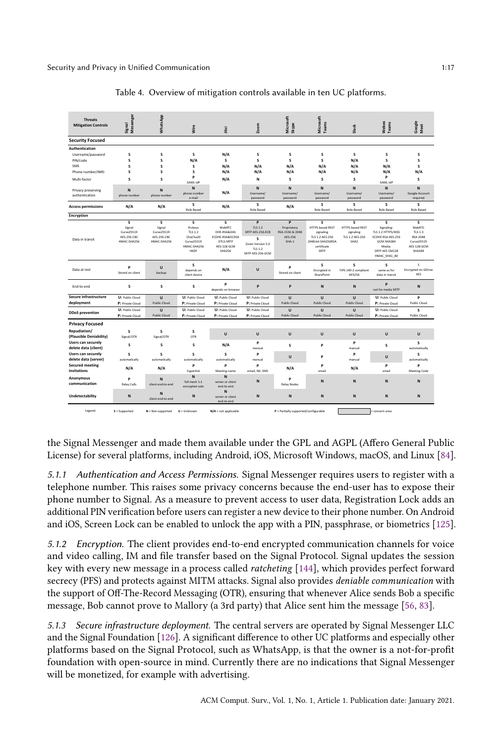Table 4. Overview of mitigation controls available in ten UC platforms.

| Threats / Mitigation Controls | Signal Messenger | WhatsApp | Wire | Jitsi | Zoom | Microsoft Skype | Microsoft Teams | Slack | Webex Teams | Google Meet |
|---|---|---|---|---|---|---|---|---|---|---|
| **Security Focused** | | | | | | | | | | |
| **Authentication** | | | | | | | | | | |
| Username/password | S | S | S | N/A | S | S | S | S | S | S |
| PIN/code | S | S | N/A | S | S | S | S | N/A | S | S |
| SMS | S | S | S | N/A | N/A | N/A | N/A | N/A | N/A | S |
| Phone number/IMEI | S | S | S | N/A | N/A | N/A | N/A | N/A | N/A | N/A |
| Multi-factor | S | S | P SAML IdP | N/A | N | S | S | S | P SAML IdP | S |
| Privacy preserving authentication | N phone number | N phone number | N phone number e-mail | N/A | N Username/ password | N Username/ password | N Username/ password | N Username/ password | N Username/ password | N Google Account required |
| **Access permissions** | N/A | N/A | S Role Based | N/A | S Role Based | N/A | S Role Based | S Role Based | S Role Based | S Role Based |
| **Encryption** | | | | | | | | | | |
| Data in transit | S Signal Curve25519 AES-256-CBC HMAC-SHA256 | S Signal Curve25519 AES-256-CBC HMAC-SHA256 | S Proteus TLS 1.2 ChaCha20 Curve25519 HMAC-SHA256 HKDF | S WebRTC DHE-RSA&DAS ECDHE-RSA&ECDSA DTLS-SRTP AES-128 GCM SHA256 | P TLS 1.2 SRTP AES-256-ECB; S Zoom Version 5.0 TLS 1.2 SRTP AES-256-GCM | P Proprietary RSA-1536 & 2048 AES-256 SHA-1 | S HTTPS based REST signaling TLS 1.2 AES-256 2048-bit SHA256RSA certificate SRTP | S HTTPS based REST signaling TLS 1.2 AES-256 SHA2 | S Signaling: TLS 1.2 HTTPS/WSS ECDHE RSA AES-256 GCM SHA384 Media: SRTP AES CM128 HMAC_SHA1_80 | S WebRTC TLS 1.3 RSA 2048 Curve25519 AES-128-GCM SHA384 |
| Data at rest | P Stored on client | U backup | S depends on client device | N/A | U | P Stored on client | S Encrypted in SharePoint | S FIPS 140-2 compliant AES256 | S same as for data in transit | S Encrypted on GDrive AES |
| End-to-end | S | S | S | P depends on browser | P | P | N | N | P not for media SRTP | N |
| **Secure infrastructure deployment** | U: Public Cloud P: Private Cloud | U Public Cloud | U: Public Cloud P: Private Cloud | U: Public Cloud P: Private Cloud | U: Public Cloud P: Private Cloud | U Public Cloud | U Public Cloud | U Public Cloud | U: Public Cloud P: Private Cloud | P Public Cloud |
| **DDoS prevention** | U: Public Cloud P: Private Cloud | U Public Cloud | U: Public Cloud P: Private Cloud | U: Public Cloud P: Private Cloud | U: Public Cloud P: Private Cloud | U Public Cloud | U Public Cloud | U Public Cloud | U: Public Cloud P: Private Cloud | S Public Cloud |
| **Privacy Focused** | | | | | | | | | | |
| **Repudiation/ (Plausible Deniability)** | S Signal/OTR | S Signal/OTR | S OTR | U | U | U | U | U | U | U |
| **Users can securely delete data (client)** | S | S | S | N/A | P manual | S | P | P manual | S | S automatically |
| **Users can securely delete data (server)** | S automatically | S automatically | S automatically | S automatically | P manual | U | P | P manual | U | S automatically |
| **Secured meeting invitations** | N/A | N/A | P hyperlink | P Meeting name | P email, IM, SMS | N/A | P email | N/A | P email | P Meeting Code |
| **Anonymous communication** | P Relay Calls | N client end-to-end | N full mesh 1:1 encrypted calls | N server or client end-to-end | N | P Relay Nodes | N | N | N | N |
| **Undetectability** | N | N client end-to-end | N | N server or client end-to-end | N | N | N | N | N | N |

Legend: S = Supported; N = Not-supported; U = Unknown; N/A = not applicable; P = Partially supported/configurable; shaded = concern area

the Signal Messenger and made them available under the GPL and AGPL (Affero General Public License) for several platforms, including Android, iOS, Microsoft Windows, macOS, and Linux [84].

*5.1.1 Authentication and Access Permissions.* Signal Messenger requires users to register with a telephone number. This raises some privacy concerns because the end-user has to expose their phone number to Signal. As a measure to prevent access to user data, Registration Lock adds an additional PIN verification before users can register a new device to their phone number. On Android and iOS, Screen Lock can be enabled to unlock the app with a PIN, passphrase, or biometrics [125].

*5.1.2 Encryption.* The client provides end-to-end encrypted communication channels for voice and video calling, IM and file transfer based on the Signal Protocol. Signal updates the session key with every new message in a process called *ratcheting* [144], which provides perfect forward secrecy (PFS) and protects against MITM attacks. Signal also provides *deniable communication* with the support of Off-The-Record Messaging (OTR), ensuring that whenever Alice sends Bob a specific message, Bob cannot prove to Mallory (a 3rd party) that Alice sent him the message [56, 83].

*5.1.3 Secure infrastructure deployment.* The central servers are operated by Signal Messenger LLC and the Signal Foundation [126]. A significant difference to other UC platforms and especially other platforms based on the Signal Protocol, such as WhatsApp, is that the owner is a not-for-profit foundation with open-source in mind. Currently there are no indications that Signal Messenger will be monetized, for example with advertising.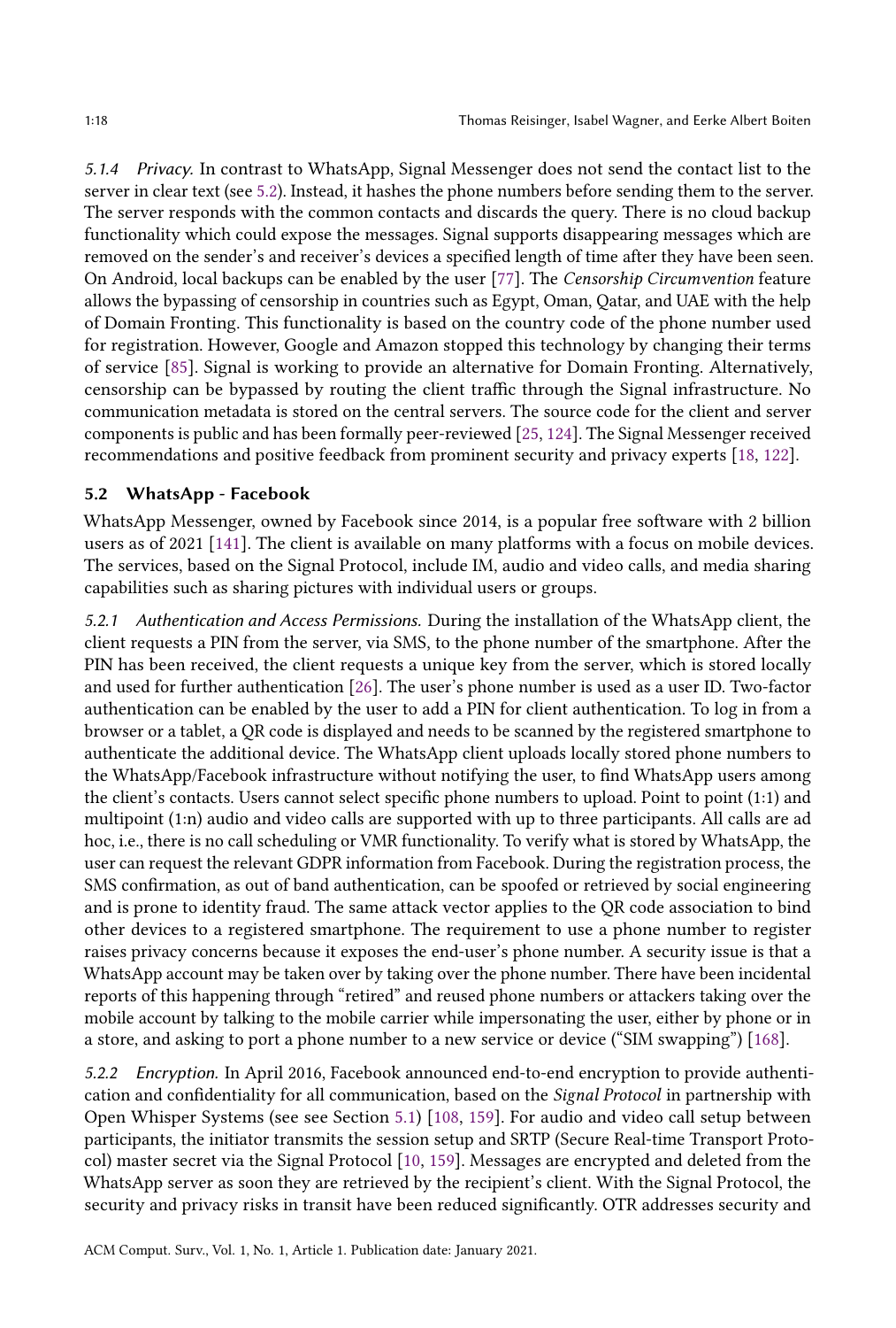*5.1.4 Privacy.* In contrast to WhatsApp, Signal Messenger does not send the contact list to the server in clear text (see 5.2). Instead, it hashes the phone numbers before sending them to the server. The server responds with the common contacts and discards the query. There is no cloud backup functionality which could expose the messages. Signal supports disappearing messages which are removed on the sender's and receiver's devices a specified length of time after they have been seen. On Android, local backups can be enabled by the user [77]. The *Censorship Circumvention* feature allows the bypassing of censorship in countries such as Egypt, Oman, Qatar, and UAE with the help of Domain Fronting. This functionality is based on the country code of the phone number used for registration. However, Google and Amazon stopped this technology by changing their terms of service [85]. Signal is working to provide an alternative for Domain Fronting. Alternatively, censorship can be bypassed by routing the client traffic through the Signal infrastructure. No communication metadata is stored on the central servers. The source code for the client and server components is public and has been formally peer-reviewed [25, 124]. The Signal Messenger received recommendations and positive feedback from prominent security and privacy experts [18, 122].

## 5.2 WhatsApp - Facebook

WhatsApp Messenger, owned by Facebook since 2014, is a popular free software with 2 billion users as of 2021 [141]. The client is available on many platforms with a focus on mobile devices. The services, based on the Signal Protocol, include IM, audio and video calls, and media sharing capabilities such as sharing pictures with individual users or groups.

*5.2.1 Authentication and Access Permissions.* During the installation of the WhatsApp client, the client requests a PIN from the server, via SMS, to the phone number of the smartphone. After the PIN has been received, the client requests a unique key from the server, which is stored locally and used for further authentication [26]. The user's phone number is used as a user ID. Two-factor authentication can be enabled by the user to add a PIN for client authentication. To log in from a browser or a tablet, a QR code is displayed and needs to be scanned by the registered smartphone to authenticate the additional device. The WhatsApp client uploads locally stored phone numbers to the WhatsApp/Facebook infrastructure without notifying the user, to find WhatsApp users among the client's contacts. Users cannot select specific phone numbers to upload. Point to point (1:1) and multipoint (1:n) audio and video calls are supported with up to three participants. All calls are ad hoc, i.e., there is no call scheduling or VMR functionality. To verify what is stored by WhatsApp, the user can request the relevant GDPR information from Facebook. During the registration process, the SMS confirmation, as out of band authentication, can be spoofed or retrieved by social engineering and is prone to identity fraud. The same attack vector applies to the QR code association to bind other devices to a registered smartphone. The requirement to use a phone number to register raises privacy concerns because it exposes the end-user's phone number. A security issue is that a WhatsApp account may be taken over by taking over the phone number. There have been incidental reports of this happening through "retired" and reused phone numbers or attackers taking over the mobile account by talking to the mobile carrier while impersonating the user, either by phone or in a store, and asking to port a phone number to a new service or device ("SIM swapping") [168].

*5.2.2 Encryption.* In April 2016, Facebook announced end-to-end encryption to provide authentication and confidentiality for all communication, based on the *Signal Protocol* in partnership with Open Whisper Systems (see see Section 5.1) [108, 159]. For audio and video call setup between participants, the initiator transmits the session setup and SRTP (Secure Real-time Transport Protocol) master secret via the Signal Protocol [10, 159]. Messages are encrypted and deleted from the WhatsApp server as soon they are retrieved by the recipient's client. With the Signal Protocol, the security and privacy risks in transit have been reduced significantly. OTR addresses security and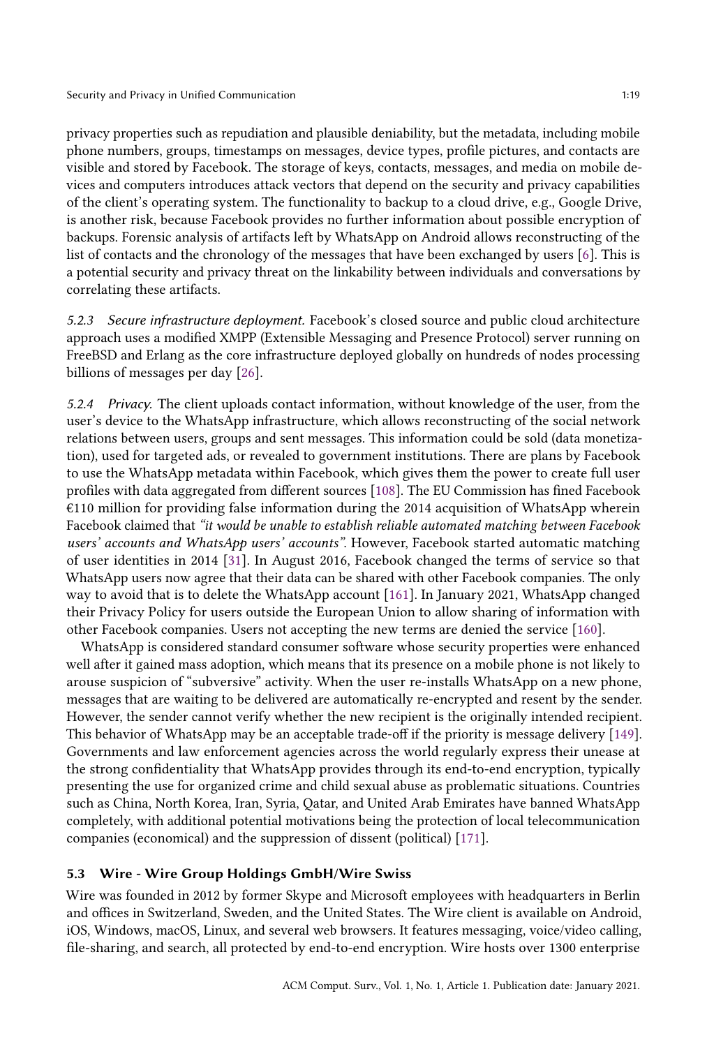privacy properties such as repudiation and plausible deniability, but the metadata, including mobile phone numbers, groups, timestamps on messages, device types, profile pictures, and contacts are visible and stored by Facebook. The storage of keys, contacts, messages, and media on mobile devices and computers introduces attack vectors that depend on the security and privacy capabilities of the client's operating system. The functionality to backup to a cloud drive, e.g., Google Drive, is another risk, because Facebook provides no further information about possible encryption of backups. Forensic analysis of artifacts left by WhatsApp on Android allows reconstructing of the list of contacts and the chronology of the messages that have been exchanged by users [6]. This is a potential security and privacy threat on the linkability between individuals and conversations by correlating these artifacts.

*5.2.3 Secure infrastructure deployment.* Facebook's closed source and public cloud architecture approach uses a modified XMPP (Extensible Messaging and Presence Protocol) server running on FreeBSD and Erlang as the core infrastructure deployed globally on hundreds of nodes processing billions of messages per day [26].

*5.2.4 Privacy.* The client uploads contact information, without knowledge of the user, from the user's device to the WhatsApp infrastructure, which allows reconstructing of the social network relations between users, groups and sent messages. This information could be sold (data monetization), used for targeted ads, or revealed to government institutions. There are plans by Facebook to use the WhatsApp metadata within Facebook, which gives them the power to create full user profiles with data aggregated from different sources [108]. The EU Commission has fined Facebook €110 million for providing false information during the 2014 acquisition of WhatsApp wherein Facebook claimed that *"it would be unable to establish reliable automated matching between Facebook users' accounts and WhatsApp users' accounts"*. However, Facebook started automatic matching of user identities in 2014 [31]. In August 2016, Facebook changed the terms of service so that WhatsApp users now agree that their data can be shared with other Facebook companies. The only way to avoid that is to delete the WhatsApp account [161]. In January 2021, WhatsApp changed their Privacy Policy for users outside the European Union to allow sharing of information with other Facebook companies. Users not accepting the new terms are denied the service [160].

WhatsApp is considered standard consumer software whose security properties were enhanced well after it gained mass adoption, which means that its presence on a mobile phone is not likely to arouse suspicion of "subversive" activity. When the user re-installs WhatsApp on a new phone, messages that are waiting to be delivered are automatically re-encrypted and resent by the sender. However, the sender cannot verify whether the new recipient is the originally intended recipient. This behavior of WhatsApp may be an acceptable trade-off if the priority is message delivery [149]. Governments and law enforcement agencies across the world regularly express their unease at the strong confidentiality that WhatsApp provides through its end-to-end encryption, typically presenting the use for organized crime and child sexual abuse as problematic situations. Countries such as China, North Korea, Iran, Syria, Qatar, and United Arab Emirates have banned WhatsApp completely, with additional potential motivations being the protection of local telecommunication companies (economical) and the suppression of dissent (political) [171].

### 5.3 Wire - Wire Group Holdings GmbH/Wire Swiss

Wire was founded in 2012 by former Skype and Microsoft employees with headquarters in Berlin and offices in Switzerland, Sweden, and the United States. The Wire client is available on Android, iOS, Windows, macOS, Linux, and several web browsers. It features messaging, voice/video calling, file-sharing, and search, all protected by end-to-end encryption. Wire hosts over 1300 enterprise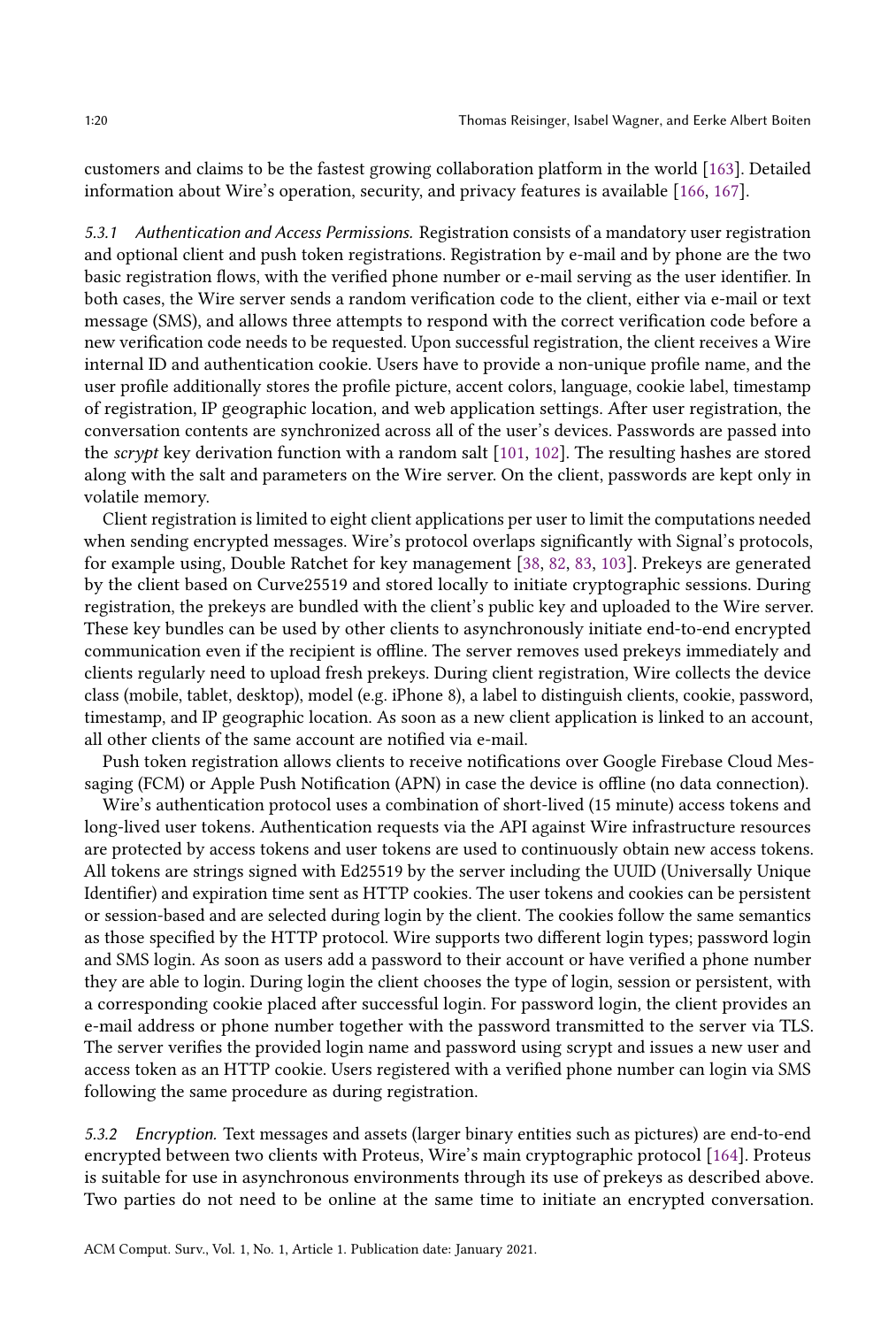customers and claims to be the fastest growing collaboration platform in the world [163]. Detailed information about Wire's operation, security, and privacy features is available [166, 167].

*5.3.1 Authentication and Access Permissions.* Registration consists of a mandatory user registration and optional client and push token registrations. Registration by e-mail and by phone are the two basic registration flows, with the verified phone number or e-mail serving as the user identifier. In both cases, the Wire server sends a random verification code to the client, either via e-mail or text message (SMS), and allows three attempts to respond with the correct verification code before a new verification code needs to be requested. Upon successful registration, the client receives a Wire internal ID and authentication cookie. Users have to provide a non-unique profile name, and the user profile additionally stores the profile picture, accent colors, language, cookie label, timestamp of registration, IP geographic location, and web application settings. After user registration, the conversation contents are synchronized across all of the user's devices. Passwords are passed into the *scrypt* key derivation function with a random salt [101, 102]. The resulting hashes are stored along with the salt and parameters on the Wire server. On the client, passwords are kept only in volatile memory.

Client registration is limited to eight client applications per user to limit the computations needed when sending encrypted messages. Wire's protocol overlaps significantly with Signal's protocols, for example using, Double Ratchet for key management [38, 82, 83, 103]. Prekeys are generated by the client based on Curve25519 and stored locally to initiate cryptographic sessions. During registration, the prekeys are bundled with the client's public key and uploaded to the Wire server. These key bundles can be used by other clients to asynchronously initiate end-to-end encrypted communication even if the recipient is offline. The server removes used prekeys immediately and clients regularly need to upload fresh prekeys. During client registration, Wire collects the device class (mobile, tablet, desktop), model (e.g. iPhone 8), a label to distinguish clients, cookie, password, timestamp, and IP geographic location. As soon as a new client application is linked to an account, all other clients of the same account are notified via e-mail.

Push token registration allows clients to receive notifications over Google Firebase Cloud Messaging (FCM) or Apple Push Notification (APN) in case the device is offline (no data connection).

Wire's authentication protocol uses a combination of short-lived (15 minute) access tokens and long-lived user tokens. Authentication requests via the API against Wire infrastructure resources are protected by access tokens and user tokens are used to continuously obtain new access tokens. All tokens are strings signed with Ed25519 by the server including the UUID (Universally Unique Identifier) and expiration time sent as HTTP cookies. The user tokens and cookies can be persistent or session-based and are selected during login by the client. The cookies follow the same semantics as those specified by the HTTP protocol. Wire supports two different login types; password login and SMS login. As soon as users add a password to their account or have verified a phone number they are able to login. During login the client chooses the type of login, session or persistent, with a corresponding cookie placed after successful login. For password login, the client provides an e-mail address or phone number together with the password transmitted to the server via TLS. The server verifies the provided login name and password using scrypt and issues a new user and access token as an HTTP cookie. Users registered with a verified phone number can login via SMS following the same procedure as during registration.

*5.3.2 Encryption.* Text messages and assets (larger binary entities such as pictures) are end-to-end encrypted between two clients with Proteus, Wire's main cryptographic protocol [164]. Proteus is suitable for use in asynchronous environments through its use of prekeys as described above. Two parties do not need to be online at the same time to initiate an encrypted conversation.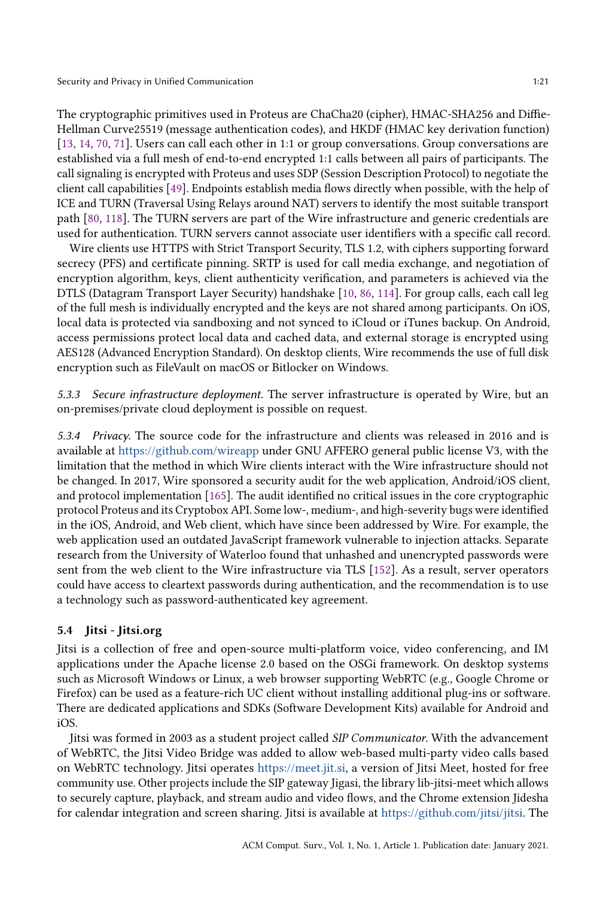The cryptographic primitives used in Proteus are ChaCha20 (cipher), HMAC-SHA256 and Diffie-Hellman Curve25519 (message authentication codes), and HKDF (HMAC key derivation function) [13, 14, 70, 71]. Users can call each other in 1:1 or group conversations. Group conversations are established via a full mesh of end-to-end encrypted 1:1 calls between all pairs of participants. The call signaling is encrypted with Proteus and uses SDP (Session Description Protocol) to negotiate the client call capabilities [49]. Endpoints establish media flows directly when possible, with the help of ICE and TURN (Traversal Using Relays around NAT) servers to identify the most suitable transport path [80, 118]. The TURN servers are part of the Wire infrastructure and generic credentials are used for authentication. TURN servers cannot associate user identifiers with a specific call record.

Wire clients use HTTPS with Strict Transport Security, TLS 1.2, with ciphers supporting forward secrecy (PFS) and certificate pinning. SRTP is used for call media exchange, and negotiation of encryption algorithm, keys, client authenticity verification, and parameters is achieved via the DTLS (Datagram Transport Layer Security) handshake [10, 86, 114]. For group calls, each call leg of the full mesh is individually encrypted and the keys are not shared among participants. On iOS, local data is protected via sandboxing and not synced to iCloud or iTunes backup. On Android, access permissions protect local data and cached data, and external storage is encrypted using AES128 (Advanced Encryption Standard). On desktop clients, Wire recommends the use of full disk encryption such as FileVault on macOS or Bitlocker on Windows.

*5.3.3 Secure infrastructure deployment.* The server infrastructure is operated by Wire, but an on-premises/private cloud deployment is possible on request.

*5.3.4 Privacy.* The source code for the infrastructure and clients was released in 2016 and is available at https://github.com/wireapp under GNU AFFERO general public license V3, with the limitation that the method in which Wire clients interact with the Wire infrastructure should not be changed. In 2017, Wire sponsored a security audit for the web application, Android/iOS client, and protocol implementation [165]. The audit identified no critical issues in the core cryptographic protocol Proteus and its Cryptobox API. Some low-, medium-, and high-severity bugs were identified in the iOS, Android, and Web client, which have since been addressed by Wire. For example, the web application used an outdated JavaScript framework vulnerable to injection attacks. Separate research from the University of Waterloo found that unhashed and unencrypted passwords were sent from the web client to the Wire infrastructure via TLS [152]. As a result, server operators could have access to cleartext passwords during authentication, and the recommendation is to use a technology such as password-authenticated key agreement.

### 5.4 Jitsi - Jitsi.org

Jitsi is a collection of free and open-source multi-platform voice, video conferencing, and IM applications under the Apache license 2.0 based on the OSGi framework. On desktop systems such as Microsoft Windows or Linux, a web browser supporting WebRTC (e.g., Google Chrome or Firefox) can be used as a feature-rich UC client without installing additional plug-ins or software. There are dedicated applications and SDKs (Software Development Kits) available for Android and iOS.

Jitsi was formed in 2003 as a student project called *SIP Communicator*. With the advancement of WebRTC, the Jitsi Video Bridge was added to allow web-based multi-party video calls based on WebRTC technology. Jitsi operates https://meet.jit.si, a version of Jitsi Meet, hosted for free community use. Other projects include the SIP gateway Jigasi, the library lib-jitsi-meet which allows to securely capture, playback, and stream audio and video flows, and the Chrome extension Jidesha for calendar integration and screen sharing. Jitsi is available at https://github.com/jitsi/jitsi. The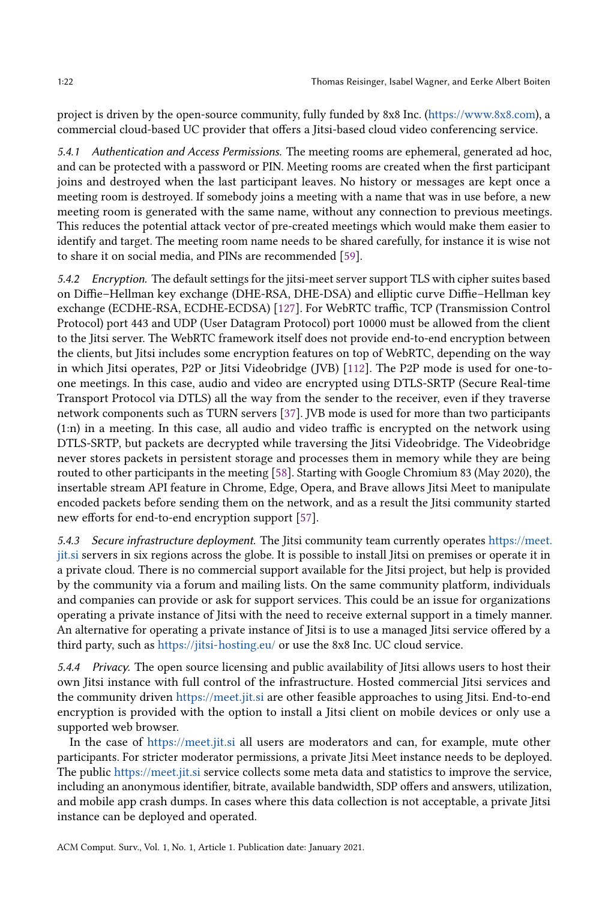project is driven by the open-source community, fully funded by 8x8 Inc. (https://www.8x8.com), a commercial cloud-based UC provider that offers a Jitsi-based cloud video conferencing service.

*5.4.1 Authentication and Access Permissions.* The meeting rooms are ephemeral, generated ad hoc, and can be protected with a password or PIN. Meeting rooms are created when the first participant joins and destroyed when the last participant leaves. No history or messages are kept once a meeting room is destroyed. If somebody joins a meeting with a name that was in use before, a new meeting room is generated with the same name, without any connection to previous meetings. This reduces the potential attack vector of pre-created meetings which would make them easier to identify and target. The meeting room name needs to be shared carefully, for instance it is wise not to share it on social media, and PINs are recommended [59].

*5.4.2 Encryption.* The default settings for the jitsi-meet server support TLS with cipher suites based on Diffie–Hellman key exchange (DHE-RSA, DHE-DSA) and elliptic curve Diffie–Hellman key exchange (ECDHE-RSA, ECDHE-ECDSA) [127]. For WebRTC traffic, TCP (Transmission Control Protocol) port 443 and UDP (User Datagram Protocol) port 10000 must be allowed from the client to the Jitsi server. The WebRTC framework itself does not provide end-to-end encryption between the clients, but Jitsi includes some encryption features on top of WebRTC, depending on the way in which Jitsi operates, P2P or Jitsi Videobridge (JVB) [112]. The P2P mode is used for one-to-one meetings. In this case, audio and video are encrypted using DTLS-SRTP (Secure Real-time Transport Protocol via DTLS) all the way from the sender to the receiver, even if they traverse network components such as TURN servers [37]. JVB mode is used for more than two participants (1:n) in a meeting. In this case, all audio and video traffic is encrypted on the network using DTLS-SRTP, but packets are decrypted while traversing the Jitsi Videobridge. The Videobridge never stores packets in persistent storage and processes them in memory while they are being routed to other participants in the meeting [58]. Starting with Google Chromium 83 (May 2020), the insertable stream API feature in Chrome, Edge, Opera, and Brave allows Jitsi Meet to manipulate encoded packets before sending them on the network, and as a result the Jitsi community started new efforts for end-to-end encryption support [57].

*5.4.3 Secure infrastructure deployment.* The Jitsi community team currently operates https://meet.jit.si servers in six regions across the globe. It is possible to install Jitsi on premises or operate it in a private cloud. There is no commercial support available for the Jitsi project, but help is provided by the community via a forum and mailing lists. On the same community platform, individuals and companies can provide or ask for support services. This could be an issue for organizations operating a private instance of Jitsi with the need to receive external support in a timely manner. An alternative for operating a private instance of Jitsi is to use a managed Jitsi service offered by a third party, such as https://jitsi-hosting.eu/ or use the 8x8 Inc. UC cloud service.

*5.4.4 Privacy.* The open source licensing and public availability of Jitsi allows users to host their own Jitsi instance with full control of the infrastructure. Hosted commercial Jitsi services and the community driven https://meet.jit.si are other feasible approaches to using Jitsi. End-to-end encryption is provided with the option to install a Jitsi client on mobile devices or only use a supported web browser.

In the case of https://meet.jit.si all users are moderators and can, for example, mute other participants. For stricter moderator permissions, a private Jitsi Meet instance needs to be deployed. The public https://meet.jit.si service collects some meta data and statistics to improve the service, including an anonymous identifier, bitrate, available bandwidth, SDP offers and answers, utilization, and mobile app crash dumps. In cases where this data collection is not acceptable, a private Jitsi instance can be deployed and operated.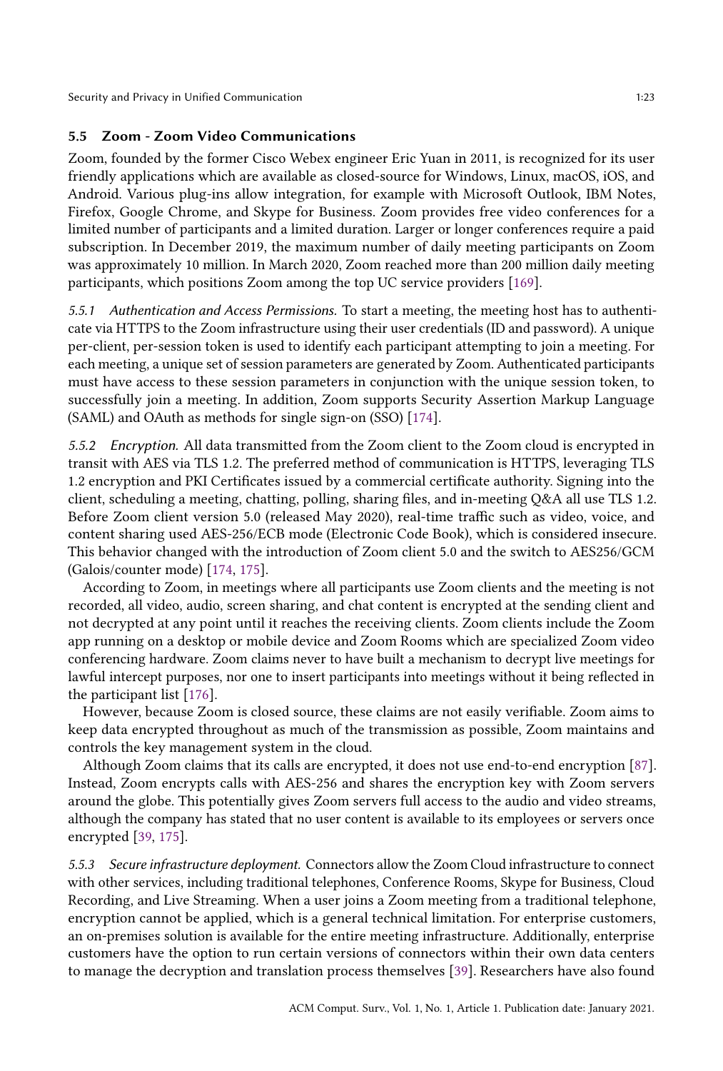### 5.5 Zoom - Zoom Video Communications

Zoom, founded by the former Cisco Webex engineer Eric Yuan in 2011, is recognized for its user friendly applications which are available as closed-source for Windows, Linux, macOS, iOS, and Android. Various plug-ins allow integration, for example with Microsoft Outlook, IBM Notes, Firefox, Google Chrome, and Skype for Business. Zoom provides free video conferences for a limited number of participants and a limited duration. Larger or longer conferences require a paid subscription. In December 2019, the maximum number of daily meeting participants on Zoom was approximately 10 million. In March 2020, Zoom reached more than 200 million daily meeting participants, which positions Zoom among the top UC service providers [169].

*5.5.1 Authentication and Access Permissions.* To start a meeting, the meeting host has to authenticate via HTTPS to the Zoom infrastructure using their user credentials (ID and password). A unique per-client, per-session token is used to identify each participant attempting to join a meeting. For each meeting, a unique set of session parameters are generated by Zoom. Authenticated participants must have access to these session parameters in conjunction with the unique session token, to successfully join a meeting. In addition, Zoom supports Security Assertion Markup Language (SAML) and OAuth as methods for single sign-on (SSO) [174].

*5.5.2 Encryption.* All data transmitted from the Zoom client to the Zoom cloud is encrypted in transit with AES via TLS 1.2. The preferred method of communication is HTTPS, leveraging TLS 1.2 encryption and PKI Certificates issued by a commercial certificate authority. Signing into the client, scheduling a meeting, chatting, polling, sharing files, and in-meeting Q&A all use TLS 1.2. Before Zoom client version 5.0 (released May 2020), real-time traffic such as video, voice, and content sharing used AES-256/ECB mode (Electronic Code Book), which is considered insecure. This behavior changed with the introduction of Zoom client 5.0 and the switch to AES256/GCM (Galois/counter mode) [174, 175].

According to Zoom, in meetings where all participants use Zoom clients and the meeting is not recorded, all video, audio, screen sharing, and chat content is encrypted at the sending client and not decrypted at any point until it reaches the receiving clients. Zoom clients include the Zoom app running on a desktop or mobile device and Zoom Rooms which are specialized Zoom video conferencing hardware. Zoom claims never to have built a mechanism to decrypt live meetings for lawful intercept purposes, nor one to insert participants into meetings without it being reflected in the participant list [176].

However, because Zoom is closed source, these claims are not easily verifiable. Zoom aims to keep data encrypted throughout as much of the transmission as possible, Zoom maintains and controls the key management system in the cloud.

Although Zoom claims that its calls are encrypted, it does not use end-to-end encryption [87]. Instead, Zoom encrypts calls with AES-256 and shares the encryption key with Zoom servers around the globe. This potentially gives Zoom servers full access to the audio and video streams, although the company has stated that no user content is available to its employees or servers once encrypted [39, 175].

*5.5.3 Secure infrastructure deployment.* Connectors allow the Zoom Cloud infrastructure to connect with other services, including traditional telephones, Conference Rooms, Skype for Business, Cloud Recording, and Live Streaming. When a user joins a Zoom meeting from a traditional telephone, encryption cannot be applied, which is a general technical limitation. For enterprise customers, an on-premises solution is available for the entire meeting infrastructure. Additionally, enterprise customers have the option to run certain versions of connectors within their own data centers to manage the decryption and translation process themselves [39]. Researchers have also found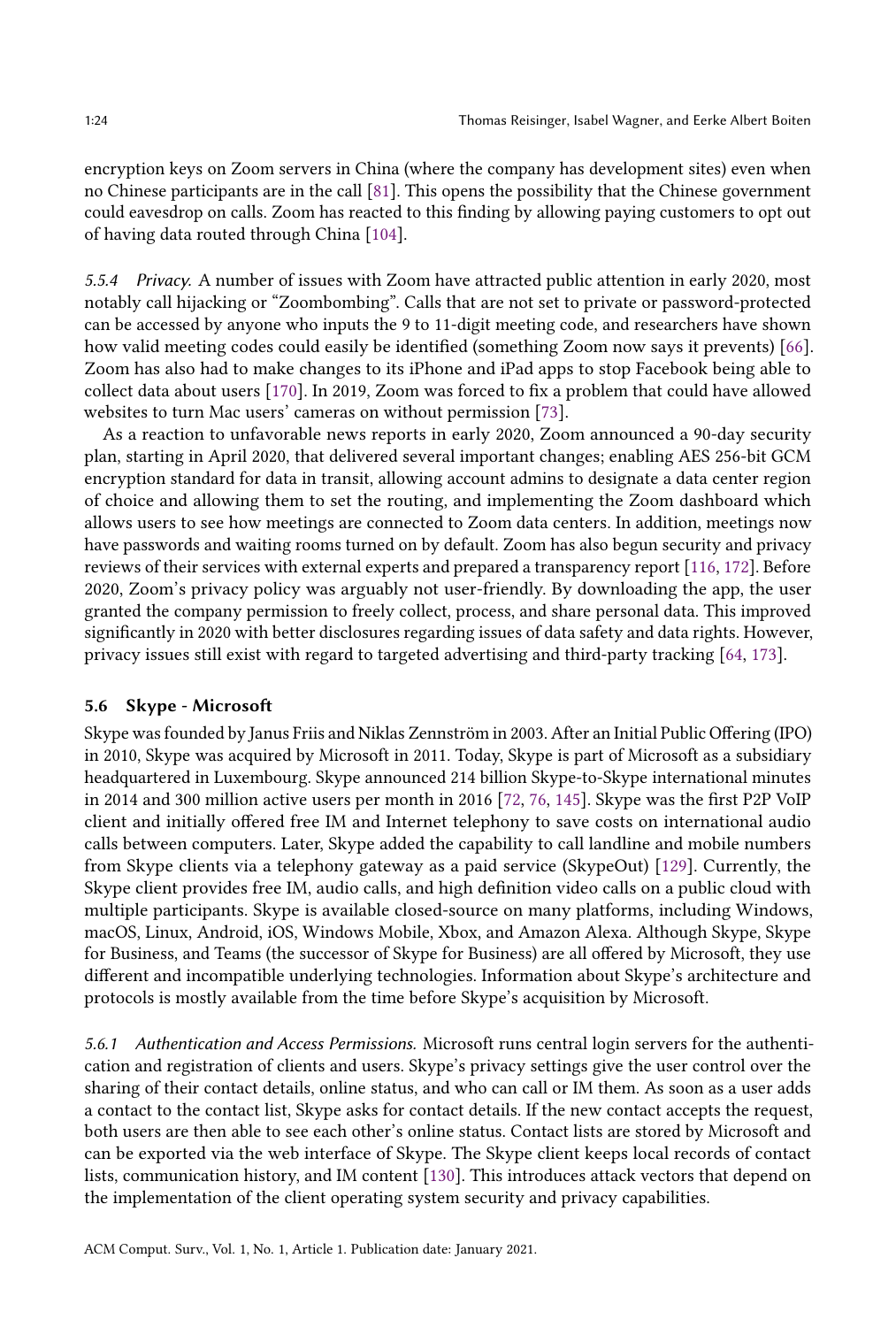encryption keys on Zoom servers in China (where the company has development sites) even when no Chinese participants are in the call [81]. This opens the possibility that the Chinese government could eavesdrop on calls. Zoom has reacted to this finding by allowing paying customers to opt out of having data routed through China [104].

*5.5.4 Privacy.* A number of issues with Zoom have attracted public attention in early 2020, most notably call hijacking or "Zoombombing". Calls that are not set to private or password-protected can be accessed by anyone who inputs the 9 to 11-digit meeting code, and researchers have shown how valid meeting codes could easily be identified (something Zoom now says it prevents) [66]. Zoom has also had to make changes to its iPhone and iPad apps to stop Facebook being able to collect data about users [170]. In 2019, Zoom was forced to fix a problem that could have allowed websites to turn Mac users' cameras on without permission [73].

As a reaction to unfavorable news reports in early 2020, Zoom announced a 90-day security plan, starting in April 2020, that delivered several important changes; enabling AES 256-bit GCM encryption standard for data in transit, allowing account admins to designate a data center region of choice and allowing them to set the routing, and implementing the Zoom dashboard which allows users to see how meetings are connected to Zoom data centers. In addition, meetings now have passwords and waiting rooms turned on by default. Zoom has also begun security and privacy reviews of their services with external experts and prepared a transparency report [116, 172]. Before 2020, Zoom's privacy policy was arguably not user-friendly. By downloading the app, the user granted the company permission to freely collect, process, and share personal data. This improved significantly in 2020 with better disclosures regarding issues of data safety and data rights. However, privacy issues still exist with regard to targeted advertising and third-party tracking [64, 173].

### 5.6 Skype - Microsoft

Skype was founded by Janus Friis and Niklas Zennström in 2003. After an Initial Public Offering (IPO) in 2010, Skype was acquired by Microsoft in 2011. Today, Skype is part of Microsoft as a subsidiary headquartered in Luxembourg. Skype announced 214 billion Skype-to-Skype international minutes in 2014 and 300 million active users per month in 2016 [72, 76, 145]. Skype was the first P2P VoIP client and initially offered free IM and Internet telephony to save costs on international audio calls between computers. Later, Skype added the capability to call landline and mobile numbers from Skype clients via a telephony gateway as a paid service (SkypeOut) [129]. Currently, the Skype client provides free IM, audio calls, and high definition video calls on a public cloud with multiple participants. Skype is available closed-source on many platforms, including Windows, macOS, Linux, Android, iOS, Windows Mobile, Xbox, and Amazon Alexa. Although Skype, Skype for Business, and Teams (the successor of Skype for Business) are all offered by Microsoft, they use different and incompatible underlying technologies. Information about Skype's architecture and protocols is mostly available from the time before Skype's acquisition by Microsoft.

*5.6.1 Authentication and Access Permissions.* Microsoft runs central login servers for the authentication and registration of clients and users. Skype's privacy settings give the user control over the sharing of their contact details, online status, and who can call or IM them. As soon as a user adds a contact to the contact list, Skype asks for contact details. If the new contact accepts the request, both users are then able to see each other's online status. Contact lists are stored by Microsoft and can be exported via the web interface of Skype. The Skype client keeps local records of contact lists, communication history, and IM content [130]. This introduces attack vectors that depend on the implementation of the client operating system security and privacy capabilities.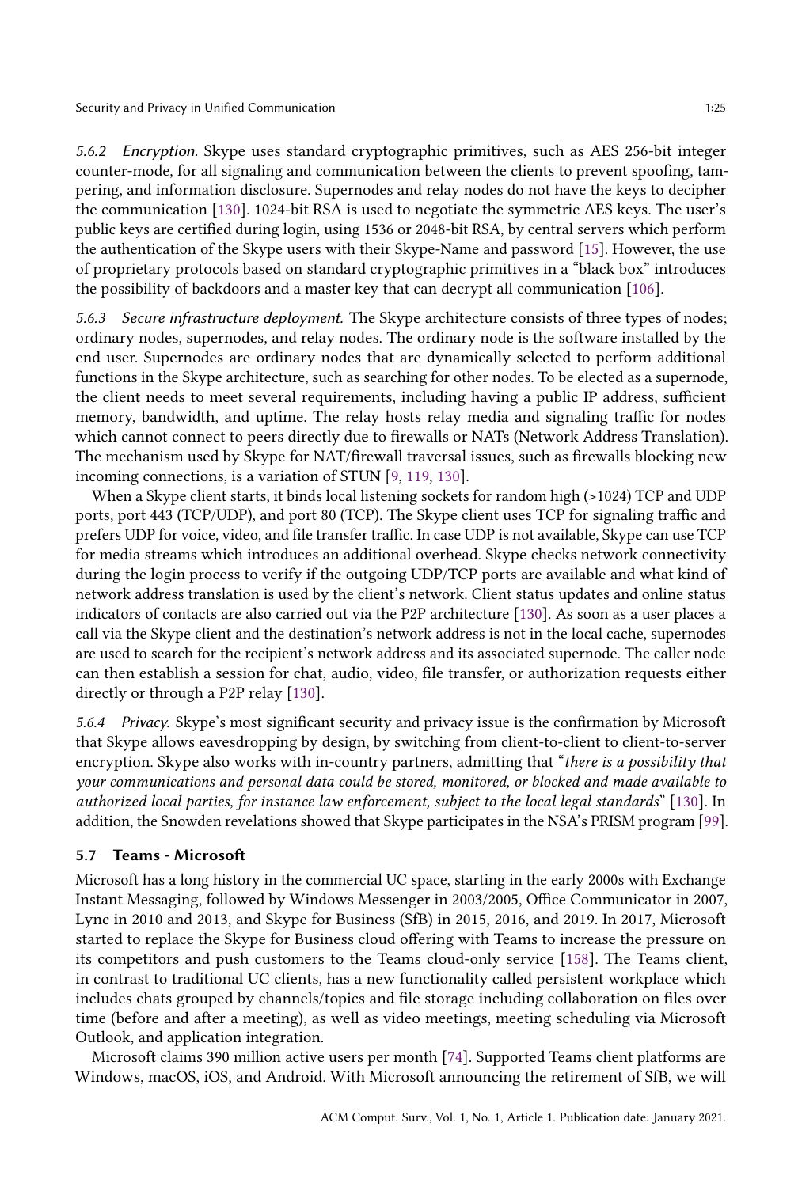*5.6.2 Encryption.* Skype uses standard cryptographic primitives, such as AES 256-bit integer counter-mode, for all signaling and communication between the clients to prevent spoofing, tampering, and information disclosure. Supernodes and relay nodes do not have the keys to decipher the communication [130]. 1024-bit RSA is used to negotiate the symmetric AES keys. The user's public keys are certified during login, using 1536 or 2048-bit RSA, by central servers which perform the authentication of the Skype users with their Skype-Name and password [15]. However, the use of proprietary protocols based on standard cryptographic primitives in a "black box" introduces the possibility of backdoors and a master key that can decrypt all communication [106].

*5.6.3 Secure infrastructure deployment.* The Skype architecture consists of three types of nodes; ordinary nodes, supernodes, and relay nodes. The ordinary node is the software installed by the end user. Supernodes are ordinary nodes that are dynamically selected to perform additional functions in the Skype architecture, such as searching for other nodes. To be elected as a supernode, the client needs to meet several requirements, including having a public IP address, sufficient memory, bandwidth, and uptime. The relay hosts relay media and signaling traffic for nodes which cannot connect to peers directly due to firewalls or NATs (Network Address Translation). The mechanism used by Skype for NAT/firewall traversal issues, such as firewalls blocking new incoming connections, is a variation of STUN [9, 119, 130].

When a Skype client starts, it binds local listening sockets for random high (>1024) TCP and UDP ports, port 443 (TCP/UDP), and port 80 (TCP). The Skype client uses TCP for signaling traffic and prefers UDP for voice, video, and file transfer traffic. In case UDP is not available, Skype can use TCP for media streams which introduces an additional overhead. Skype checks network connectivity during the login process to verify if the outgoing UDP/TCP ports are available and what kind of network address translation is used by the client's network. Client status updates and online status indicators of contacts are also carried out via the P2P architecture [130]. As soon as a user places a call via the Skype client and the destination's network address is not in the local cache, supernodes are used to search for the recipient's network address and its associated supernode. The caller node can then establish a session for chat, audio, video, file transfer, or authorization requests either directly or through a P2P relay [130].

*5.6.4 Privacy.* Skype's most significant security and privacy issue is the confirmation by Microsoft that Skype allows eavesdropping by design, by switching from client-to-client to client-to-server encryption. Skype also works with in-country partners, admitting that "*there is a possibility that your communications and personal data could be stored, monitored, or blocked and made available to authorized local parties, for instance law enforcement, subject to the local legal standards*" [130]. In addition, the Snowden revelations showed that Skype participates in the NSA's PRISM program [99].

### 5.7 Teams - Microsoft

Microsoft has a long history in the commercial UC space, starting in the early 2000s with Exchange Instant Messaging, followed by Windows Messenger in 2003/2005, Office Communicator in 2007, Lync in 2010 and 2013, and Skype for Business (SfB) in 2015, 2016, and 2019. In 2017, Microsoft started to replace the Skype for Business cloud offering with Teams to increase the pressure on its competitors and push customers to the Teams cloud-only service [158]. The Teams client, in contrast to traditional UC clients, has a new functionality called persistent workplace which includes chats grouped by channels/topics and file storage including collaboration on files over time (before and after a meeting), as well as video meetings, meeting scheduling via Microsoft Outlook, and application integration.

Microsoft claims 390 million active users per month [74]. Supported Teams client platforms are Windows, macOS, iOS, and Android. With Microsoft announcing the retirement of SfB, we will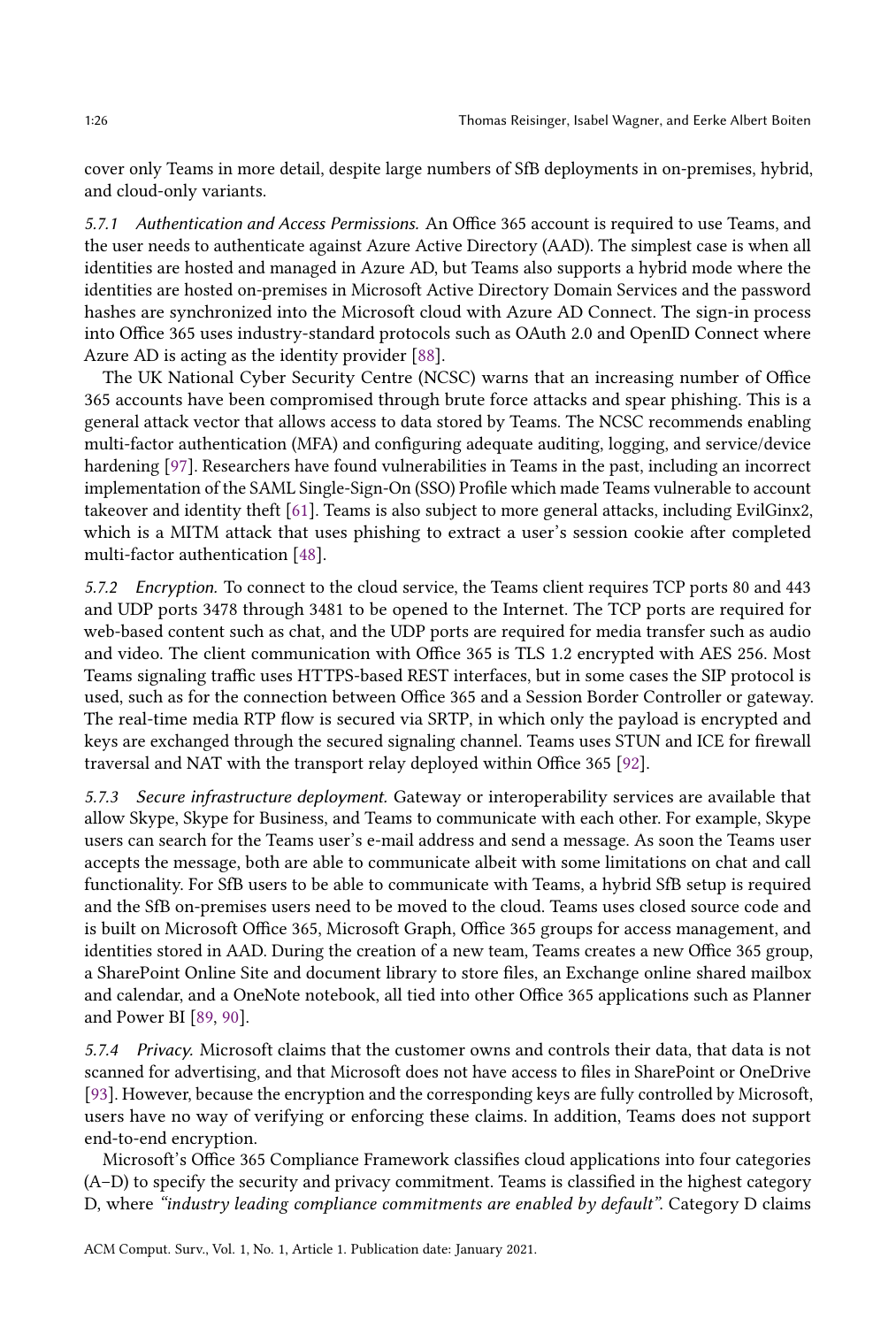cover only Teams in more detail, despite large numbers of SfB deployments in on-premises, hybrid, and cloud-only variants.

#### 5.7.1 *Authentication and Access Permissions.*

An Office 365 account is required to use Teams, and the user needs to authenticate against Azure Active Directory (AAD). The simplest case is when all identities are hosted and managed in Azure AD, but Teams also supports a hybrid mode where the identities are hosted on-premises in Microsoft Active Directory Domain Services and the password hashes are synchronized into the Microsoft cloud with Azure AD Connect. The sign-in process into Office 365 uses industry-standard protocols such as OAuth 2.0 and OpenID Connect where Azure AD is acting as the identity provider [88].

The UK National Cyber Security Centre (NCSC) warns that an increasing number of Office 365 accounts have been compromised through brute force attacks and spear phishing. This is a general attack vector that allows access to data stored by Teams. The NCSC recommends enabling multi-factor authentication (MFA) and configuring adequate auditing, logging, and service/device hardening [97]. Researchers have found vulnerabilities in Teams in the past, including an incorrect implementation of the SAML Single-Sign-On (SSO) Profile which made Teams vulnerable to account takeover and identity theft [61]. Teams is also subject to more general attacks, including EvilGinx2, which is a MITM attack that uses phishing to extract a user's session cookie after completed multi-factor authentication [48].

#### 5.7.2 *Encryption.*

To connect to the cloud service, the Teams client requires TCP ports 80 and 443 and UDP ports 3478 through 3481 to be opened to the Internet. The TCP ports are required for web-based content such as chat, and the UDP ports are required for media transfer such as audio and video. The client communication with Office 365 is TLS 1.2 encrypted with AES 256. Most Teams signaling traffic uses HTTPS-based REST interfaces, but in some cases the SIP protocol is used, such as for the connection between Office 365 and a Session Border Controller or gateway. The real-time media RTP flow is secured via SRTP, in which only the payload is encrypted and keys are exchanged through the secured signaling channel. Teams uses STUN and ICE for firewall traversal and NAT with the transport relay deployed within Office 365 [92].

#### 5.7.3 *Secure infrastructure deployment.*

Gateway or interoperability services are available that allow Skype, Skype for Business, and Teams to communicate with each other. For example, Skype users can search for the Teams user's e-mail address and send a message. As soon the Teams user accepts the message, both are able to communicate albeit with some limitations on chat and call functionality. For SfB users to be able to communicate with Teams, a hybrid SfB setup is required and the SfB on-premises users need to be moved to the cloud. Teams uses closed source code and is built on Microsoft Office 365, Microsoft Graph, Office 365 groups for access management, and identities stored in AAD. During the creation of a new team, Teams creates a new Office 365 group, a SharePoint Online Site and document library to store files, an Exchange online shared mailbox and calendar, and a OneNote notebook, all tied into other Office 365 applications such as Planner and Power BI [89, 90].

#### 5.7.4 *Privacy.*

Microsoft claims that the customer owns and controls their data, that data is not scanned for advertising, and that Microsoft does not have access to files in SharePoint or OneDrive [93]. However, because the encryption and the corresponding keys are fully controlled by Microsoft, users have no way of verifying or enforcing these claims. In addition, Teams does not support end-to-end encryption.

Microsoft's Office 365 Compliance Framework classifies cloud applications into four categories (A–D) to specify the security and privacy commitment. Teams is classified in the highest category D, where *"industry leading compliance commitments are enabled by default"*. Category D claims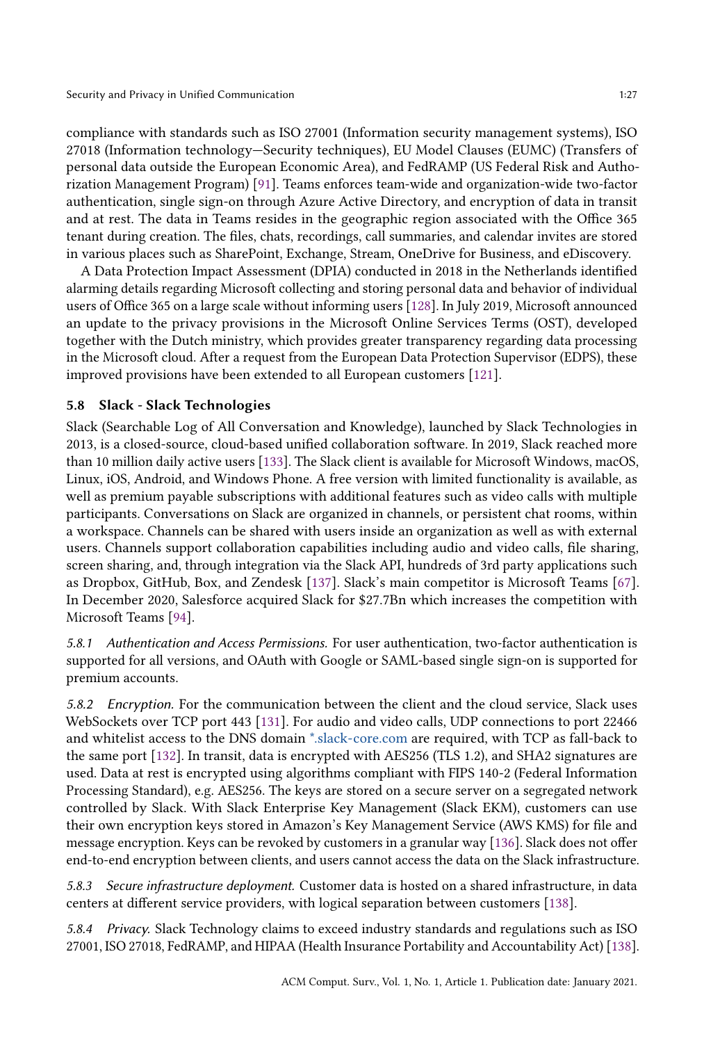compliance with standards such as ISO 27001 (Information security management systems), ISO 27018 (Information technology—Security techniques), EU Model Clauses (EUMC) (Transfers of personal data outside the European Economic Area), and FedRAMP (US Federal Risk and Authorization Management Program) [91]. Teams enforces team-wide and organization-wide two-factor authentication, single sign-on through Azure Active Directory, and encryption of data in transit and at rest. The data in Teams resides in the geographic region associated with the Office 365 tenant during creation. The files, chats, recordings, call summaries, and calendar invites are stored in various places such as SharePoint, Exchange, Stream, OneDrive for Business, and eDiscovery.

A Data Protection Impact Assessment (DPIA) conducted in 2018 in the Netherlands identified alarming details regarding Microsoft collecting and storing personal data and behavior of individual users of Office 365 on a large scale without informing users [128]. In July 2019, Microsoft announced an update to the privacy provisions in the Microsoft Online Services Terms (OST), developed together with the Dutch ministry, which provides greater transparency regarding data processing in the Microsoft cloud. After a request from the European Data Protection Supervisor (EDPS), these improved provisions have been extended to all European customers [121].

### 5.8 Slack - Slack Technologies

Slack (Searchable Log of All Conversation and Knowledge), launched by Slack Technologies in 2013, is a closed-source, cloud-based unified collaboration software. In 2019, Slack reached more than 10 million daily active users [133]. The Slack client is available for Microsoft Windows, macOS, Linux, iOS, Android, and Windows Phone. A free version with limited functionality is available, as well as premium payable subscriptions with additional features such as video calls with multiple participants. Conversations on Slack are organized in channels, or persistent chat rooms, within a workspace. Channels can be shared with users inside an organization as well as with external users. Channels support collaboration capabilities including audio and video calls, file sharing, screen sharing, and, through integration via the Slack API, hundreds of 3rd party applications such as Dropbox, GitHub, Box, and Zendesk [137]. Slack's main competitor is Microsoft Teams [67]. In December 2020, Salesforce acquired Slack for $27.7Bn which increases the competition with Microsoft Teams [94].

*5.8.1 Authentication and Access Permissions.* For user authentication, two-factor authentication is supported for all versions, and OAuth with Google or SAML-based single sign-on is supported for premium accounts.

*5.8.2 Encryption.* For the communication between the client and the cloud service, Slack uses WebSockets over TCP port 443 [131]. For audio and video calls, UDP connections to port 22466 and whitelist access to the DNS domain *.slack-core.com are required, with TCP as fall-back to the same port [132]. In transit, data is encrypted with AES256 (TLS 1.2), and SHA2 signatures are used. Data at rest is encrypted using algorithms compliant with FIPS 140-2 (Federal Information Processing Standard), e.g. AES256. The keys are stored on a secure server on a segregated network controlled by Slack. With Slack Enterprise Key Management (Slack EKM), customers can use their own encryption keys stored in Amazon's Key Management Service (AWS KMS) for file and message encryption. Keys can be revoked by customers in a granular way [136]. Slack does not offer end-to-end encryption between clients, and users cannot access the data on the Slack infrastructure.

*5.8.3 Secure infrastructure deployment.* Customer data is hosted on a shared infrastructure, in data centers at different service providers, with logical separation between customers [138].

*5.8.4 Privacy.* Slack Technology claims to exceed industry standards and regulations such as ISO 27001, ISO 27018, FedRAMP, and HIPAA (Health Insurance Portability and Accountability Act) [138].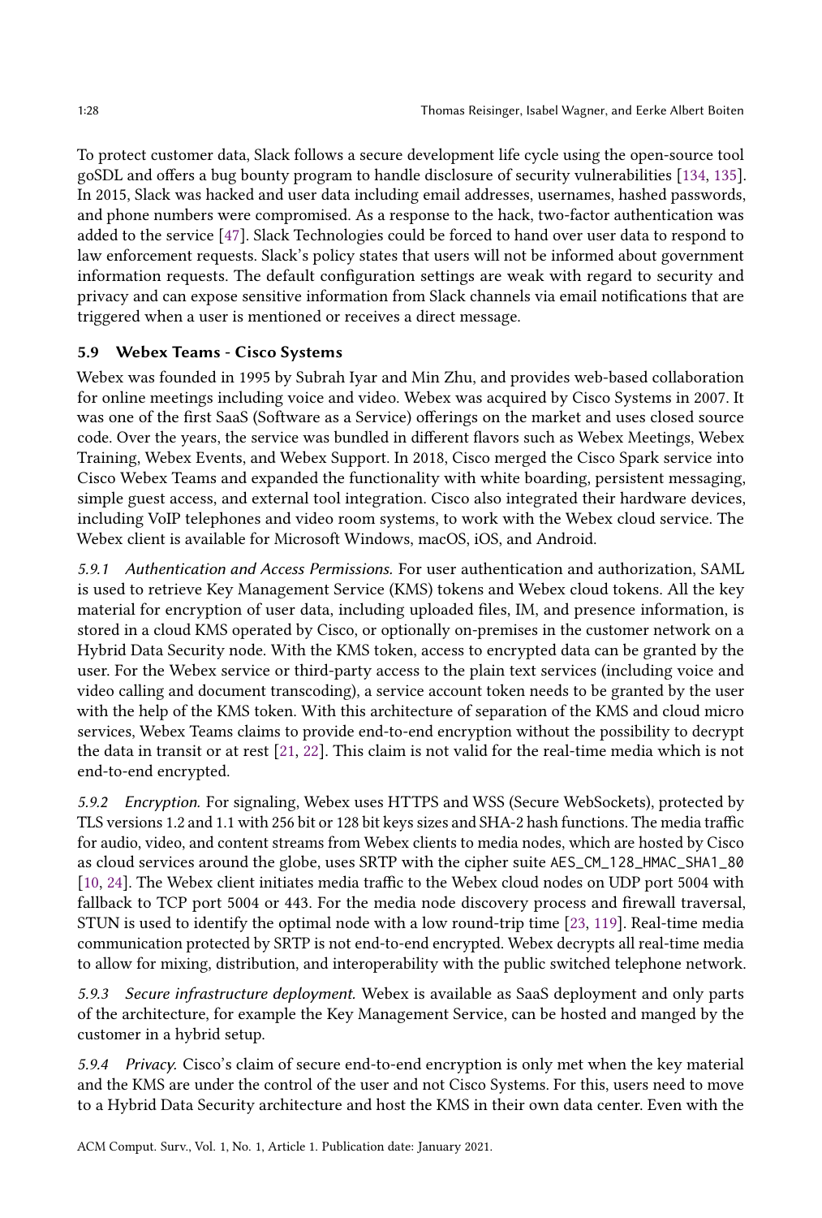To protect customer data, Slack follows a secure development life cycle using the open-source tool goSDL and offers a bug bounty program to handle disclosure of security vulnerabilities [134, 135]. In 2015, Slack was hacked and user data including email addresses, usernames, hashed passwords, and phone numbers were compromised. As a response to the hack, two-factor authentication was added to the service [47]. Slack Technologies could be forced to hand over user data to respond to law enforcement requests. Slack's policy states that users will not be informed about government information requests. The default configuration settings are weak with regard to security and privacy and can expose sensitive information from Slack channels via email notifications that are triggered when a user is mentioned or receives a direct message.

### 5.9 Webex Teams - Cisco Systems

Webex was founded in 1995 by Subrah Iyar and Min Zhu, and provides web-based collaboration for online meetings including voice and video. Webex was acquired by Cisco Systems in 2007. It was one of the first SaaS (Software as a Service) offerings on the market and uses closed source code. Over the years, the service was bundled in different flavors such as Webex Meetings, Webex Training, Webex Events, and Webex Support. In 2018, Cisco merged the Cisco Spark service into Cisco Webex Teams and expanded the functionality with white boarding, persistent messaging, simple guest access, and external tool integration. Cisco also integrated their hardware devices, including VoIP telephones and video room systems, to work with the Webex cloud service. The Webex client is available for Microsoft Windows, macOS, iOS, and Android.

*5.9.1 Authentication and Access Permissions.* For user authentication and authorization, SAML is used to retrieve Key Management Service (KMS) tokens and Webex cloud tokens. All the key material for encryption of user data, including uploaded files, IM, and presence information, is stored in a cloud KMS operated by Cisco, or optionally on-premises in the customer network on a Hybrid Data Security node. With the KMS token, access to encrypted data can be granted by the user. For the Webex service or third-party access to the plain text services (including voice and video calling and document transcoding), a service account token needs to be granted by the user with the help of the KMS token. With this architecture of separation of the KMS and cloud micro services, Webex Teams claims to provide end-to-end encryption without the possibility to decrypt the data in transit or at rest [21, 22]. This claim is not valid for the real-time media which is not end-to-end encrypted.

*5.9.2 Encryption.* For signaling, Webex uses HTTPS and WSS (Secure WebSockets), protected by TLS versions 1.2 and 1.1 with 256 bit or 128 bit keys sizes and SHA-2 hash functions. The media traffic for audio, video, and content streams from Webex clients to media nodes, which are hosted by Cisco as cloud services around the globe, uses SRTP with the cipher suite `AES_CM_128_HMAC_SHA1_80` [10, 24]. The Webex client initiates media traffic to the Webex cloud nodes on UDP port 5004 with fallback to TCP port 5004 or 443. For the media node discovery process and firewall traversal, STUN is used to identify the optimal node with a low round-trip time [23, 119]. Real-time media communication protected by SRTP is not end-to-end encrypted. Webex decrypts all real-time media to allow for mixing, distribution, and interoperability with the public switched telephone network.

*5.9.3 Secure infrastructure deployment.* Webex is available as SaaS deployment and only parts of the architecture, for example the Key Management Service, can be hosted and manged by the customer in a hybrid setup.

*5.9.4 Privacy.* Cisco's claim of secure end-to-end encryption is only met when the key material and the KMS are under the control of the user and not Cisco Systems. For this, users need to move to a Hybrid Data Security architecture and host the KMS in their own data center. Even with the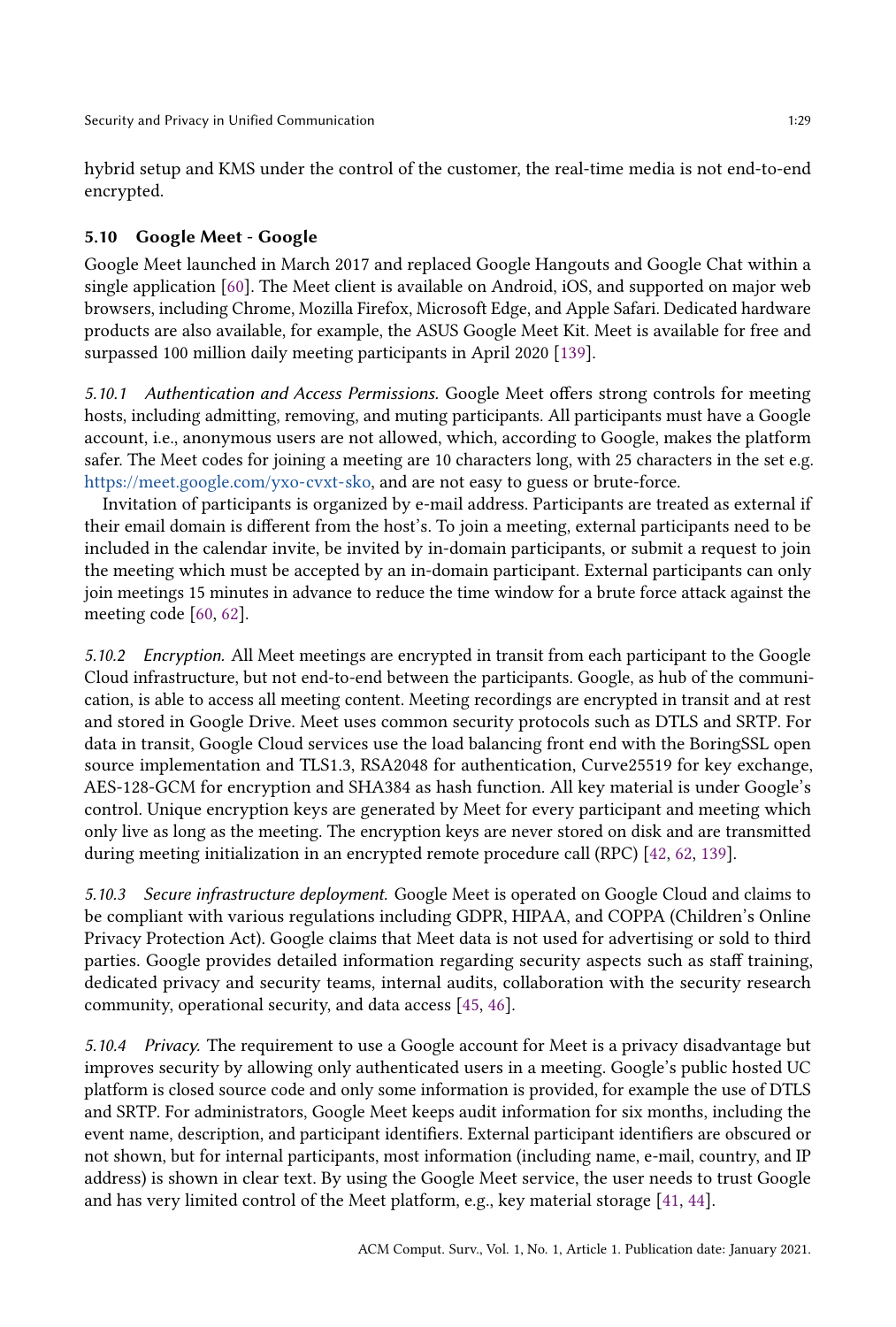hybrid setup and KMS under the control of the customer, the real-time media is not end-to-end encrypted.

### 5.10 Google Meet - Google

Google Meet launched in March 2017 and replaced Google Hangouts and Google Chat within a single application [60]. The Meet client is available on Android, iOS, and supported on major web browsers, including Chrome, Mozilla Firefox, Microsoft Edge, and Apple Safari. Dedicated hardware products are also available, for example, the ASUS Google Meet Kit. Meet is available for free and surpassed 100 million daily meeting participants in April 2020 [139].

*5.10.1 Authentication and Access Permissions.* Google Meet offers strong controls for meeting hosts, including admitting, removing, and muting participants. All participants must have a Google account, i.e., anonymous users are not allowed, which, according to Google, makes the platform safer. The Meet codes for joining a meeting are 10 characters long, with 25 characters in the set e.g. https://meet.google.com/yxo-cvxt-sko, and are not easy to guess or brute-force.

Invitation of participants is organized by e-mail address. Participants are treated as external if their email domain is different from the host's. To join a meeting, external participants need to be included in the calendar invite, be invited by in-domain participants, or submit a request to join the meeting which must be accepted by an in-domain participant. External participants can only join meetings 15 minutes in advance to reduce the time window for a brute force attack against the meeting code [60, 62].

*5.10.2 Encryption.* All Meet meetings are encrypted in transit from each participant to the Google Cloud infrastructure, but not end-to-end between the participants. Google, as hub of the communication, is able to access all meeting content. Meeting recordings are encrypted in transit and at rest and stored in Google Drive. Meet uses common security protocols such as DTLS and SRTP. For data in transit, Google Cloud services use the load balancing front end with the BoringSSL open source implementation and TLS1.3, RSA2048 for authentication, Curve25519 for key exchange, AES-128-GCM for encryption and SHA384 as hash function. All key material is under Google's control. Unique encryption keys are generated by Meet for every participant and meeting which only live as long as the meeting. The encryption keys are never stored on disk and are transmitted during meeting initialization in an encrypted remote procedure call (RPC) [42, 62, 139].

*5.10.3 Secure infrastructure deployment.* Google Meet is operated on Google Cloud and claims to be compliant with various regulations including GDPR, HIPAA, and COPPA (Children's Online Privacy Protection Act). Google claims that Meet data is not used for advertising or sold to third parties. Google provides detailed information regarding security aspects such as staff training, dedicated privacy and security teams, internal audits, collaboration with the security research community, operational security, and data access [45, 46].

*5.10.4 Privacy.* The requirement to use a Google account for Meet is a privacy disadvantage but improves security by allowing only authenticated users in a meeting. Google's public hosted UC platform is closed source code and only some information is provided, for example the use of DTLS and SRTP. For administrators, Google Meet keeps audit information for six months, including the event name, description, and participant identifiers. External participant identifiers are obscured or not shown, but for internal participants, most information (including name, e-mail, country, and IP address) is shown in clear text. By using the Google Meet service, the user needs to trust Google and has very limited control of the Meet platform, e.g., key material storage [41, 44].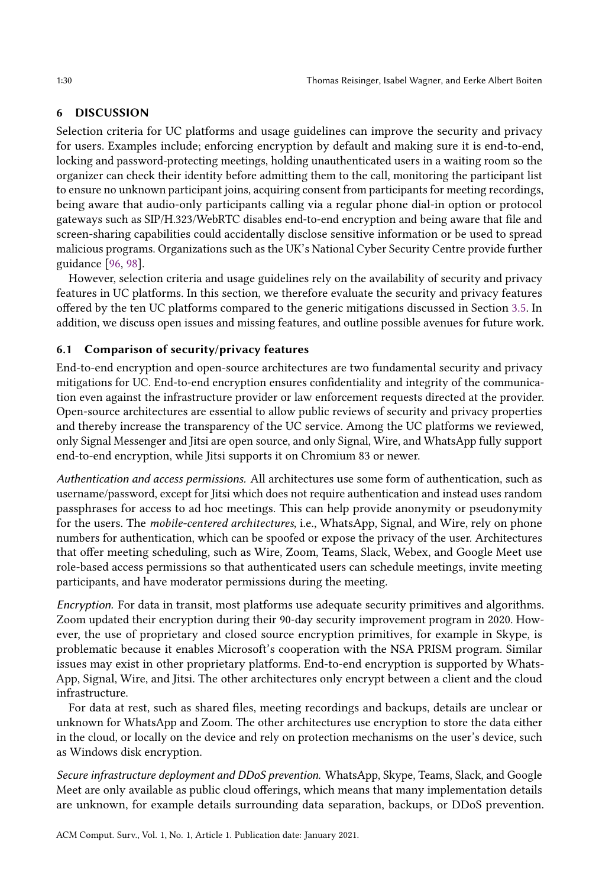## 6 DISCUSSION

Selection criteria for UC platforms and usage guidelines can improve the security and privacy for users. Examples include; enforcing encryption by default and making sure it is end-to-end, locking and password-protecting meetings, holding unauthenticated users in a waiting room so the organizer can check their identity before admitting them to the call, monitoring the participant list to ensure no unknown participant joins, acquiring consent from participants for meeting recordings, being aware that audio-only participants calling via a regular phone dial-in option or protocol gateways such as SIP/H.323/WebRTC disables end-to-end encryption and being aware that file and screen-sharing capabilities could accidentally disclose sensitive information or be used to spread malicious programs. Organizations such as the UK's National Cyber Security Centre provide further guidance [96, 98].

However, selection criteria and usage guidelines rely on the availability of security and privacy features in UC platforms. In this section, we therefore evaluate the security and privacy features offered by the ten UC platforms compared to the generic mitigations discussed in Section 3.5. In addition, we discuss open issues and missing features, and outline possible avenues for future work.

### 6.1 Comparison of security/privacy features

End-to-end encryption and open-source architectures are two fundamental security and privacy mitigations for UC. End-to-end encryption ensures confidentiality and integrity of the communication even against the infrastructure provider or law enforcement requests directed at the provider. Open-source architectures are essential to allow public reviews of security and privacy properties and thereby increase the transparency of the UC service. Among the UC platforms we reviewed, only Signal Messenger and Jitsi are open source, and only Signal, Wire, and WhatsApp fully support end-to-end encryption, while Jitsi supports it on Chromium 83 or newer.

*Authentication and access permissions.* All architectures use some form of authentication, such as username/password, except for Jitsi which does not require authentication and instead uses random passphrases for access to ad hoc meetings. This can help provide anonymity or pseudonymity for the users. The *mobile-centered architectures*, i.e., WhatsApp, Signal, and Wire, rely on phone numbers for authentication, which can be spoofed or expose the privacy of the user. Architectures that offer meeting scheduling, such as Wire, Zoom, Teams, Slack, Webex, and Google Meet use role-based access permissions so that authenticated users can schedule meetings, invite meeting participants, and have moderator permissions during the meeting.

*Encryption.* For data in transit, most platforms use adequate security primitives and algorithms. Zoom updated their encryption during their 90-day security improvement program in 2020. However, the use of proprietary and closed source encryption primitives, for example in Skype, is problematic because it enables Microsoft's cooperation with the NSA PRISM program. Similar issues may exist in other proprietary platforms. End-to-end encryption is supported by WhatsApp, Signal, Wire, and Jitsi. The other architectures only encrypt between a client and the cloud infrastructure.

For data at rest, such as shared files, meeting recordings and backups, details are unclear or unknown for WhatsApp and Zoom. The other architectures use encryption to store the data either in the cloud, or locally on the device and rely on protection mechanisms on the user's device, such as Windows disk encryption.

*Secure infrastructure deployment and DDoS prevention.* WhatsApp, Skype, Teams, Slack, and Google Meet are only available as public cloud offerings, which means that many implementation details are unknown, for example details surrounding data separation, backups, or DDoS prevention.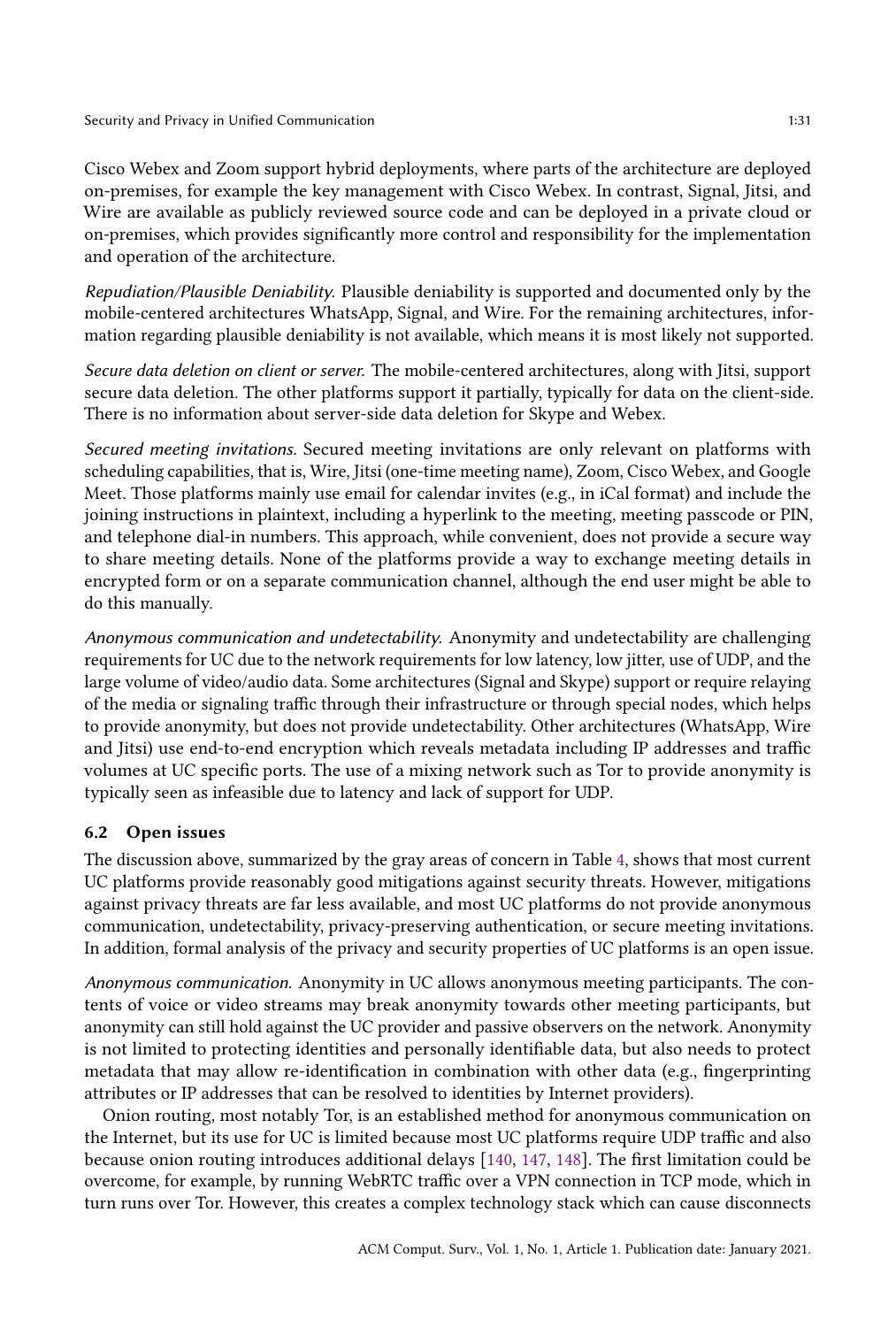Cisco Webex and Zoom support hybrid deployments, where parts of the architecture are deployed on-premises, for example the key management with Cisco Webex. In contrast, Signal, Jitsi, and Wire are available as publicly reviewed source code and can be deployed in a private cloud or on-premises, which provides significantly more control and responsibility for the implementation and operation of the architecture.

*Repudiation/Plausible Deniability.* Plausible deniability is supported and documented only by the mobile-centered architectures WhatsApp, Signal, and Wire. For the remaining architectures, information regarding plausible deniability is not available, which means it is most likely not supported.

*Secure data deletion on client or server.* The mobile-centered architectures, along with Jitsi, support secure data deletion. The other platforms support it partially, typically for data on the client-side. There is no information about server-side data deletion for Skype and Webex.

*Secured meeting invitations.* Secured meeting invitations are only relevant on platforms with scheduling capabilities, that is, Wire, Jitsi (one-time meeting name), Zoom, Cisco Webex, and Google Meet. Those platforms mainly use email for calendar invites (e.g., in iCal format) and include the joining instructions in plaintext, including a hyperlink to the meeting, meeting passcode or PIN, and telephone dial-in numbers. This approach, while convenient, does not provide a secure way to share meeting details. None of the platforms provide a way to exchange meeting details in encrypted form or on a separate communication channel, although the end user might be able to do this manually.

*Anonymous communication and undetectability.* Anonymity and undetectability are challenging requirements for UC due to the network requirements for low latency, low jitter, use of UDP, and the large volume of video/audio data. Some architectures (Signal and Skype) support or require relaying of the media or signaling traffic through their infrastructure or through special nodes, which helps to provide anonymity, but does not provide undetectability. Other architectures (WhatsApp, Wire and Jitsi) use end-to-end encryption which reveals metadata including IP addresses and traffic volumes at UC specific ports. The use of a mixing network such as Tor to provide anonymity is typically seen as infeasible due to latency and lack of support for UDP.

### 6.2 Open issues

The discussion above, summarized by the gray areas of concern in Table 4, shows that most current UC platforms provide reasonably good mitigations against security threats. However, mitigations against privacy threats are far less available, and most UC platforms do not provide anonymous communication, undetectability, privacy-preserving authentication, or secure meeting invitations. In addition, formal analysis of the privacy and security properties of UC platforms is an open issue.

*Anonymous communication.* Anonymity in UC allows anonymous meeting participants. The contents of voice or video streams may break anonymity towards other meeting participants, but anonymity can still hold against the UC provider and passive observers on the network. Anonymity is not limited to protecting identities and personally identifiable data, but also needs to protect metadata that may allow re-identification in combination with other data (e.g., fingerprinting attributes or IP addresses that can be resolved to identities by Internet providers).

Onion routing, most notably Tor, is an established method for anonymous communication on the Internet, but its use for UC is limited because most UC platforms require UDP traffic and also because onion routing introduces additional delays [140, 147, 148]. The first limitation could be overcome, for example, by running WebRTC traffic over a VPN connection in TCP mode, which in turn runs over Tor. However, this creates a complex technology stack which can cause disconnects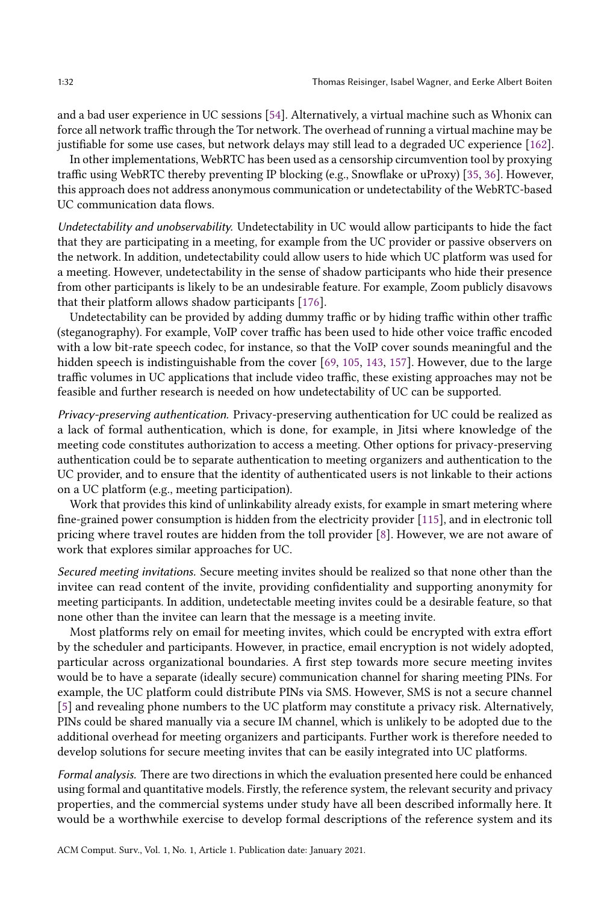and a bad user experience in UC sessions [54]. Alternatively, a virtual machine such as Whonix can force all network traffic through the Tor network. The overhead of running a virtual machine may be justifiable for some use cases, but network delays may still lead to a degraded UC experience [162].

In other implementations, WebRTC has been used as a censorship circumvention tool by proxying traffic using WebRTC thereby preventing IP blocking (e.g., Snowflake or uProxy) [35, 36]. However, this approach does not address anonymous communication or undetectability of the WebRTC-based UC communication data flows.

*Undetectability and unobservability.* Undetectability in UC would allow participants to hide the fact that they are participating in a meeting, for example from the UC provider or passive observers on the network. In addition, undetectability could allow users to hide which UC platform was used for a meeting. However, undetectability in the sense of shadow participants who hide their presence from other participants is likely to be an undesirable feature. For example, Zoom publicly disavows that their platform allows shadow participants [176].

Undetectability can be provided by adding dummy traffic or by hiding traffic within other traffic (steganography). For example, VoIP cover traffic has been used to hide other voice traffic encoded with a low bit-rate speech codec, for instance, so that the VoIP cover sounds meaningful and the hidden speech is indistinguishable from the cover [69, 105, 143, 157]. However, due to the large traffic volumes in UC applications that include video traffic, these existing approaches may not be feasible and further research is needed on how undetectability of UC can be supported.

*Privacy-preserving authentication.* Privacy-preserving authentication for UC could be realized as a lack of formal authentication, which is done, for example, in Jitsi where knowledge of the meeting code constitutes authorization to access a meeting. Other options for privacy-preserving authentication could be to separate authentication to meeting organizers and authentication to the UC provider, and to ensure that the identity of authenticated users is not linkable to their actions on a UC platform (e.g., meeting participation).

Work that provides this kind of unlinkability already exists, for example in smart metering where fine-grained power consumption is hidden from the electricity provider [115], and in electronic toll pricing where travel routes are hidden from the toll provider [8]. However, we are not aware of work that explores similar approaches for UC.

*Secured meeting invitations.* Secure meeting invites should be realized so that none other than the invitee can read content of the invite, providing confidentiality and supporting anonymity for meeting participants. In addition, undetectable meeting invites could be a desirable feature, so that none other than the invitee can learn that the message is a meeting invite.

Most platforms rely on email for meeting invites, which could be encrypted with extra effort by the scheduler and participants. However, in practice, email encryption is not widely adopted, particular across organizational boundaries. A first step towards more secure meeting invites would be to have a separate (ideally secure) communication channel for sharing PINs. For example, the UC platform could distribute PINs via SMS. However, SMS is not a secure channel [5] and revealing phone numbers to the UC platform may constitute a privacy risk. Alternatively, PINs could be shared manually via a secure IM channel, which is unlikely to be adopted due to the additional overhead for meeting organizers and participants. Further work is therefore needed to develop solutions for secure meeting invites that can be easily integrated into UC platforms.

*Formal analysis.* There are two directions in which the evaluation presented here could be enhanced using formal and quantitative models. Firstly, the reference system, the relevant security and privacy properties, and the commercial systems under study have all been described informally here. It would be a worthwhile exercise to develop formal descriptions of the reference system and its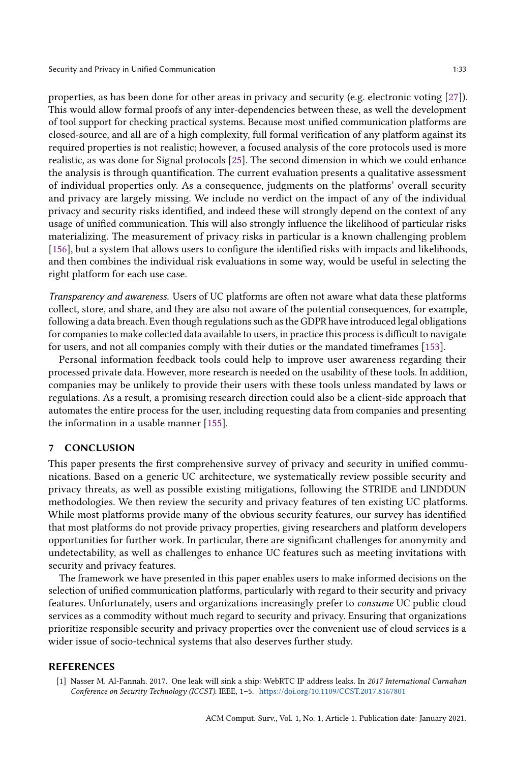properties, as has been done for other areas in privacy and security (e.g. electronic voting [27]). This would allow formal proofs of any inter-dependencies between these, as well the development of tool support for checking practical systems. Because most unified communication platforms are closed-source, and all are of a high complexity, full formal verification of any platform against its required properties is not realistic; however, a focused analysis of the core protocols used is more realistic, as was done for Signal protocols [25]. The second dimension in which we could enhance the analysis is through quantification. The current evaluation presents a qualitative assessment of individual properties only. As a consequence, judgments on the platforms' overall security and privacy are largely missing. We include no verdict on the impact of any of the individual privacy and security risks identified, and indeed these will strongly depend on the context of any usage of unified communication. This will also strongly influence the likelihood of particular risks materializing. The measurement of privacy risks in particular is a known challenging problem [156], but a system that allows users to configure the identified risks with impacts and likelihoods, and then combines the individual risk evaluations in some way, would be useful in selecting the right platform for each use case.

*Transparency and awareness.* Users of UC platforms are often not aware what data these platforms collect, store, and share, and they are also not aware of the potential consequences, for example, following a data breach. Even though regulations such as the GDPR have introduced legal obligations for companies to make collected data available to users, in practice this process is difficult to navigate for users, and not all companies comply with their duties or the mandated timeframes [153].

Personal information feedback tools could help to improve user awareness regarding their processed private data. However, more research is needed on the usability of these tools. In addition, companies may be unlikely to provide their users with these tools unless mandated by laws or regulations. As a result, a promising research direction could also be a client-side approach that automates the entire process for the user, including requesting data from companies and presenting the information in a usable manner [155].

## 7 CONCLUSION

This paper presents the first comprehensive survey of privacy and security in unified communications. Based on a generic UC architecture, we systematically review possible security and privacy threats, as well as possible existing mitigations, following the STRIDE and LINDDUN methodologies. We then review the security and privacy features of ten existing UC platforms. While most platforms provide many of the obvious security features, our survey has identified that most platforms do not provide privacy properties, giving researchers and platform developers opportunities for further work. In particular, there are significant challenges for anonymity and undetectability, as well as challenges to enhance UC features such as meeting invitations with security and privacy features.

The framework we have presented in this paper enables users to make informed decisions on the selection of unified communication platforms, particularly with regard to their security and privacy features. Unfortunately, users and organizations increasingly prefer to *consume* UC public cloud services as a commodity without much regard to security and privacy. Ensuring that organizations prioritize responsible security and privacy properties over the convenient use of cloud services is a wider issue of socio-technical systems that also deserves further study.

## REFERENCES

[1] Nasser M. Al-Fannah. 2017. One leak will sink a ship: WebRTC IP address leaks. In *2017 International Carnahan Conference on Security Technology (ICCST)*. IEEE, 1–5. https://doi.org/10.1109/CCST.2017.8167801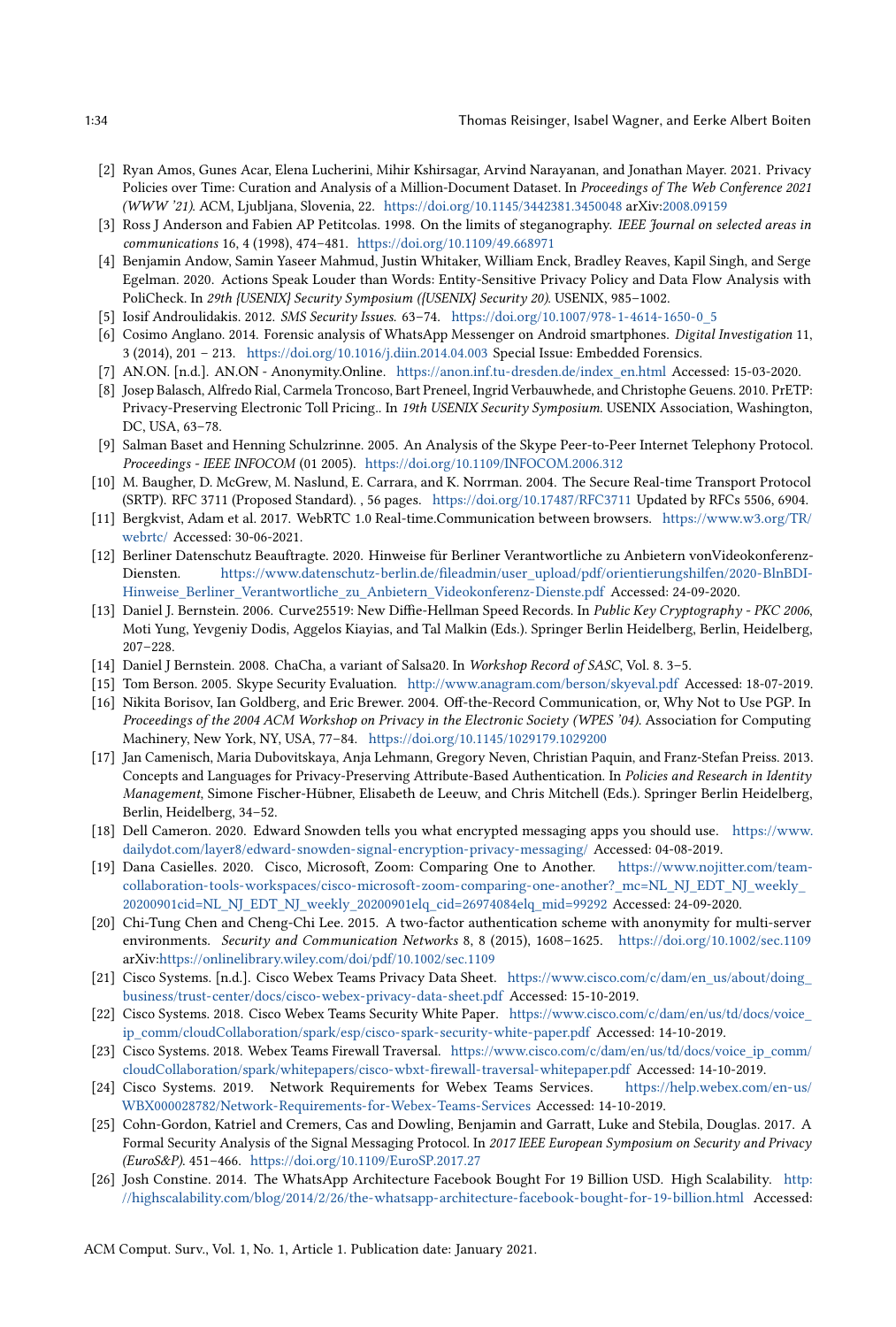- [2] Ryan Amos, Gunes Acar, Elena Lucherini, Mihir Kshirsagar, Arvind Narayanan, and Jonathan Mayer. 2021. Privacy Policies over Time: Curation and Analysis of a Million-Document Dataset. In *Proceedings of The Web Conference 2021 (WWW '21)*. ACM, Ljubljana, Slovenia, 22. https://doi.org/10.1145/3442381.3450048 arXiv:2008.09159
- [3] Ross J Anderson and Fabien AP Petitcolas. 1998. On the limits of steganography. *IEEE Journal on selected areas in communications* 16, 4 (1998), 474–481. https://doi.org/10.1109/49.668971
- [4] Benjamin Andow, Samin Yaseer Mahmud, Justin Whitaker, William Enck, Bradley Reaves, Kapil Singh, and Serge Egelman. 2020. Actions Speak Louder than Words: Entity-Sensitive Privacy Policy and Data Flow Analysis with PoliCheck. In *29th {USENIX} Security Symposium ({USENIX} Security 20)*. USENIX, 985–1002.
- [5] Iosif Androulidakis. 2012. *SMS Security Issues*. 63–74. https://doi.org/10.1007/978-1-4614-1650-0_5
- [6] Cosimo Anglano. 2014. Forensic analysis of WhatsApp Messenger on Android smartphones. *Digital Investigation* 11, 3 (2014), 201 – 213. https://doi.org/10.1016/j.diin.2014.04.003 Special Issue: Embedded Forensics.
- [7] AN.ON. [n.d.]. AN.ON - Anonymity.Online. https://anon.inf.tu-dresden.de/index_en.html Accessed: 15-03-2020.
- [8] Josep Balasch, Alfredo Rial, Carmela Troncoso, Bart Preneel, Ingrid Verbauwhede, and Christophe Geuens. 2010. PrETP: Privacy-Preserving Electronic Toll Pricing.. In *19th USENIX Security Symposium*. USENIX Association, Washington, DC, USA, 63–78.
- [9] Salman Baset and Henning Schulzrinne. 2005. An Analysis of the Skype Peer-to-Peer Internet Telephony Protocol. *Proceedings - IEEE INFOCOM* (01 2005). https://doi.org/10.1109/INFOCOM.2006.312
- [10] M. Baugher, D. McGrew, M. Naslund, E. Carrara, and K. Norrman. 2004. The Secure Real-time Transport Protocol (SRTP). RFC 3711 (Proposed Standard). , 56 pages. https://doi.org/10.17487/RFC3711 Updated by RFCs 5506, 6904.
- [11] Bergkvist, Adam et al. 2017. WebRTC 1.0 Real-time.Communication between browsers. https://www.w3.org/TR/webrtc/ Accessed: 30-06-2021.
- [12] Berliner Datenschutz Beauftragte. 2020. Hinweise für Berliner Verantwortliche zu Anbietern vonVideokonferenz-Diensten. https://www.datenschutz-berlin.de/fileadmin/user_upload/pdf/orientierungshilfen/2020-BlnBDI-Hinweise_Berliner_Verantwortliche_zu_Anbietern_Videokonferenz-Dienste.pdf Accessed: 24-09-2020.
- [13] Daniel J. Bernstein. 2006. Curve25519: New Diffie-Hellman Speed Records. In *Public Key Cryptography - PKC 2006*, Moti Yung, Yevgeniy Dodis, Aggelos Kiayias, and Tal Malkin (Eds.). Springer Berlin Heidelberg, Berlin, Heidelberg, 207–228.
- [14] Daniel J Bernstein. 2008. ChaCha, a variant of Salsa20. In *Workshop Record of SASC*, Vol. 8. 3–5.
- [15] Tom Berson. 2005. Skype Security Evaluation. http://www.anagram.com/berson/skyeval.pdf Accessed: 18-07-2019.
- [16] Nikita Borisov, Ian Goldberg, and Eric Brewer. 2004. Off-the-Record Communication, or, Why Not to Use PGP. In *Proceedings of the 2004 ACM Workshop on Privacy in the Electronic Society (WPES '04)*. Association for Computing Machinery, New York, NY, USA, 77–84. https://doi.org/10.1145/1029179.1029200
- [17] Jan Camenisch, Maria Dubovitskaya, Anja Lehmann, Gregory Neven, Christian Paquin, and Franz-Stefan Preiss. 2013. Concepts and Languages for Privacy-Preserving Attribute-Based Authentication. In *Policies and Research in Identity Management*, Simone Fischer-Hübner, Elisabeth de Leeuw, and Chris Mitchell (Eds.). Springer Berlin Heidelberg, Berlin, Heidelberg, 34–52.
- [18] Dell Cameron. 2020. Edward Snowden tells you what encrypted messaging apps you should use. https://www.dailydot.com/layer8/edward-snowden-signal-encryption-privacy-messaging/ Accessed: 04-08-2019.
- [19] Dana Casielles. 2020. Cisco, Microsoft, Zoom: Comparing One to Another. https://www.nojitter.com/team-collaboration-tools-workspaces/cisco-microsoft-zoom-comparing-one-another?_mc=NL_NJ_EDT_NJ_weekly_20200901cid=NL_NJ_EDT_NJ_weekly_20200901elq_cid=26974084elq_mid=99292 Accessed: 24-09-2020.
- [20] Chi-Tung Chen and Cheng-Chi Lee. 2015. A two-factor authentication scheme with anonymity for multi-server environments. *Security and Communication Networks* 8, 8 (2015), 1608–1625. https://doi.org/10.1002/sec.1109 arXiv:https://onlinelibrary.wiley.com/doi/pdf/10.1002/sec.1109
- [21] Cisco Systems. [n.d.]. Cisco Webex Teams Privacy Data Sheet. https://www.cisco.com/c/dam/en_us/about/doing_business/trust-center/docs/cisco-webex-privacy-data-sheet.pdf Accessed: 15-10-2019.
- [22] Cisco Systems. 2018. Cisco Webex Teams Security White Paper. https://www.cisco.com/c/dam/en/us/td/docs/voice_ip_comm/cloudCollaboration/spark/esp/cisco-spark-security-white-paper.pdf Accessed: 14-10-2019.
- [23] Cisco Systems. 2018. Webex Teams Firewall Traversal. https://www.cisco.com/c/dam/en/us/td/docs/voice_ip_comm/cloudCollaboration/spark/whitepapers/cisco-wbxt-firewall-traversal-whitepaper.pdf Accessed: 14-10-2019.
- [24] Cisco Systems. 2019. Network Requirements for Webex Teams Services. https://help.webex.com/en-us/WBX000028782/Network-Requirements-for-Webex-Teams-Services Accessed: 14-10-2019.
- [25] Cohn-Gordon, Katriel and Cremers, Cas and Dowling, Benjamin and Garratt, Luke and Stebila, Douglas. 2017. A Formal Security Analysis of the Signal Messaging Protocol. In *2017 IEEE European Symposium on Security and Privacy (EuroS&P)*. 451–466. https://doi.org/10.1109/EuroSP.2017.27
- [26] Josh Constine. 2014. The WhatsApp Architecture Facebook Bought For 19 Billion USD. High Scalability. http://highscalability.com/blog/2014/2/26/the-whatsapp-architecture-facebook-bought-for-19-billion.html Accessed: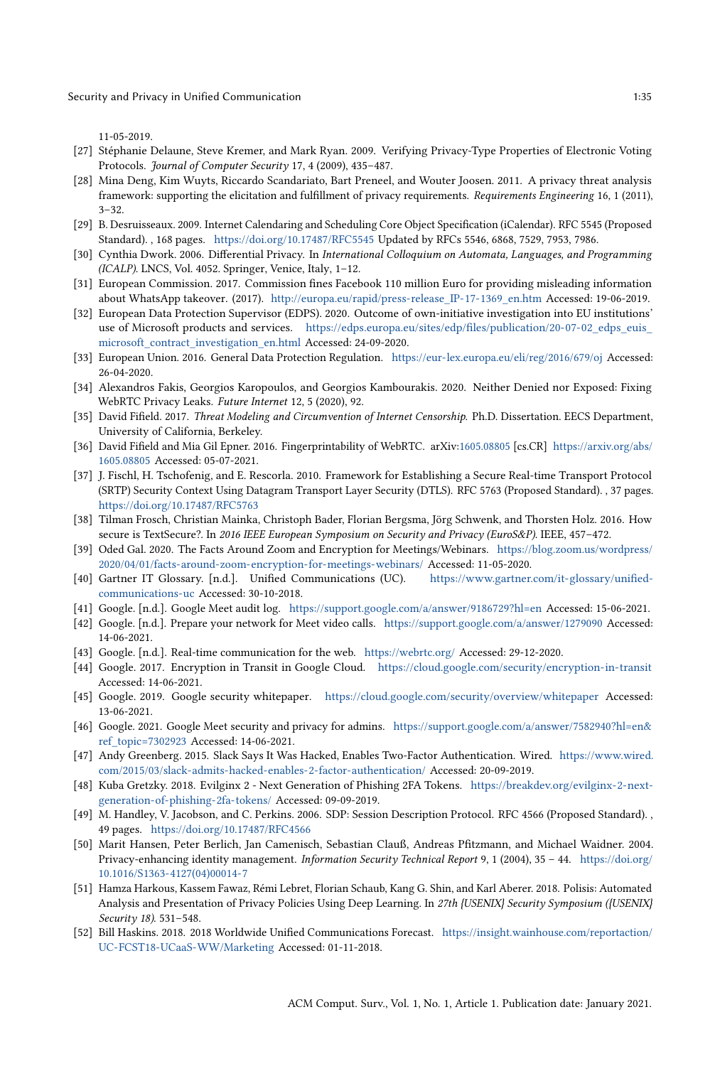11-05-2019.

[27] Stéphanie Delaune, Steve Kremer, and Mark Ryan. 2009. Verifying Privacy-Type Properties of Electronic Voting Protocols. *Journal of Computer Security* 17, 4 (2009), 435–487.

[28] Mina Deng, Kim Wuyts, Riccardo Scandariato, Bart Preneel, and Wouter Joosen. 2011. A privacy threat analysis framework: supporting the elicitation and fulfillment of privacy requirements. *Requirements Engineering* 16, 1 (2011), 3–32.

[29] B. Desruisseaux. 2009. Internet Calendaring and Scheduling Core Object Specification (iCalendar). RFC 5545 (Proposed Standard). , 168 pages. https://doi.org/10.17487/RFC5545 Updated by RFCs 5546, 6868, 7529, 7953, 7986.

[30] Cynthia Dwork. 2006. Differential Privacy. In *International Colloquium on Automata, Languages, and Programming (ICALP)*. LNCS, Vol. 4052. Springer, Venice, Italy, 1–12.

[31] European Commission. 2017. Commission fines Facebook 110 million Euro for providing misleading information about WhatsApp takeover. (2017). http://europa.eu/rapid/press-release_IP-17-1369_en.htm Accessed: 19-06-2019.

[32] European Data Protection Supervisor (EDPS). 2020. Outcome of own-initiative investigation into EU institutions' use of Microsoft products and services. https://edps.europa.eu/sites/edp/files/publication/20-07-02_edps_euis_microsoft_contract_investigation_en.html Accessed: 24-09-2020.

[33] European Union. 2016. General Data Protection Regulation. https://eur-lex.europa.eu/eli/reg/2016/679/oj Accessed: 26-04-2020.

[34] Alexandros Fakis, Georgios Karopoulos, and Georgios Kambourakis. 2020. Neither Denied nor Exposed: Fixing WebRTC Privacy Leaks. *Future Internet* 12, 5 (2020), 92.

[35] David Fifield. 2017. *Threat Modeling and Circumvention of Internet Censorship*. Ph.D. Dissertation. EECS Department, University of California, Berkeley.

[36] David Fifield and Mia Gil Epner. 2016. Fingerprintability of WebRTC. arXiv:1605.08805 [cs.CR] https://arxiv.org/abs/1605.08805 Accessed: 05-07-2021.

[37] J. Fischl, H. Tschofenig, and E. Rescorla. 2010. Framework for Establishing a Secure Real-time Transport Protocol (SRTP) Security Context Using Datagram Transport Layer Security (DTLS). RFC 5763 (Proposed Standard). , 37 pages. https://doi.org/10.17487/RFC5763

[38] Tilman Frosch, Christian Mainka, Christoph Bader, Florian Bergsma, Jörg Schwenk, and Thorsten Holz. 2016. How secure is TextSecure?. In *2016 IEEE European Symposium on Security and Privacy (EuroS&P)*. IEEE, 457–472.

[39] Oded Gal. 2020. The Facts Around Zoom and Encryption for Meetings/Webinars. https://blog.zoom.us/wordpress/2020/04/01/facts-around-zoom-encryption-for-meetings-webinars/ Accessed: 11-05-2020.

[40] Gartner IT Glossary. [n.d.]. Unified Communications (UC). https://www.gartner.com/it-glossary/unified-communications-uc Accessed: 30-10-2018.

[41] Google. [n.d.]. Google Meet audit log. https://support.google.com/a/answer/9186729?hl=en Accessed: 15-06-2021.

[42] Google. [n.d.]. Prepare your network for Meet video calls. https://support.google.com/a/answer/1279090 Accessed: 14-06-2021.

[43] Google. [n.d.]. Real-time communication for the web. https://webrtc.org/ Accessed: 29-12-2020.

[44] Google. 2017. Encryption in Transit in Google Cloud. https://cloud.google.com/security/encryption-in-transit Accessed: 14-06-2021.

[45] Google. 2019. Google security whitepaper. https://cloud.google.com/security/overview/whitepaper Accessed: 13-06-2021.

[46] Google. 2021. Google Meet security and privacy for admins. https://support.google.com/a/answer/7582940?hl=en&ref_topic=7302923 Accessed: 14-06-2021.

[47] Andy Greenberg. 2015. Slack Says It Was Hacked, Enables Two-Factor Authentication. Wired. https://www.wired.com/2015/03/slack-admits-hacked-enables-2-factor-authentication/ Accessed: 20-09-2019.

[48] Kuba Gretzky. 2018. Evilginx 2 - Next Generation of Phishing 2FA Tokens. https://breakdev.org/evilginx-2-next-generation-of-phishing-2fa-tokens/ Accessed: 09-09-2019.

[49] M. Handley, V. Jacobson, and C. Perkins. 2006. SDP: Session Description Protocol. RFC 4566 (Proposed Standard). , 49 pages. https://doi.org/10.17487/RFC4566

[50] Marit Hansen, Peter Berlich, Jan Camenisch, Sebastian Clauß, Andreas Pfitzmann, and Michael Waidner. 2004. Privacy-enhancing identity management. *Information Security Technical Report* 9, 1 (2004), 35 – 44. https://doi.org/10.1016/S1363-4127(04)00014-7

[51] Hamza Harkous, Kassem Fawaz, Rémi Lebret, Florian Schaub, Kang G. Shin, and Karl Aberer. 2018. Polisis: Automated Analysis and Presentation of Privacy Policies Using Deep Learning. In *27th {USENIX} Security Symposium ({USENIX} Security 18)*. 531–548.

[52] Bill Haskins. 2018. 2018 Worldwide Unified Communications Forecast. https://insight.wainhouse.com/reportaction/UC-FCST18-UCaaS-WW/Marketing Accessed: 01-11-2018.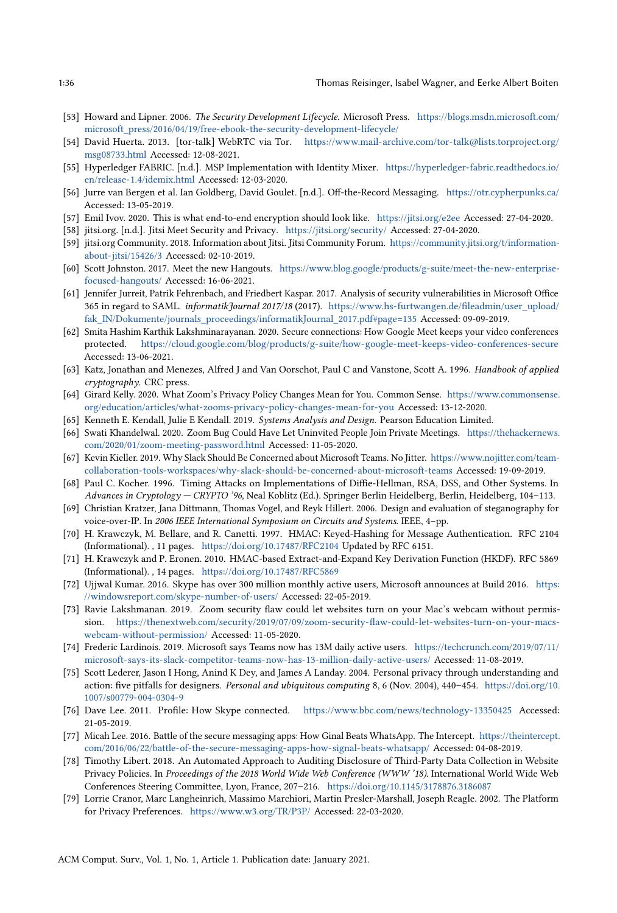[53] Howard and Lipner. 2006. *The Security Development Lifecycle.* Microsoft Press. https://blogs.msdn.microsoft.com/microsoft_press/2016/04/19/free-ebook-the-security-development-lifecycle/

[54] David Huerta. 2013. [tor-talk] WebRTC via Tor. https://www.mail-archive.com/tor-talk@lists.torproject.org/msg08733.html Accessed: 12-08-2021.

[55] Hyperledger FABRIC. [n.d.]. MSP Implementation with Identity Mixer. https://hyperledger-fabric.readthedocs.io/en/release-1.4/idemix.html Accessed: 12-03-2020.

[56] Jurre van Bergen et al. Ian Goldberg, David Goulet. [n.d.]. Off-the-Record Messaging. https://otr.cypherpunks.ca/ Accessed: 13-05-2019.

[57] Emil Ivov. 2020. This is what end-to-end encryption should look like. https://jitsi.org/e2ee Accessed: 27-04-2020.

[58] jitsi.org. [n.d.]. Jitsi Meet Security and Privacy. https://jitsi.org/security/ Accessed: 27-04-2020.

[59] jitsi.org Community. 2018. Information about Jitsi. Jitsi Community Forum. https://community.jitsi.org/t/information-about-jitsi/15426/3 Accessed: 02-10-2019.

[60] Scott Johnston. 2017. Meet the new Hangouts. https://www.blog.google/products/g-suite/meet-the-new-enterprise-focused-hangouts/ Accessed: 16-06-2021.

[61] Jennifer Jurreit, Patrik Fehrenbach, and Friedbert Kaspar. 2017. Analysis of security vulnerabilities in Microsoft Office 365 in regard to SAML. *informatikJournal 2017/18* (2017). https://www.hs-furtwangen.de/fileadmin/user_upload/fak_IN/Dokumente/journals_proceedings/informatikJournal_2017.pdf#page=135 Accessed: 09-09-2019.

[62] Smita Hashim Karthik Lakshminarayanan. 2020. Secure connections: How Google Meet keeps your video conferences protected. https://cloud.google.com/blog/products/g-suite/how-google-meet-keeps-video-conferences-secure Accessed: 13-06-2021.

[63] Katz, Jonathan and Menezes, Alfred J and Van Oorschot, Paul C and Vanstone, Scott A. 1996. *Handbook of applied cryptography.* CRC press.

[64] Girard Kelly. 2020. What Zoom's Privacy Policy Changes Mean for You. Common Sense. https://www.commonsense.org/education/articles/what-zooms-privacy-policy-changes-mean-for-you Accessed: 13-12-2020.

[65] Kenneth E. Kendall, Julie E Kendall. 2019. *Systems Analysis and Design.* Pearson Education Limited.

[66] Swati Khandelwal. 2020. Zoom Bug Could Have Let Uninvited People Join Private Meetings. https://thehackernews.com/2020/01/zoom-meeting-password.html Accessed: 11-05-2020.

[67] Kevin Kieller. 2019. Why Slack Should Be Concerned about Microsoft Teams. No Jitter. https://www.nojitter.com/team-collaboration-tools-workspaces/why-slack-should-be-concerned-about-microsoft-teams Accessed: 19-09-2019.

[68] Paul C. Kocher. 1996. Timing Attacks on Implementations of Diffie-Hellman, RSA, DSS, and Other Systems. In *Advances in Cryptology — CRYPTO '96*, Neal Koblitz (Ed.). Springer Berlin Heidelberg, Berlin, Heidelberg, 104–113.

[69] Christian Kratzer, Jana Dittmann, Thomas Vogel, and Reyk Hillert. 2006. Design and evaluation of steganography for voice-over-IP. In *2006 IEEE International Symposium on Circuits and Systems.* IEEE, 4–pp.

[70] H. Krawczyk, M. Bellare, and R. Canetti. 1997. HMAC: Keyed-Hashing for Message Authentication. RFC 2104 (Informational). , 11 pages. https://doi.org/10.17487/RFC2104 Updated by RFC 6151.

[71] H. Krawczyk and P. Eronen. 2010. HMAC-based Extract-and-Expand Key Derivation Function (HKDF). RFC 5869 (Informational). , 14 pages. https://doi.org/10.17487/RFC5869

[72] Ujjwal Kumar. 2016. Skype has over 300 million monthly active users, Microsoft announces at Build 2016. https://windowsreport.com/skype-number-of-users/ Accessed: 22-05-2019.

[73] Ravie Lakshmanan. 2019. Zoom security flaw could let websites turn on your Mac's webcam without permission. https://thenextweb.com/security/2019/07/09/zoom-security-flaw-could-let-websites-turn-on-your-macs-webcam-without-permission/ Accessed: 11-05-2020.

[74] Frederic Lardinois. 2019. Microsoft says Teams now has 13M daily active users. https://techcrunch.com/2019/07/11/microsoft-says-its-slack-competitor-teams-now-has-13-million-daily-active-users/ Accessed: 11-08-2019.

[75] Scott Lederer, Jason I Hong, Anind K Dey, and James A Landay. 2004. Personal privacy through understanding and action: five pitfalls for designers. *Personal and ubiquitous computing* 8, 6 (Nov. 2004), 440–454. https://doi.org/10.1007/s00779-004-0304-9

[76] Dave Lee. 2011. Profile: How Skype connected. https://www.bbc.com/news/technology-13350425 Accessed: 21-05-2019.

[77] Micah Lee. 2016. Battle of the secure messaging apps: How Ginal Beats WhatsApp. The Intercept. https://theintercept.com/2016/06/22/battle-of-the-secure-messaging-apps-how-signal-beats-whatsapp/ Accessed: 04-08-2019.

[78] Timothy Libert. 2018. An Automated Approach to Auditing Disclosure of Third-Party Data Collection in Website Privacy Policies. In *Proceedings of the 2018 World Wide Web Conference (WWW '18).* International World Wide Web Conferences Steering Committee, Lyon, France, 207–216. https://doi.org/10.1145/3178876.3186087

[79] Lorrie Cranor, Marc Langheinrich, Massimo Marchiori, Martin Presler-Marshall, Joseph Reagle. 2002. The Platform for Privacy Preferences. https://www.w3.org/TR/P3P/ Accessed: 22-03-2020.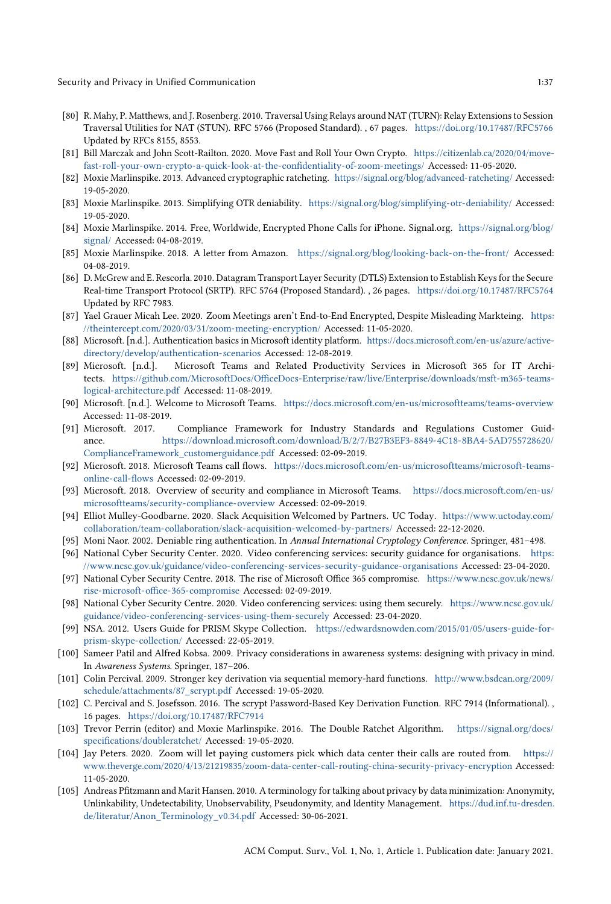[80] R. Mahy, P. Matthews, and J. Rosenberg. 2010. Traversal Using Relays around NAT (TURN): Relay Extensions to Session Traversal Utilities for NAT (STUN). RFC 5766 (Proposed Standard). , 67 pages. https://doi.org/10.17487/RFC5766 Updated by RFCs 8155, 8553.

[81] Bill Marczak and John Scott-Railton. 2020. Move Fast and Roll Your Own Crypto. https://citizenlab.ca/2020/04/move-fast-roll-your-own-crypto-a-quick-look-at-the-confidentiality-of-zoom-meetings/ Accessed: 11-05-2020.

[82] Moxie Marlinspike. 2013. Advanced cryptographic ratcheting. https://signal.org/blog/advanced-ratcheting/ Accessed: 19-05-2020.

[83] Moxie Marlinspike. 2013. Simplifying OTR deniability. https://signal.org/blog/simplifying-otr-deniability/ Accessed: 19-05-2020.

[84] Moxie Marlinspike. 2014. Free, Worldwide, Encrypted Phone Calls for iPhone. Signal.org. https://signal.org/blog/signal/ Accessed: 04-08-2019.

[85] Moxie Marlinspike. 2018. A letter from Amazon. https://signal.org/blog/looking-back-on-the-front/ Accessed: 04-08-2019.

[86] D. McGrew and E. Rescorla. 2010. Datagram Transport Layer Security (DTLS) Extension to Establish Keys for the Secure Real-time Transport Protocol (SRTP). RFC 5764 (Proposed Standard). , 26 pages. https://doi.org/10.17487/RFC5764 Updated by RFC 7983.

[87] Yael Grauer Micah Lee. 2020. Zoom Meetings aren't End-to-End Encrypted, Despite Misleading Markteing. https://theintercept.com/2020/03/31/zoom-meeting-encryption/ Accessed: 11-05-2020.

[88] Microsoft. [n.d.]. Authentication basics in Microsoft identity platform. https://docs.microsoft.com/en-us/azure/active-directory/develop/authentication-scenarios Accessed: 12-08-2019.

[89] Microsoft. [n.d.]. Microsoft Teams and Related Productivity Services in Microsoft 365 for IT Architects. https://github.com/MicrosoftDocs/OfficeDocs-Enterprise/raw/live/Enterprise/downloads/msft-m365-teams-logical-architecture.pdf Accessed: 11-08-2019.

[90] Microsoft. [n.d.]. Welcome to Microsoft Teams. https://docs.microsoft.com/en-us/microsoftteams/teams-overview Accessed: 11-08-2019.

[91] Microsoft. 2017. Compliance Framework for Industry Standards and Regulations Customer Guidance. https://download.microsoft.com/download/B/2/7/B27B3EF3-8849-4C18-8BA4-5AD755728620/ComplianceFramework_customerguidance.pdf Accessed: 02-09-2019.

[92] Microsoft. 2018. Microsoft Teams call flows. https://docs.microsoft.com/en-us/microsoftteams/microsoft-teams-online-call-flows Accessed: 02-09-2019.

[93] Microsoft. 2018. Overview of security and compliance in Microsoft Teams. https://docs.microsoft.com/en-us/microsoftteams/security-compliance-overview Accessed: 02-09-2019.

[94] Elliot Mulley-Goodbarne. 2020. Slack Acquisition Welcomed by Partners. UC Today. https://www.uctoday.com/collaboration/team-collaboration/slack-acquisition-welcomed-by-partners/ Accessed: 22-12-2020.

[95] Moni Naor. 2002. Deniable ring authentication. In *Annual International Cryptology Conference*. Springer, 481–498.

[96] National Cyber Security Center. 2020. Video conferencing services: security guidance for organisations. https://www.ncsc.gov.uk/guidance/video-conferencing-services-security-guidance-organisations Accessed: 23-04-2020.

[97] National Cyber Security Centre. 2018. The rise of Microsoft Office 365 compromise. https://www.ncsc.gov.uk/news/rise-microsoft-office-365-compromise Accessed: 02-09-2019.

[98] National Cyber Security Centre. 2020. Video conferencing services: using them securely. https://www.ncsc.gov.uk/guidance/video-conferencing-services-using-them-securely Accessed: 23-04-2020.

[99] NSA. 2012. Users Guide for PRISM Skype Collection. https://edwardsnowden.com/2015/01/05/users-guide-for-prism-skype-collection/ Accessed: 22-05-2019.

[100] Sameer Patil and Alfred Kobsa. 2009. Privacy considerations in awareness systems: designing with privacy in mind. In *Awareness Systems*. Springer, 187–206.

[101] Colin Percival. 2009. Stronger key derivation via sequential memory-hard functions. http://www.bsdcan.org/2009/schedule/attachments/87_scrypt.pdf Accessed: 19-05-2020.

[102] C. Percival and S. Josefsson. 2016. The scrypt Password-Based Key Derivation Function. RFC 7914 (Informational). , 16 pages. https://doi.org/10.17487/RFC7914

[103] Trevor Perrin (editor) and Moxie Marlinspike. 2016. The Double Ratchet Algorithm. https://signal.org/docs/specifications/doubleratchet/ Accessed: 19-05-2020.

[104] Jay Peters. 2020. Zoom will let paying customers pick which data center their calls are routed from. https://www.theverge.com/2020/4/13/21219835/zoom-data-center-call-routing-china-security-privacy-encryption Accessed: 11-05-2020.

[105] Andreas Pfitzmann and Marit Hansen. 2010. A terminology for talking about privacy by data minimization: Anonymity, Unlinkability, Undetectability, Unobservability, Pseudonymity, and Identity Management. https://dud.inf.tu-dresden.de/literatur/Anon_Terminology_v0.34.pdf Accessed: 30-06-2021.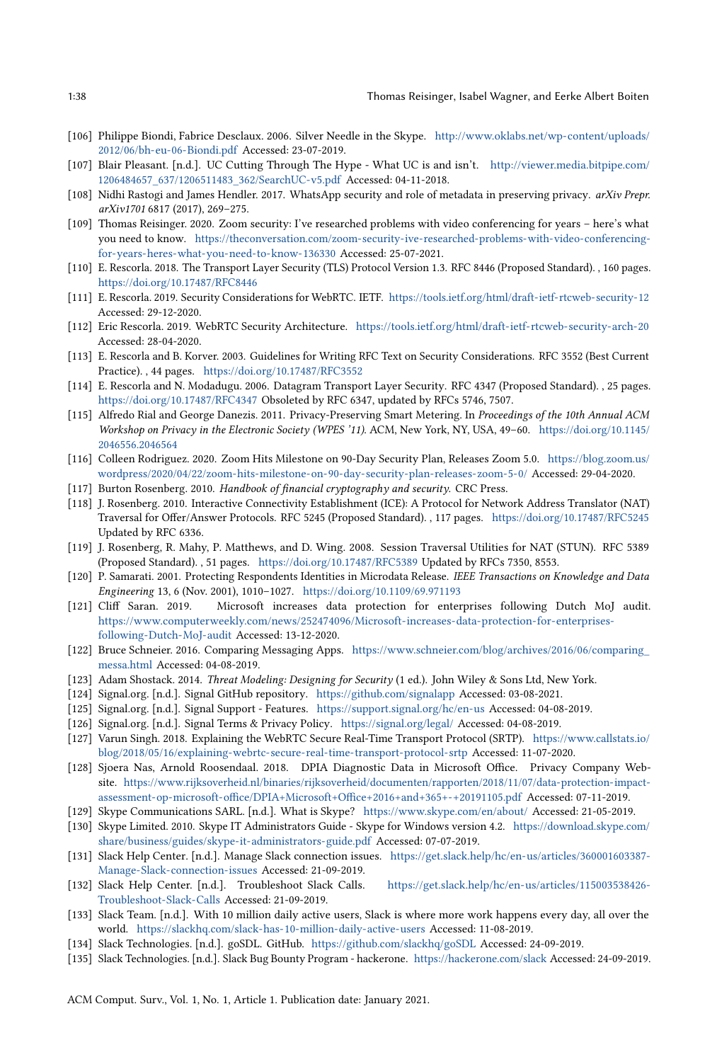[106] Philippe Biondi, Fabrice Desclaux. 2006. Silver Needle in the Skype. http://www.oklabs.net/wp-content/uploads/2012/06/bh-eu-06-Biondi.pdf Accessed: 23-07-2019.

[107] Blair Pleasant. [n.d.]. UC Cutting Through The Hype - What UC is and isn't. http://viewer.media.bitpipe.com/1206484657_637/1206511483_362/SearchUC-v5.pdf Accessed: 04-11-2018.

[108] Nidhi Rastogi and James Hendler. 2017. WhatsApp security and role of metadata in preserving privacy. *arXiv Prepr. arXiv1701* 6817 (2017), 269–275.

[109] Thomas Reisinger. 2020. Zoom security: I've researched problems with video conferencing for years – here's what you need to know. https://theconversation.com/zoom-security-ive-researched-problems-with-video-conferencing-for-years-heres-what-you-need-to-know-136330 Accessed: 25-07-2021.

[110] E. Rescorla. 2018. The Transport Layer Security (TLS) Protocol Version 1.3. RFC 8446 (Proposed Standard). , 160 pages. https://doi.org/10.17487/RFC8446

[111] E. Rescorla. 2019. Security Considerations for WebRTC. IETF. https://tools.ietf.org/html/draft-ietf-rtcweb-security-12 Accessed: 29-12-2020.

[112] Eric Rescorla. 2019. WebRTC Security Architecture. https://tools.ietf.org/html/draft-ietf-rtcweb-security-arch-20 Accessed: 28-04-2020.

[113] E. Rescorla and B. Korver. 2003. Guidelines for Writing RFC Text on Security Considerations. RFC 3552 (Best Current Practice). , 44 pages. https://doi.org/10.17487/RFC3552

[114] E. Rescorla and N. Modadugu. 2006. Datagram Transport Layer Security. RFC 4347 (Proposed Standard). , 25 pages. https://doi.org/10.17487/RFC4347 Obsoleted by RFC 6347, updated by RFCs 5746, 7507.

[115] Alfredo Rial and George Danezis. 2011. Privacy-Preserving Smart Metering. In *Proceedings of the 10th Annual ACM Workshop on Privacy in the Electronic Society (WPES '11)*. ACM, New York, NY, USA, 49–60. https://doi.org/10.1145/2046556.2046564

[116] Colleen Rodriguez. 2020. Zoom Hits Milestone on 90-Day Security Plan, Releases Zoom 5.0. https://blog.zoom.us/wordpress/2020/04/22/zoom-hits-milestone-on-90-day-security-plan-releases-zoom-5-0/ Accessed: 29-04-2020.

[117] Burton Rosenberg. 2010. *Handbook of financial cryptography and security.* CRC Press.

[118] J. Rosenberg. 2010. Interactive Connectivity Establishment (ICE): A Protocol for Network Address Translator (NAT) Traversal for Offer/Answer Protocols. RFC 5245 (Proposed Standard). , 117 pages. https://doi.org/10.17487/RFC5245 Updated by RFC 6336.

[119] J. Rosenberg, R. Mahy, P. Matthews, and D. Wing. 2008. Session Traversal Utilities for NAT (STUN). RFC 5389 (Proposed Standard). , 51 pages. https://doi.org/10.17487/RFC5389 Updated by RFCs 7350, 8553.

[120] P. Samarati. 2001. Protecting Respondents Identities in Microdata Release. *IEEE Transactions on Knowledge and Data Engineering* 13, 6 (Nov. 2001), 1010–1027. https://doi.org/10.1109/69.971193

[121] Cliff Saran. 2019. Microsoft increases data protection for enterprises following Dutch MoJ audit. https://www.computerweekly.com/news/252474096/Microsoft-increases-data-protection-for-enterprises-following-Dutch-MoJ-audit Accessed: 13-12-2020.

[122] Bruce Schneier. 2016. Comparing Messaging Apps. https://www.schneier.com/blog/archives/2016/06/comparing_messa.html Accessed: 04-08-2019.

[123] Adam Shostack. 2014. *Threat Modeling: Designing for Security* (1 ed.). John Wiley & Sons Ltd, New York.

[124] Signal.org. [n.d.]. Signal GitHub repository. https://github.com/signalapp Accessed: 03-08-2021.

[125] Signal.org. [n.d.]. Signal Support - Features. https://support.signal.org/hc/en-us Accessed: 04-08-2019.

[126] Signal.org. [n.d.]. Signal Terms & Privacy Policy. https://signal.org/legal/ Accessed: 04-08-2019.

[127] Varun Singh. 2018. Explaining the WebRTC Secure Real-Time Transport Protocol (SRTP). https://www.callstats.io/blog/2018/05/16/explaining-webrtc-secure-real-time-transport-protocol-srtp Accessed: 11-07-2020.

[128] Sjoera Nas, Arnold Roosendaal. 2018. DPIA Diagnostic Data in Microsoft Office. Privacy Company Website. https://www.rijksoverheid.nl/binaries/rijksoverheid/documenten/rapporten/2018/11/07/data-protection-impact-assessment-op-microsoft-office/DPIA+Microsoft+Office+2016+and+365+-+20191105.pdf Accessed: 07-11-2019.

[129] Skype Communications SARL. [n.d.]. What is Skype? https://www.skype.com/en/about/ Accessed: 21-05-2019.

[130] Skype Limited. 2010. Skype IT Administrators Guide - Skype for Windows version 4.2. https://download.skype.com/share/business/guides/skype-it-administrators-guide.pdf Accessed: 07-07-2019.

[131] Slack Help Center. [n.d.]. Manage Slack connection issues. https://get.slack.help/hc/en-us/articles/360001603387-Manage-Slack-connection-issues Accessed: 21-09-2019.

[132] Slack Help Center. [n.d.]. Troubleshoot Slack Calls. https://get.slack.help/hc/en-us/articles/115003538426-Troubleshoot-Slack-Calls Accessed: 21-09-2019.

[133] Slack Team. [n.d.]. With 10 million daily active users, Slack is where more work happens every day, all over the world. https://slackhq.com/slack-has-10-million-daily-active-users Accessed: 11-08-2019.

[134] Slack Technologies. [n.d.]. goSDL. GitHub. https://github.com/slackhq/goSDL Accessed: 24-09-2019.

[135] Slack Technologies. [n.d.]. Slack Bug Bounty Program - hackerone. https://hackerone.com/slack Accessed: 24-09-2019.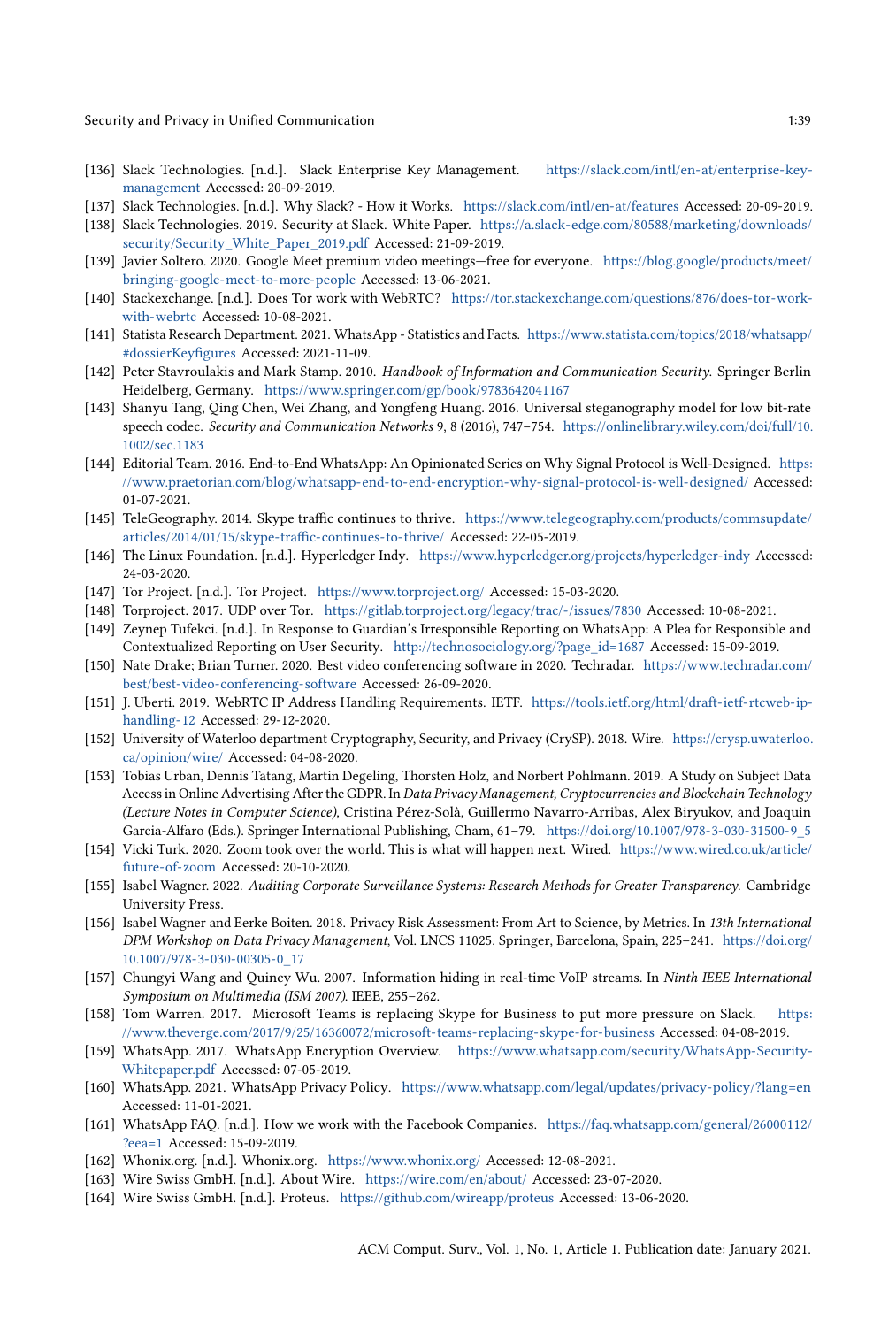- [136] Slack Technologies. [n.d.]. Slack Enterprise Key Management. https://slack.com/intl/en-at/enterprise-key-management Accessed: 20-09-2019.
- [137] Slack Technologies. [n.d.]. Why Slack? - How it Works. https://slack.com/intl/en-at/features Accessed: 20-09-2019.
- [138] Slack Technologies. 2019. Security at Slack. White Paper. https://a.slack-edge.com/80588/marketing/downloads/security/Security_White_Paper_2019.pdf Accessed: 21-09-2019.
- [139] Javier Soltero. 2020. Google Meet premium video meetings—free for everyone. https://blog.google/products/meet/bringing-google-meet-to-more-people Accessed: 13-06-2021.
- [140] Stackexchange. [n.d.]. Does Tor work with WebRTC? https://tor.stackexchange.com/questions/876/does-tor-work-with-webrtc Accessed: 10-08-2021.
- [141] Statista Research Department. 2021. WhatsApp - Statistics and Facts. https://www.statista.com/topics/2018/whatsapp/#dossierKeyfigures Accessed: 2021-11-09.
- [142] Peter Stavroulakis and Mark Stamp. 2010. *Handbook of Information and Communication Security*. Springer Berlin Heidelberg, Germany. https://www.springer.com/gp/book/9783642041167
- [143] Shanyu Tang, Qing Chen, Wei Zhang, and Yongfeng Huang. 2016. Universal steganography model for low bit-rate speech codec. *Security and Communication Networks* 9, 8 (2016), 747–754. https://onlinelibrary.wiley.com/doi/full/10.1002/sec.1183
- [144] Editorial Team. 2016. End-to-End WhatsApp: An Opinionated Series on Why Signal Protocol is Well-Designed. https://www.praetorian.com/blog/whatsapp-end-to-end-encryption-why-signal-protocol-is-well-designed/ Accessed: 01-07-2021.
- [145] TeleGeography. 2014. Skype traffic continues to thrive. https://www.telegeography.com/products/commsupdate/articles/2014/01/15/skype-traffic-continues-to-thrive/ Accessed: 22-05-2019.
- [146] The Linux Foundation. [n.d.]. Hyperledger Indy. https://www.hyperledger.org/projects/hyperledger-indy Accessed: 24-03-2020.
- [147] Tor Project. [n.d.]. Tor Project. https://www.torproject.org/ Accessed: 15-03-2020.
- [148] Torproject. 2017. UDP over Tor. https://gitlab.torproject.org/legacy/trac/-/issues/7830 Accessed: 10-08-2021.
- [149] Zeynep Tufekci. [n.d.]. In Response to Guardian's Irresponsible Reporting on WhatsApp: A Plea for Responsible and Contextualized Reporting on User Security. http://technosociology.org/?page_id=1687 Accessed: 15-09-2019.
- [150] Nate Drake; Brian Turner. 2020. Best video conferencing software in 2020. Techradar. https://www.techradar.com/best/best-video-conferencing-software Accessed: 26-09-2020.
- [151] J. Uberti. 2019. WebRTC IP Address Handling Requirements. IETF. https://tools.ietf.org/html/draft-ietf-rtcweb-ip-handling-12 Accessed: 29-12-2020.
- [152] University of Waterloo department Cryptography, Security, and Privacy (CrySP). 2018. Wire. https://crysp.uwaterloo.ca/opinion/wire/ Accessed: 04-08-2020.
- [153] Tobias Urban, Dennis Tatang, Martin Degeling, Thorsten Holz, and Norbert Pohlmann. 2019. A Study on Subject Data Access in Online Advertising After the GDPR. In *Data Privacy Management, Cryptocurrencies and Blockchain Technology (Lecture Notes in Computer Science)*, Cristina Pérez-Solà, Guillermo Navarro-Arribas, Alex Biryukov, and Joaquin Garcia-Alfaro (Eds.). Springer International Publishing, Cham, 61–79. https://doi.org/10.1007/978-3-030-31500-9_5
- [154] Vicki Turk. 2020. Zoom took over the world. This is what will happen next. Wired. https://www.wired.co.uk/article/future-of-zoom Accessed: 20-10-2020.
- [155] Isabel Wagner. 2022. *Auditing Corporate Surveillance Systems: Research Methods for Greater Transparency*. Cambridge University Press.
- [156] Isabel Wagner and Eerke Boiten. 2018. Privacy Risk Assessment: From Art to Science, by Metrics. In *13th International DPM Workshop on Data Privacy Management*, Vol. LNCS 11025. Springer, Barcelona, Spain, 225–241. https://doi.org/10.1007/978-3-030-00305-0_17
- [157] Chungyi Wang and Quincy Wu. 2007. Information hiding in real-time VoIP streams. In *Ninth IEEE International Symposium on Multimedia (ISM 2007)*. IEEE, 255–262.
- [158] Tom Warren. 2017. Microsoft Teams is replacing Skype for Business to put more pressure on Slack. https://www.theverge.com/2017/9/25/16360072/microsoft-teams-replacing-skype-for-business Accessed: 04-08-2019.
- [159] WhatsApp. 2017. WhatsApp Encryption Overview. https://www.whatsapp.com/security/WhatsApp-Security-Whitepaper.pdf Accessed: 07-05-2019.
- [160] WhatsApp. 2021. WhatsApp Privacy Policy. https://www.whatsapp.com/legal/updates/privacy-policy/?lang=en Accessed: 11-01-2021.
- [161] WhatsApp FAQ. [n.d.]. How we work with the Facebook Companies. https://faq.whatsapp.com/general/26000112/?eea=1 Accessed: 15-09-2019.
- [162] Whonix.org. [n.d.]. Whonix.org. https://www.whonix.org/ Accessed: 12-08-2021.
- [163] Wire Swiss GmbH. [n.d.]. About Wire. https://wire.com/en/about/ Accessed: 23-07-2020.
- [164] Wire Swiss GmbH. [n.d.]. Proteus. https://github.com/wireapp/proteus Accessed: 13-06-2020.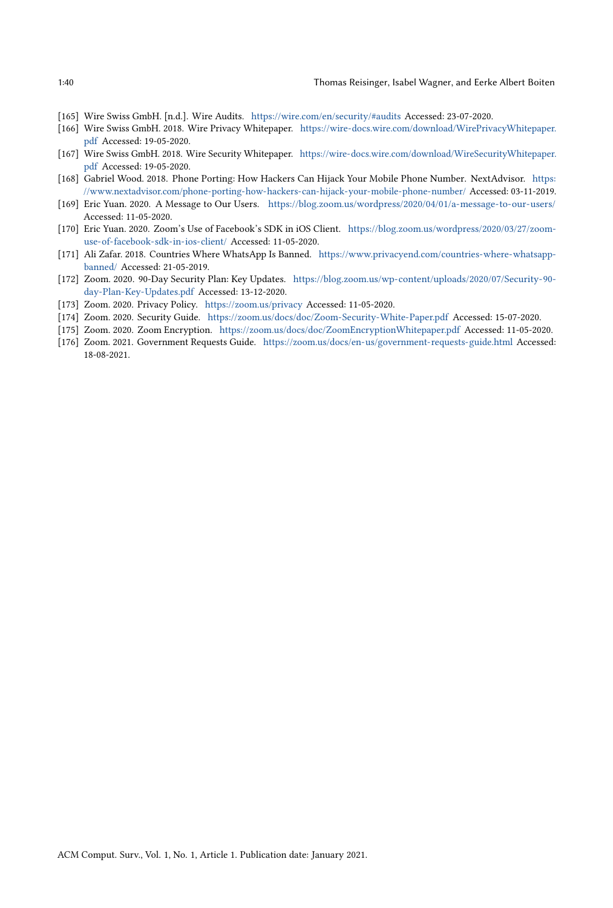[165] Wire Swiss GmbH. [n.d.]. Wire Audits. https://wire.com/en/security/#audits Accessed: 23-07-2020.

[166] Wire Swiss GmbH. 2018. Wire Privacy Whitepaper. https://wire-docs.wire.com/download/WirePrivacyWhitepaper.pdf Accessed: 19-05-2020.

[167] Wire Swiss GmbH. 2018. Wire Security Whitepaper. https://wire-docs.wire.com/download/WireSecurityWhitepaper.pdf Accessed: 19-05-2020.

[168] Gabriel Wood. 2018. Phone Porting: How Hackers Can Hijack Your Mobile Phone Number. NextAdvisor. https://www.nextadvisor.com/phone-porting-how-hackers-can-hijack-your-mobile-phone-number/ Accessed: 03-11-2019.

[169] Eric Yuan. 2020. A Message to Our Users. https://blog.zoom.us/wordpress/2020/04/01/a-message-to-our-users/ Accessed: 11-05-2020.

[170] Eric Yuan. 2020. Zoom's Use of Facebook's SDK in iOS Client. https://blog.zoom.us/wordpress/2020/03/27/zoom-use-of-facebook-sdk-in-ios-client/ Accessed: 11-05-2020.

[171] Ali Zafar. 2018. Countries Where WhatsApp Is Banned. https://www.privacyend.com/countries-where-whatsapp-banned/ Accessed: 21-05-2019.

[172] Zoom. 2020. 90-Day Security Plan: Key Updates. https://blog.zoom.us/wp-content/uploads/2020/07/Security-90-day-Plan-Key-Updates.pdf Accessed: 13-12-2020.

[173] Zoom. 2020. Privacy Policy. https://zoom.us/privacy Accessed: 11-05-2020.

[174] Zoom. 2020. Security Guide. https://zoom.us/docs/doc/Zoom-Security-White-Paper.pdf Accessed: 15-07-2020.

[175] Zoom. 2020. Zoom Encryption. https://zoom.us/docs/doc/ZoomEncryptionWhitepaper.pdf Accessed: 11-05-2020.

[176] Zoom. 2021. Government Requests Guide. https://zoom.us/docs/en-us/government-requests-guide.html Accessed: 18-08-2021.